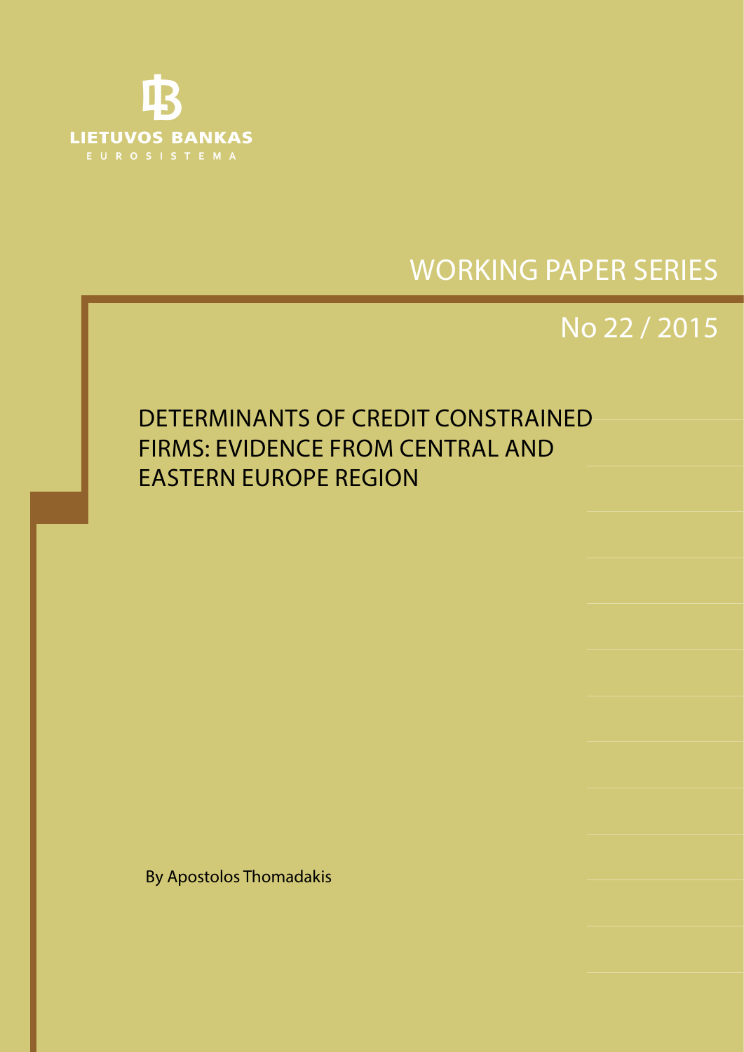LIETUVOS BANKAS

EUROSISTEMA

WORKING PAPER SERIES

No 22 / 2015

# DETERMINANTS OF CREDIT CONSTRAINED FIRMS: EVIDENCE FROM CENTRAL AND EASTERN EUROPE REGION

By Apostolos Thomadakis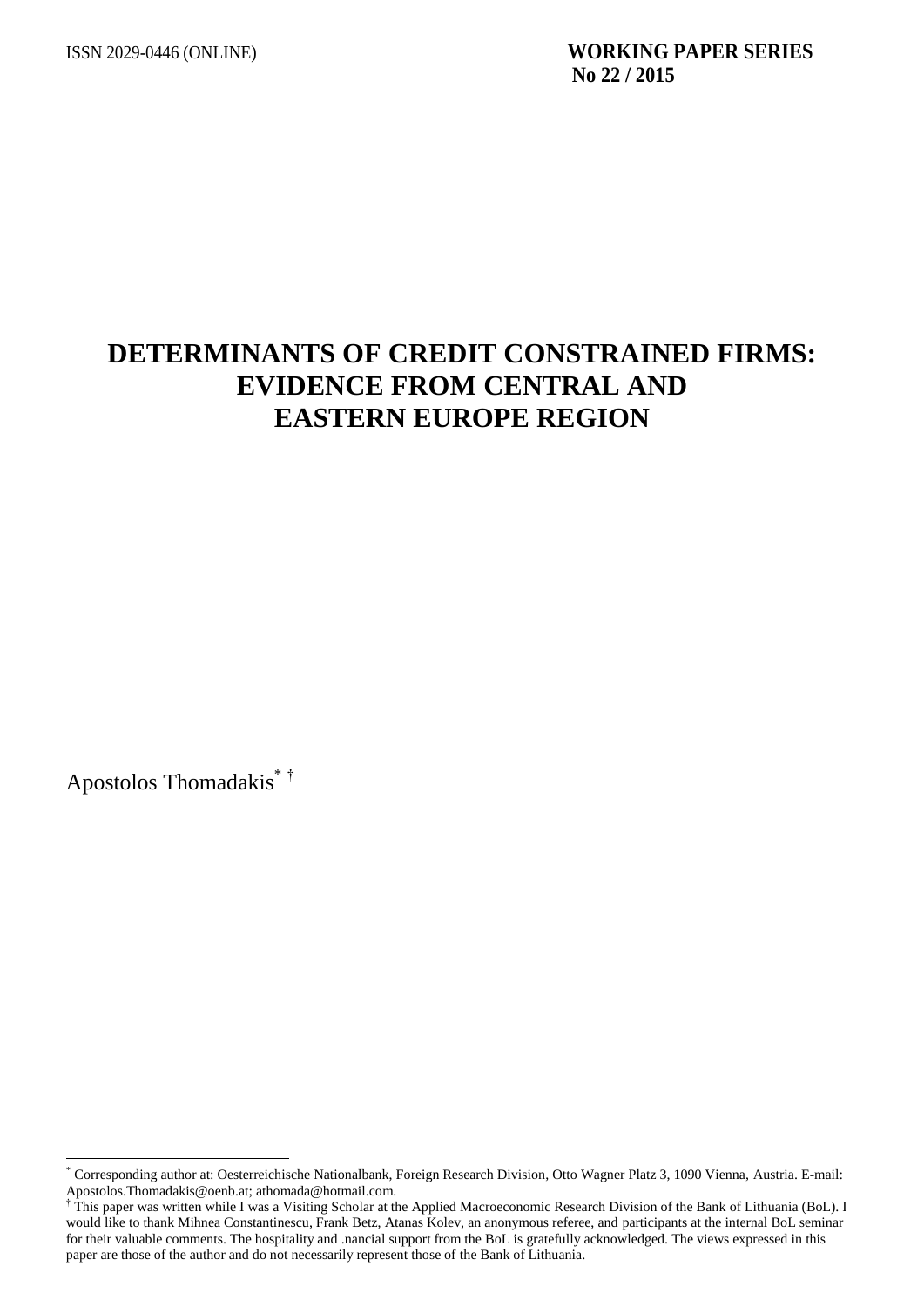ISSN 2029-0446 (ONLINE)

**WORKING PAPER SERIES**
**No 22 / 2015**

# DETERMINANTS OF CREDIT CONSTRAINED FIRMS: EVIDENCE FROM CENTRAL AND EASTERN EUROPE REGION

Apostolos Thomadakis[*] [†]

---

[*] Corresponding author at: Oesterreichische Nationalbank, Foreign Research Division, Otto Wagner Platz 3, 1090 Vienna, Austria. E-mail: Apostolos.Thomadakis@oenb.at; athomada@hotmail.com.

[†] This paper was written while I was a Visiting Scholar at the Applied Macroeconomic Research Division of the Bank of Lithuania (BoL). I would like to thank Mihnea Constantinescu, Frank Betz, Atanas Kolev, an anonymous referee, and participants at the internal BoL seminar for their valuable comments. The hospitality and .nancial support from the BoL is gratefully acknowledged. The views expressed in this paper are those of the author and do not necessarily represent those of the Bank of Lithuania.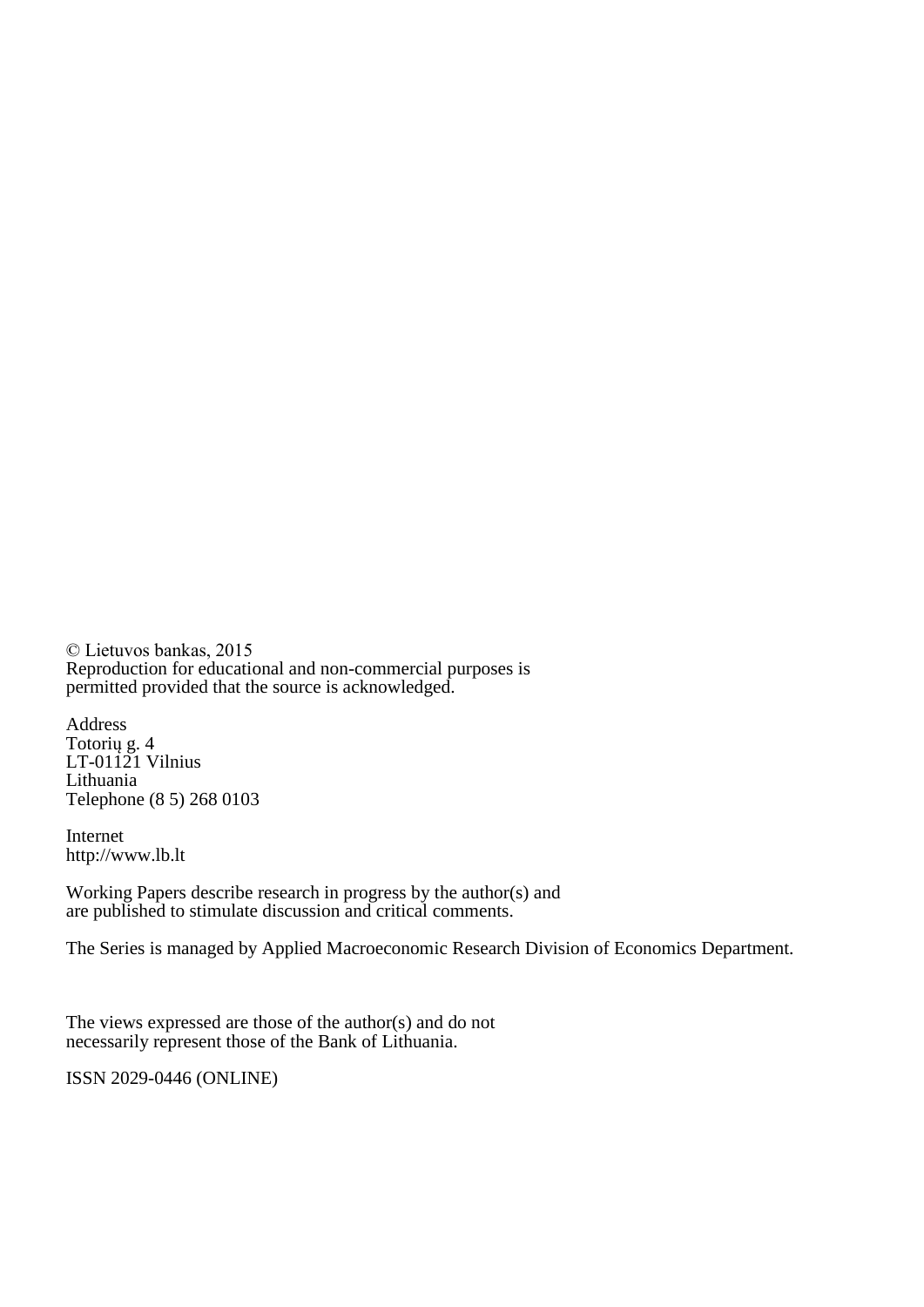© Lietuvos bankas, 2015
Reproduction for educational and non-commercial purposes is permitted provided that the source is acknowledged.

Address
Totorių g. 4
LT-01121 Vilnius
Lithuania
Telephone (8 5) 268 0103

Internet
http://www.lb.lt

Working Papers describe research in progress by the author(s) and are published to stimulate discussion and critical comments.

The Series is managed by Applied Macroeconomic Research Division of Economics Department.

The views expressed are those of the author(s) and do not necessarily represent those of the Bank of Lithuania.

ISSN 2029-0446 (ONLINE)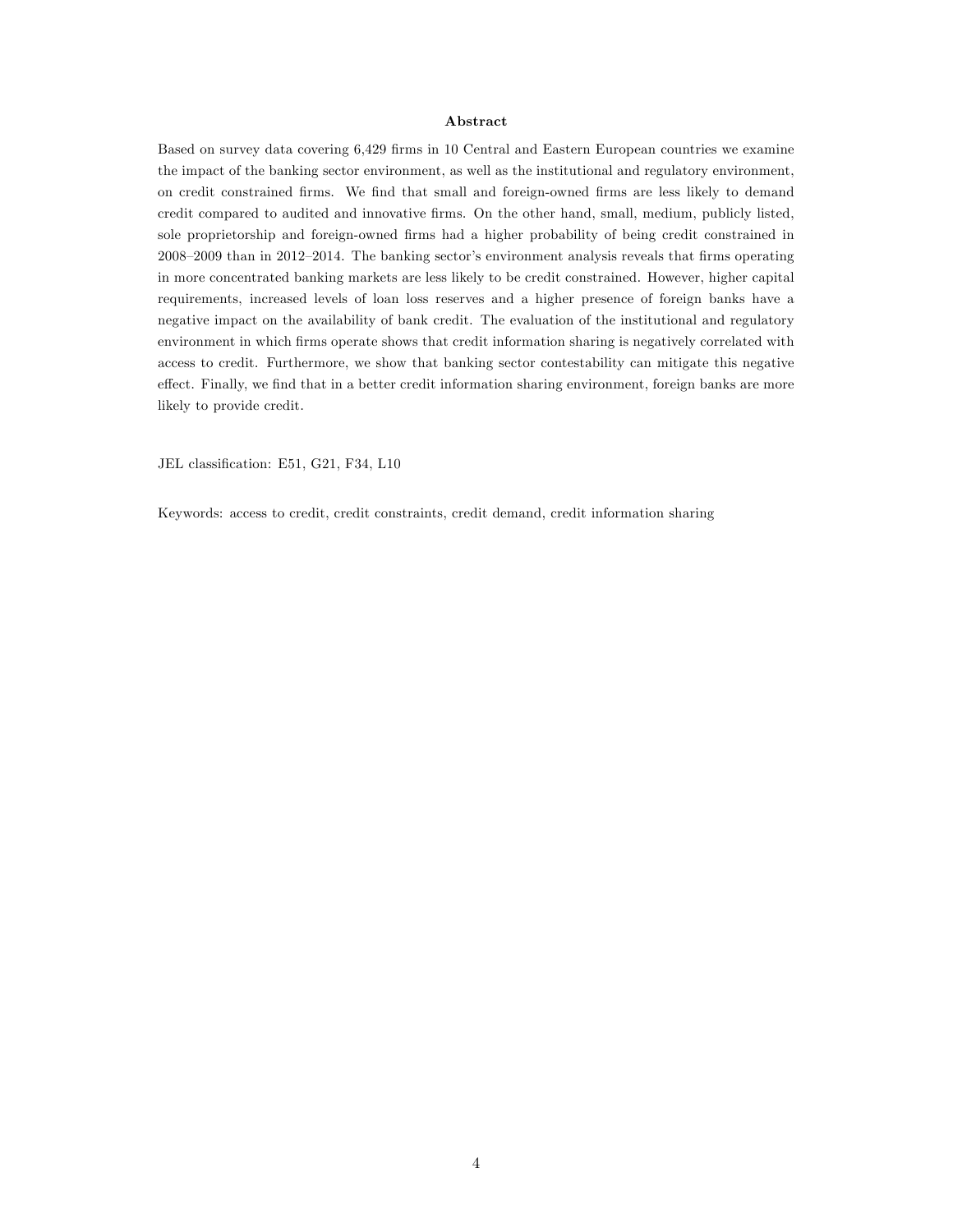## Abstract

Based on survey data covering 6,429 firms in 10 Central and Eastern European countries we examine the impact of the banking sector environment, as well as the institutional and regulatory environment, on credit constrained firms. We find that small and foreign-owned firms are less likely to demand credit compared to audited and innovative firms. On the other hand, small, medium, publicly listed, sole proprietorship and foreign-owned firms had a higher probability of being credit constrained in 2008–2009 than in 2012–2014. The banking sector's environment analysis reveals that firms operating in more concentrated banking markets are less likely to be credit constrained. However, higher capital requirements, increased levels of loan loss reserves and a higher presence of foreign banks have a negative impact on the availability of bank credit. The evaluation of the institutional and regulatory environment in which firms operate shows that credit information sharing is negatively correlated with access to credit. Furthermore, we show that banking sector contestability can mitigate this negative effect. Finally, we find that in a better credit information sharing environment, foreign banks are more likely to provide credit.

JEL classification: E51, G21, F34, L10

Keywords: access to credit, credit constraints, credit demand, credit information sharing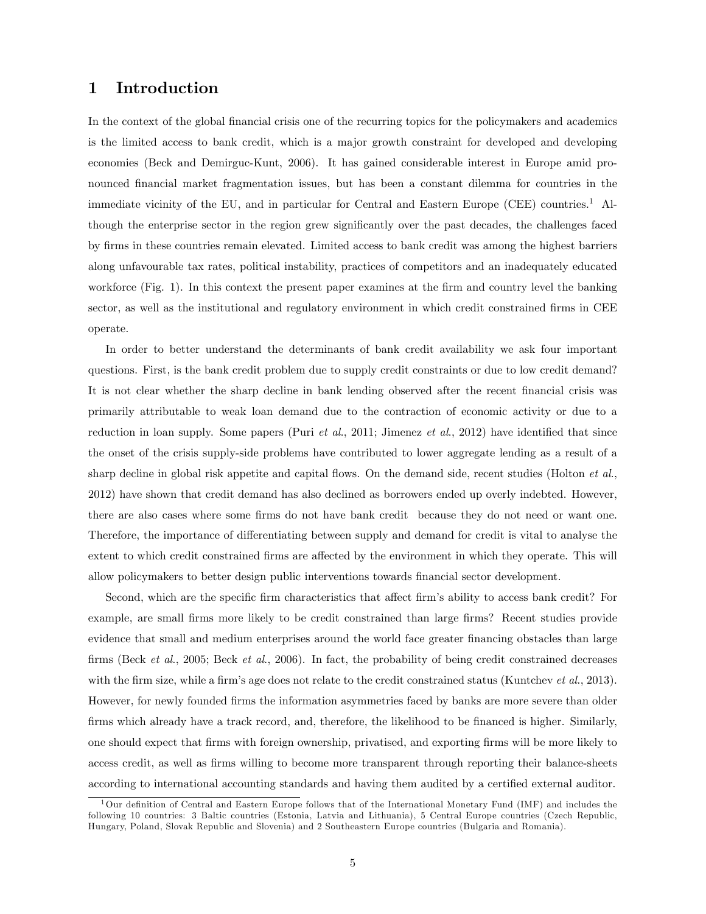# 1 Introduction

In the context of the global financial crisis one of the recurring topics for the policymakers and academics is the limited access to bank credit, which is a major growth constraint for developed and developing economies (Beck and Demirguc-Kunt, 2006). It has gained considerable interest in Europe amid pronounced financial market fragmentation issues, but has been a constant dilemma for countries in the immediate vicinity of the EU, and in particular for Central and Eastern Europe (CEE) countries.[1] Although the enterprise sector in the region grew significantly over the past decades, the challenges faced by firms in these countries remain elevated. Limited access to bank credit was among the highest barriers along unfavourable tax rates, political instability, practices of competitors and an inadequately educated workforce (Fig. 1). In this context the present paper examines at the firm and country level the banking sector, as well as the institutional and regulatory environment in which credit constrained firms in CEE operate.

In order to better understand the determinants of bank credit availability we ask four important questions. First, is the bank credit problem due to supply credit constraints or due to low credit demand? It is not clear whether the sharp decline in bank lending observed after the recent financial crisis was primarily attributable to weak loan demand due to the contraction of economic activity or due to a reduction in loan supply. Some papers (Puri *et al.*, 2011; Jimenez *et al.*, 2012) have identified that since the onset of the crisis supply-side problems have contributed to lower aggregate lending as a result of a sharp decline in global risk appetite and capital flows. On the demand side, recent studies (Holton *et al.*, 2012) have shown that credit demand has also declined as borrowers ended up overly indebted. However, there are also cases where some firms do not have bank credit because they do not need or want one. Therefore, the importance of differentiating between supply and demand for credit is vital to analyse the extent to which credit constrained firms are affected by the environment in which they operate. This will allow policymakers to better design public interventions towards financial sector development.

Second, which are the specific firm characteristics that affect firm's ability to access bank credit? For example, are small firms more likely to be credit constrained than large firms? Recent studies provide evidence that small and medium enterprises around the world face greater financing obstacles than large firms (Beck *et al.*, 2005; Beck *et al.*, 2006). In fact, the probability of being credit constrained decreases with the firm size, while a firm's age does not relate to the credit constrained status (Kuntchev *et al.*, 2013). However, for newly founded firms the information asymmetries faced by banks are more severe than older firms which already have a track record, and, therefore, the likelihood to be financed is higher. Similarly, one should expect that firms with foreign ownership, privatised, and exporting firms will be more likely to access credit, as well as firms willing to become more transparent through reporting their balance-sheets according to international accounting standards and having them audited by a certified external auditor.

[1] Our definition of Central and Eastern Europe follows that of the International Monetary Fund (IMF) and includes the following 10 countries: 3 Baltic countries (Estonia, Latvia and Lithuania), 5 Central Europe countries (Czech Republic, Hungary, Poland, Slovak Republic and Slovenia) and 2 Southeastern Europe countries (Bulgaria and Romania).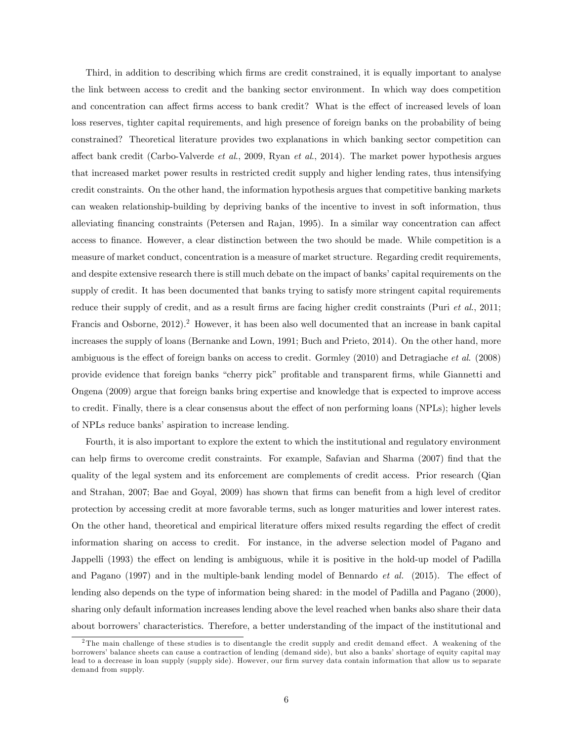Third, in addition to describing which firms are credit constrained, it is equally important to analyse the link between access to credit and the banking sector environment. In which way does competition and concentration can affect firms access to bank credit? What is the effect of increased levels of loan loss reserves, tighter capital requirements, and high presence of foreign banks on the probability of being constrained? Theoretical literature provides two explanations in which banking sector competition can affect bank credit (Carbo-Valverde *et al.*, 2009, Ryan *et al.*, 2014). The market power hypothesis argues that increased market power results in restricted credit supply and higher lending rates, thus intensifying credit constraints. On the other hand, the information hypothesis argues that competitive banking markets can weaken relationship-building by depriving banks of the incentive to invest in soft information, thus alleviating financing constraints (Petersen and Rajan, 1995). In a similar way concentration can affect access to finance. However, a clear distinction between the two should be made. While competition is a measure of market conduct, concentration is a measure of market structure. Regarding credit requirements, and despite extensive research there is still much debate on the impact of banks' capital requirements on the supply of credit. It has been documented that banks trying to satisfy more stringent capital requirements reduce their supply of credit, and as a result firms are facing higher credit constraints (Puri *et al.*, 2011; Francis and Osborne, 2012).[2] However, it has been also well documented that an increase in bank capital increases the supply of loans (Bernanke and Lown, 1991; Buch and Prieto, 2014). On the other hand, more ambiguous is the effect of foreign banks on access to credit. Gormley (2010) and Detragiache *et al.* (2008) provide evidence that foreign banks "cherry pick" profitable and transparent firms, while Giannetti and Ongena (2009) argue that foreign banks bring expertise and knowledge that is expected to improve access to credit. Finally, there is a clear consensus about the effect of non performing loans (NPLs); higher levels of NPLs reduce banks' aspiration to increase lending.

Fourth, it is also important to explore the extent to which the institutional and regulatory environment can help firms to overcome credit constraints. For example, Safavian and Sharma (2007) find that the quality of the legal system and its enforcement are complements of credit access. Prior research (Qian and Strahan, 2007; Bae and Goyal, 2009) has shown that firms can benefit from a high level of creditor protection by accessing credit at more favorable terms, such as longer maturities and lower interest rates. On the other hand, theoretical and empirical literature offers mixed results regarding the effect of credit information sharing on access to credit. For instance, in the adverse selection model of Pagano and Jappelli (1993) the effect on lending is ambiguous, while it is positive in the hold-up model of Padilla and Pagano (1997) and in the multiple-bank lending model of Bennardo *et al.* (2015). The effect of lending also depends on the type of information being shared: in the model of Padilla and Pagano (2000), sharing only default information increases lending above the level reached when banks also share their data about borrowers' characteristics. Therefore, a better understanding of the impact of the institutional and

[2] The main challenge of these studies is to disentangle the credit supply and credit demand effect. A weakening of the borrowers' balance sheets can cause a contraction of lending (demand side), but also a banks' shortage of equity capital may lead to a decrease in loan supply (supply side). However, our firm survey data contain information that allow us to separate demand from supply.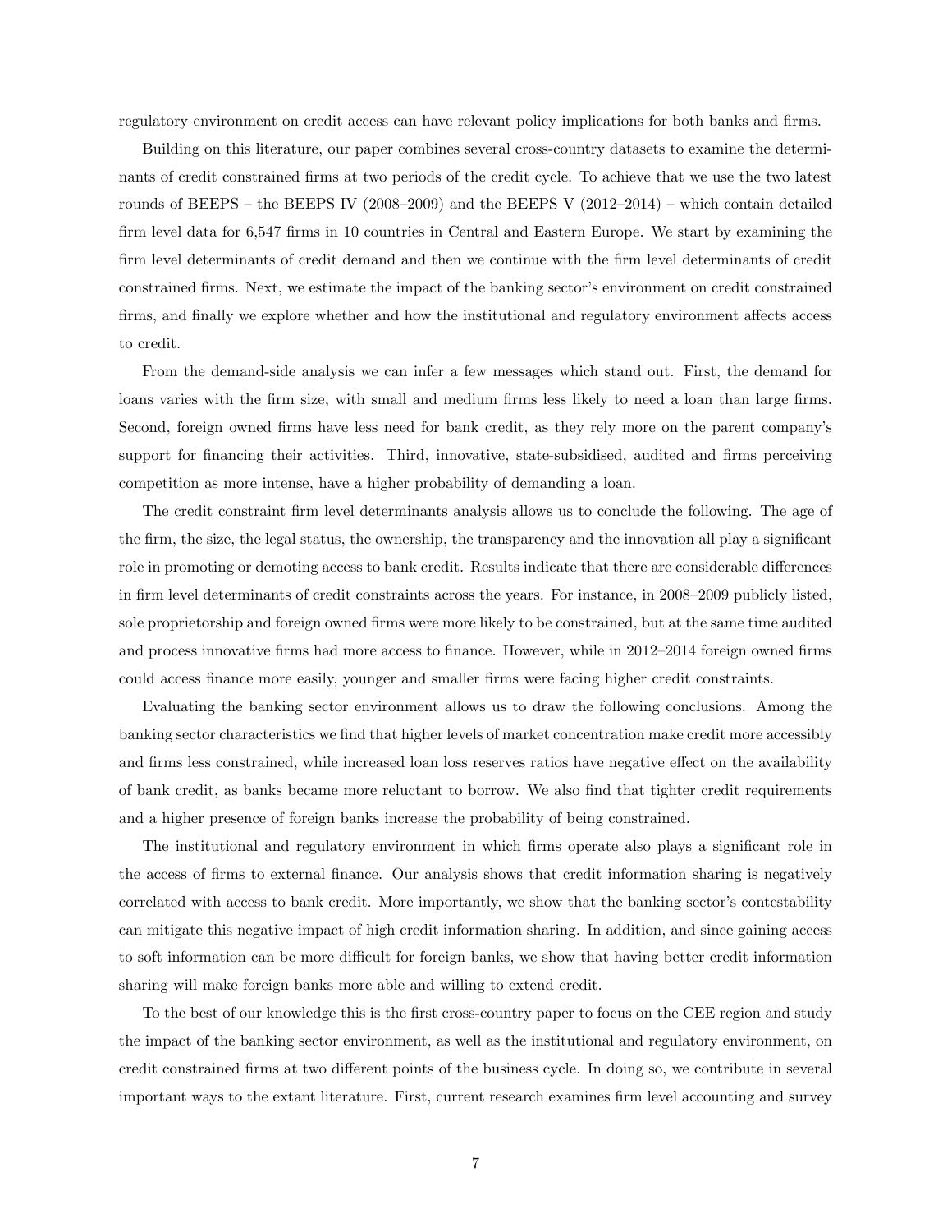regulatory environment on credit access can have relevant policy implications for both banks and firms.

Building on this literature, our paper combines several cross-country datasets to examine the determinants of credit constrained firms at two periods of the credit cycle. To achieve that we use the two latest rounds of BEEPS – the BEEPS IV (2008–2009) and the BEEPS V (2012–2014) – which contain detailed firm level data for 6,547 firms in 10 countries in Central and Eastern Europe. We start by examining the firm level determinants of credit demand and then we continue with the firm level determinants of credit constrained firms. Next, we estimate the impact of the banking sector's environment on credit constrained firms, and finally we explore whether and how the institutional and regulatory environment affects access to credit.

From the demand-side analysis we can infer a few messages which stand out. First, the demand for loans varies with the firm size, with small and medium firms less likely to need a loan than large firms. Second, foreign owned firms have less need for bank credit, as they rely more on the parent company's support for financing their activities. Third, innovative, state-subsidised, audited and firms perceiving competition as more intense, have a higher probability of demanding a loan.

The credit constraint firm level determinants analysis allows us to conclude the following. The age of the firm, the size, the legal status, the ownership, the transparency and the innovation all play a significant role in promoting or demoting access to bank credit. Results indicate that there are considerable differences in firm level determinants of credit constraints across the years. For instance, in 2008–2009 publicly listed, sole proprietorship and foreign owned firms were more likely to be constrained, but at the same time audited and process innovative firms had more access to finance. However, while in 2012–2014 foreign owned firms could access finance more easily, younger and smaller firms were facing higher credit constraints.

Evaluating the banking sector environment allows us to draw the following conclusions. Among the banking sector characteristics we find that higher levels of market concentration make credit more accessibly and firms less constrained, while increased loan loss reserves ratios have negative effect on the availability of bank credit, as banks became more reluctant to borrow. We also find that tighter credit requirements and a higher presence of foreign banks increase the probability of being constrained.

The institutional and regulatory environment in which firms operate also plays a significant role in the access of firms to external finance. Our analysis shows that credit information sharing is negatively correlated with access to bank credit. More importantly, we show that the banking sector's contestability can mitigate this negative impact of high credit information sharing. In addition, and since gaining access to soft information can be more difficult for foreign banks, we show that having better credit information sharing will make foreign banks more able and willing to extend credit.

To the best of our knowledge this is the first cross-country paper to focus on the CEE region and study the impact of the banking sector environment, as well as the institutional and regulatory environment, on credit constrained firms at two different points of the business cycle. In doing so, we contribute in several important ways to the extant literature. First, current research examines firm level accounting and survey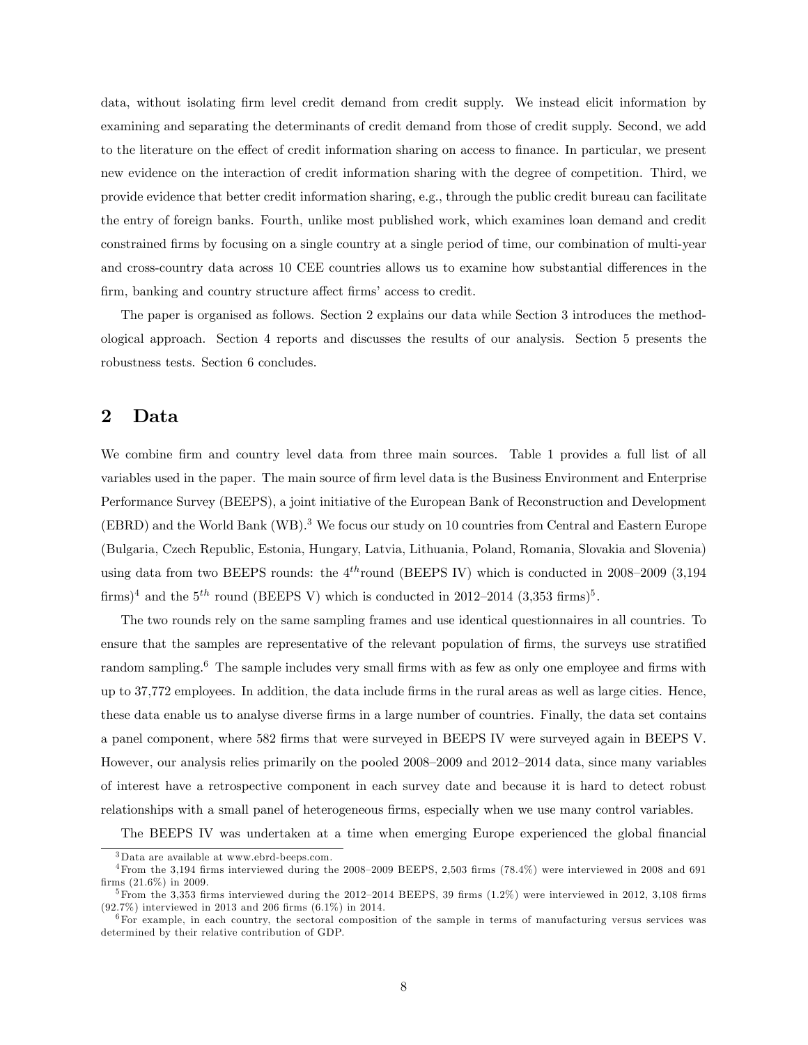data, without isolating firm level credit demand from credit supply. We instead elicit information by examining and separating the determinants of credit demand from those of credit supply. Second, we add to the literature on the effect of credit information sharing on access to finance. In particular, we present new evidence on the interaction of credit information sharing with the degree of competition. Third, we provide evidence that better credit information sharing, e.g., through the public credit bureau can facilitate the entry of foreign banks. Fourth, unlike most published work, which examines loan demand and credit constrained firms by focusing on a single country at a single period of time, our combination of multi-year and cross-country data across 10 CEE countries allows us to examine how substantial differences in the firm, banking and country structure affect firms' access to credit.

The paper is organised as follows. Section 2 explains our data while Section 3 introduces the methodological approach. Section 4 reports and discusses the results of our analysis. Section 5 presents the robustness tests. Section 6 concludes.

## 2 Data

We combine firm and country level data from three main sources. Table 1 provides a full list of all variables used in the paper. The main source of firm level data is the Business Environment and Enterprise Performance Survey (BEEPS), a joint initiative of the European Bank of Reconstruction and Development (EBRD) and the World Bank (WB).[3] We focus our study on 10 countries from Central and Eastern Europe (Bulgaria, Czech Republic, Estonia, Hungary, Latvia, Lithuania, Poland, Romania, Slovakia and Slovenia) using data from two BEEPS rounds: the $4^{th}$round (BEEPS IV) which is conducted in 2008–2009 (3,194 firms)[4] and the $5^{th}$ round (BEEPS V) which is conducted in 2012–2014 (3,353 firms)[5].

The two rounds rely on the same sampling frames and use identical questionnaires in all countries. To ensure that the samples are representative of the relevant population of firms, the surveys use stratified random sampling.[6] The sample includes very small firms with as few as only one employee and firms with up to 37,772 employees. In addition, the data include firms in the rural areas as well as large cities. Hence, these data enable us to analyse diverse firms in a large number of countries. Finally, the data set contains a panel component, where 582 firms that were surveyed in BEEPS IV were surveyed again in BEEPS V. However, our analysis relies primarily on the pooled 2008–2009 and 2012–2014 data, since many variables of interest have a retrospective component in each survey date and because it is hard to detect robust relationships with a small panel of heterogeneous firms, especially when we use many control variables.

The BEEPS IV was undertaken at a time when emerging Europe experienced the global financial

---

[3] Data are available at www.ebrd-beeps.com.

[4] From the 3,194 firms interviewed during the 2008–2009 BEEPS, 2,503 firms (78.4%) were interviewed in 2008 and 691 firms (21.6%) in 2009.

[5] From the 3,353 firms interviewed during the 2012–2014 BEEPS, 39 firms (1.2%) were interviewed in 2012, 3,108 firms (92.7%) interviewed in 2013 and 206 firms (6.1%) in 2014.

[6] For example, in each country, the sectoral composition of the sample in terms of manufacturing versus services was determined by their relative contribution of GDP.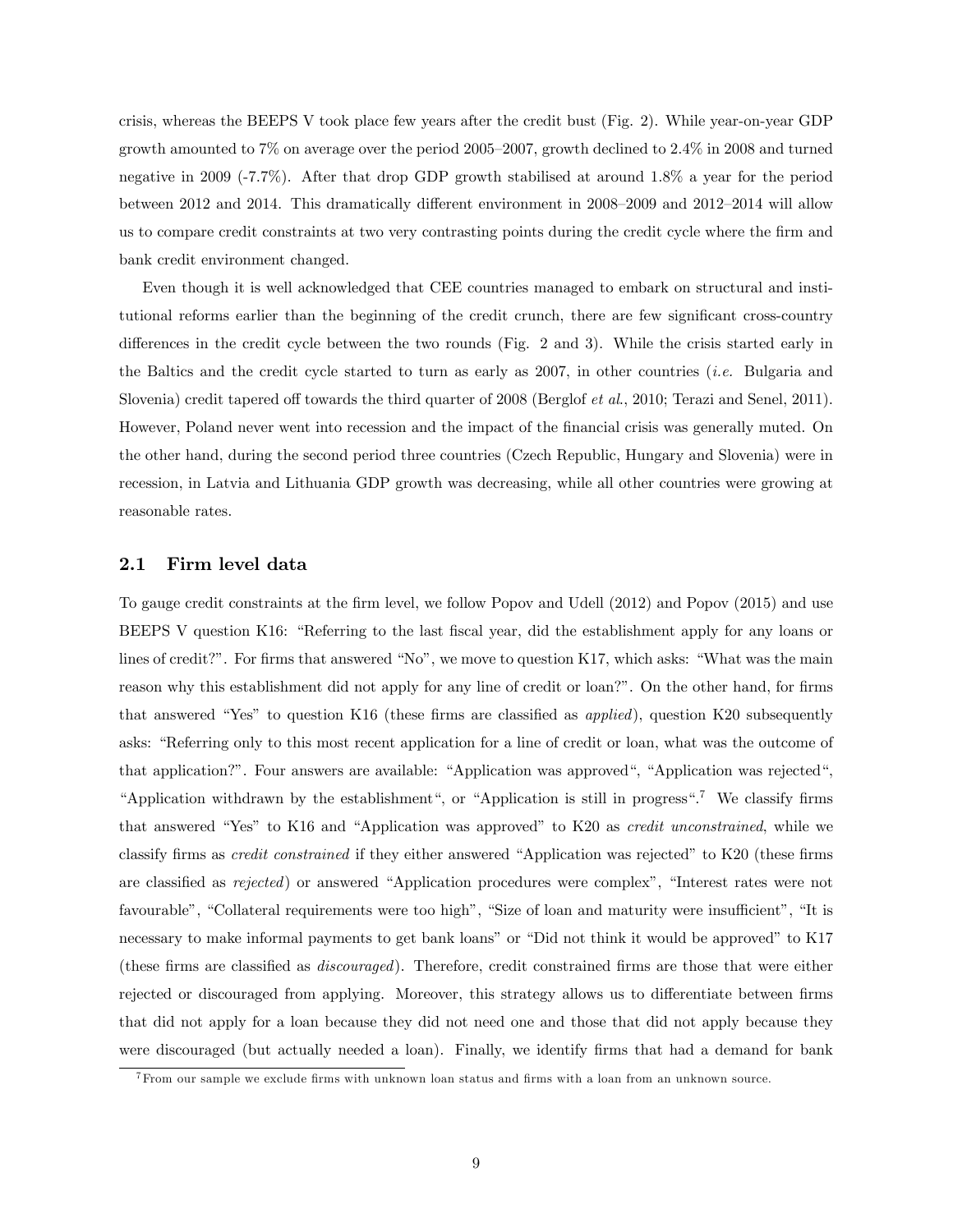crisis, whereas the BEEPS V took place few years after the credit bust (Fig. 2). While year-on-year GDP growth amounted to 7% on average over the period 2005–2007, growth declined to 2.4% in 2008 and turned negative in 2009 (-7.7%). After that drop GDP growth stabilised at around 1.8% a year for the period between 2012 and 2014. This dramatically different environment in 2008–2009 and 2012–2014 will allow us to compare credit constraints at two very contrasting points during the credit cycle where the firm and bank credit environment changed.

Even though it is well acknowledged that CEE countries managed to embark on structural and institutional reforms earlier than the beginning of the credit crunch, there are few significant cross-country differences in the credit cycle between the two rounds (Fig. 2 and 3). While the crisis started early in the Baltics and the credit cycle started to turn as early as 2007, in other countries (*i.e.* Bulgaria and Slovenia) credit tapered off towards the third quarter of 2008 (Berglof *et al.*, 2010; Terazi and Senel, 2011). However, Poland never went into recession and the impact of the financial crisis was generally muted. On the other hand, during the second period three countries (Czech Republic, Hungary and Slovenia) were in recession, in Latvia and Lithuania GDP growth was decreasing, while all other countries were growing at reasonable rates.

## 2.1 Firm level data

To gauge credit constraints at the firm level, we follow Popov and Udell (2012) and Popov (2015) and use BEEPS V question K16: "Referring to the last fiscal year, did the establishment apply for any loans or lines of credit?". For firms that answered "No", we move to question K17, which asks: "What was the main reason why this establishment did not apply for any line of credit or loan?". On the other hand, for firms that answered "Yes" to question K16 (these firms are classified as *applied*), question K20 subsequently asks: "Referring only to this most recent application for a line of credit or loan, what was the outcome of that application?". Four answers are available: "Application was approved", "Application was rejected", "Application withdrawn by the establishment", or "Application is still in progress".[7] We classify firms that answered "Yes" to K16 and "Application was approved" to K20 as *credit unconstrained*, while we classify firms as *credit constrained* if they either answered "Application was rejected" to K20 (these firms are classified as *rejected*) or answered "Application procedures were complex", "Interest rates were not favourable", "Collateral requirements were too high", "Size of loan and maturity were insufficient", "It is necessary to make informal payments to get bank loans" or "Did not think it would be approved" to K17 (these firms are classified as *discouraged*). Therefore, credit constrained firms are those that were either rejected or discouraged from applying. Moreover, this strategy allows us to differentiate between firms that did not apply for a loan because they did not need one and those that did not apply because they were discouraged (but actually needed a loan). Finally, we identify firms that had a demand for bank

[7] From our sample we exclude firms with unknown loan status and firms with a loan from an unknown source.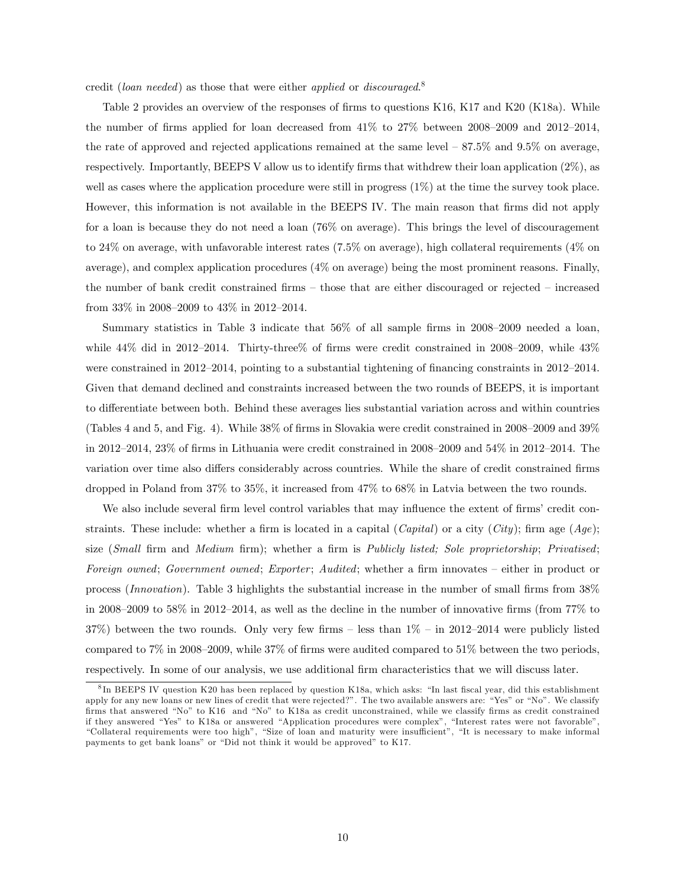credit (*loan needed*) as those that were either *applied* or *discouraged*.[8]

Table 2 provides an overview of the responses of firms to questions K16, K17 and K20 (K18a). While the number of firms applied for loan decreased from 41% to 27% between 2008–2009 and 2012–2014, the rate of approved and rejected applications remained at the same level – 87.5% and 9.5% on average, respectively. Importantly, BEEPS V allow us to identify firms that withdrew their loan application (2%), as well as cases where the application procedure were still in progress (1%) at the time the survey took place. However, this information is not available in the BEEPS IV. The main reason that firms did not apply for a loan is because they do not need a loan (76% on average). This brings the level of discouragement to 24% on average, with unfavorable interest rates (7.5% on average), high collateral requirements (4% on average), and complex application procedures (4% on average) being the most prominent reasons. Finally, the number of bank credit constrained firms – those that are either discouraged or rejected – increased from 33% in 2008–2009 to 43% in 2012–2014.

Summary statistics in Table 3 indicate that 56% of all sample firms in 2008–2009 needed a loan, while 44% did in 2012–2014. Thirty-three% of firms were credit constrained in 2008–2009, while 43% were constrained in 2012–2014, pointing to a substantial tightening of financing constraints in 2012–2014. Given that demand declined and constraints increased between the two rounds of BEEPS, it is important to differentiate between both. Behind these averages lies substantial variation across and within countries (Tables 4 and 5, and Fig. 4). While 38% of firms in Slovakia were credit constrained in 2008–2009 and 39% in 2012–2014, 23% of firms in Lithuania were credit constrained in 2008–2009 and 54% in 2012–2014. The variation over time also differs considerably across countries. While the share of credit constrained firms dropped in Poland from 37% to 35%, it increased from 47% to 68% in Latvia between the two rounds.

We also include several firm level control variables that may influence the extent of firms' credit constraints. These include: whether a firm is located in a capital (*Capital*) or a city (*City*); firm age (*Age*); size (*Small* firm and *Medium* firm); whether a firm is *Publicly listed; Sole proprietorship*; *Privatised*; *Foreign owned*; *Government owned*; *Exporter*; *Audited*; whether a firm innovates – either in product or process (*Innovation*). Table 3 highlights the substantial increase in the number of small firms from 38% in 2008–2009 to 58% in 2012–2014, as well as the decline in the number of innovative firms (from 77% to 37%) between the two rounds. Only very few firms – less than 1% – in 2012–2014 were publicly listed compared to 7% in 2008–2009, while 37% of firms were audited compared to 51% between the two periods, respectively. In some of our analysis, we use additional firm characteristics that we will discuss later.

[8] In BEEPS IV question K20 has been replaced by question K18a, which asks: "In last fiscal year, did this establishment apply for any new loans or new lines of credit that were rejected?". The two available answers are: "Yes" or "No". We classify firms that answered "No" to K16 and "No" to K18a as credit unconstrained, while we classify firms as credit constrained if they answered "Yes" to K18a or answered "Application procedures were complex", "Interest rates were not favorable", "Collateral requirements were too high", "Size of loan and maturity were insufficient", "It is necessary to make informal payments to get bank loans" or "Did not think it would be approved" to K17.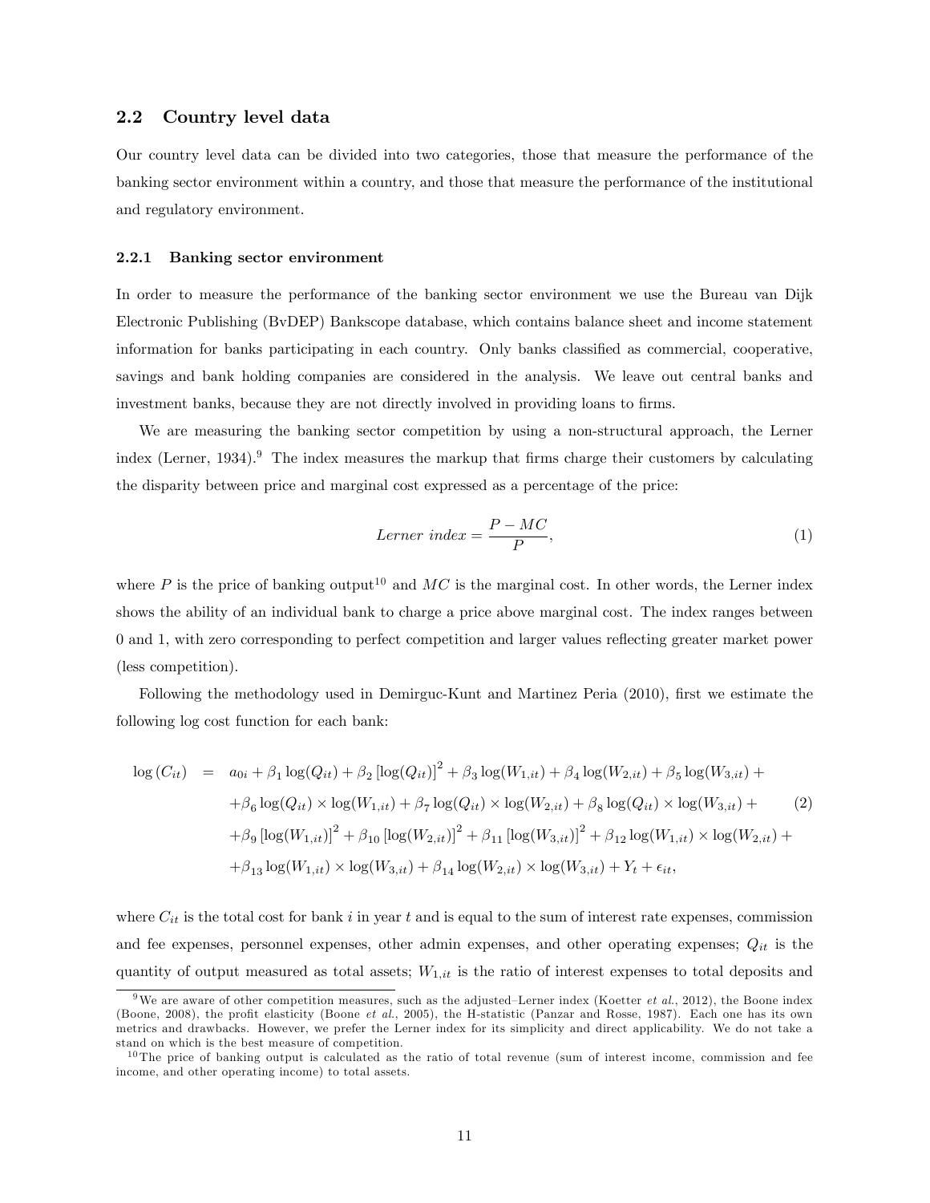### 2.2 Country level data

Our country level data can be divided into two categories, those that measure the performance of the banking sector environment within a country, and those that measure the performance of the institutional and regulatory environment.

#### 2.2.1 Banking sector environment

In order to measure the performance of the banking sector environment we use the Bureau van Dijk Electronic Publishing (BvDEP) Bankscope database, which contains balance sheet and income statement information for banks participating in each country. Only banks classified as commercial, cooperative, savings and bank holding companies are considered in the analysis. We leave out central banks and investment banks, because they are not directly involved in providing loans to firms.

We are measuring the banking sector competition by using a non-structural approach, the Lerner index (Lerner, 1934).[9] The index measures the markup that firms charge their customers by calculating the disparity between price and marginal cost expressed as a percentage of the price:

$$\textit{Lerner index} = \frac{P - MC}{P}, \tag{1}$$

where $P$ is the price of banking output[10] and $MC$ is the marginal cost. In other words, the Lerner index shows the ability of an individual bank to charge a price above marginal cost. The index ranges between 0 and 1, with zero corresponding to perfect competition and larger values reflecting greater market power (less competition).

Following the methodology used in Demirguc-Kunt and Martinez Peria (2010), first we estimate the following log cost function for each bank:

$$\begin{aligned}
\log(C_{it}) \quad = \quad & a_{0i} + \beta_1 \log(Q_{it}) + \beta_2 \left[\log(Q_{it})\right]^2 + \beta_3 \log(W_{1,it}) + \beta_4 \log(W_{2,it}) + \beta_5 \log(W_{3,it}) + \\
& + \beta_6 \log(Q_{it}) \times \log(W_{1,it}) + \beta_7 \log(Q_{it}) \times \log(W_{2,it}) + \beta_8 \log(Q_{it}) \times \log(W_{3,it}) + \\
& + \beta_9 \left[\log(W_{1,it})\right]^2 + \beta_{10} \left[\log(W_{2,it})\right]^2 + \beta_{11} \left[\log(W_{3,it})\right]^2 + \beta_{12} \log(W_{1,it}) \times \log(W_{2,it}) + \\
& + \beta_{13} \log(W_{1,it}) \times \log(W_{3,it}) + \beta_{14} \log(W_{2,it}) \times \log(W_{3,it}) + Y_t + \epsilon_{it},
\end{aligned} \tag{2}$$

where $C_{it}$ is the total cost for bank $i$ in year $t$ and is equal to the sum of interest rate expenses, commission and fee expenses, personnel expenses, other admin expenses, and other operating expenses; $Q_{it}$ is the quantity of output measured as total assets; $W_{1,it}$ is the ratio of interest expenses to total deposits and

---

[9] We are aware of other competition measures, such as the adjusted–Lerner index (Koetter *et al.*, 2012), the Boone index (Boone, 2008), the profit elasticity (Boone *et al.*, 2005), the H-statistic (Panzar and Rosse, 1987). Each one has its own metrics and drawbacks. However, we prefer the Lerner index for its simplicity and direct applicability. We do not take a stand on which is the best measure of competition.

[10] The price of banking output is calculated as the ratio of total revenue (sum of interest income, commission and fee income, and other operating income) to total assets.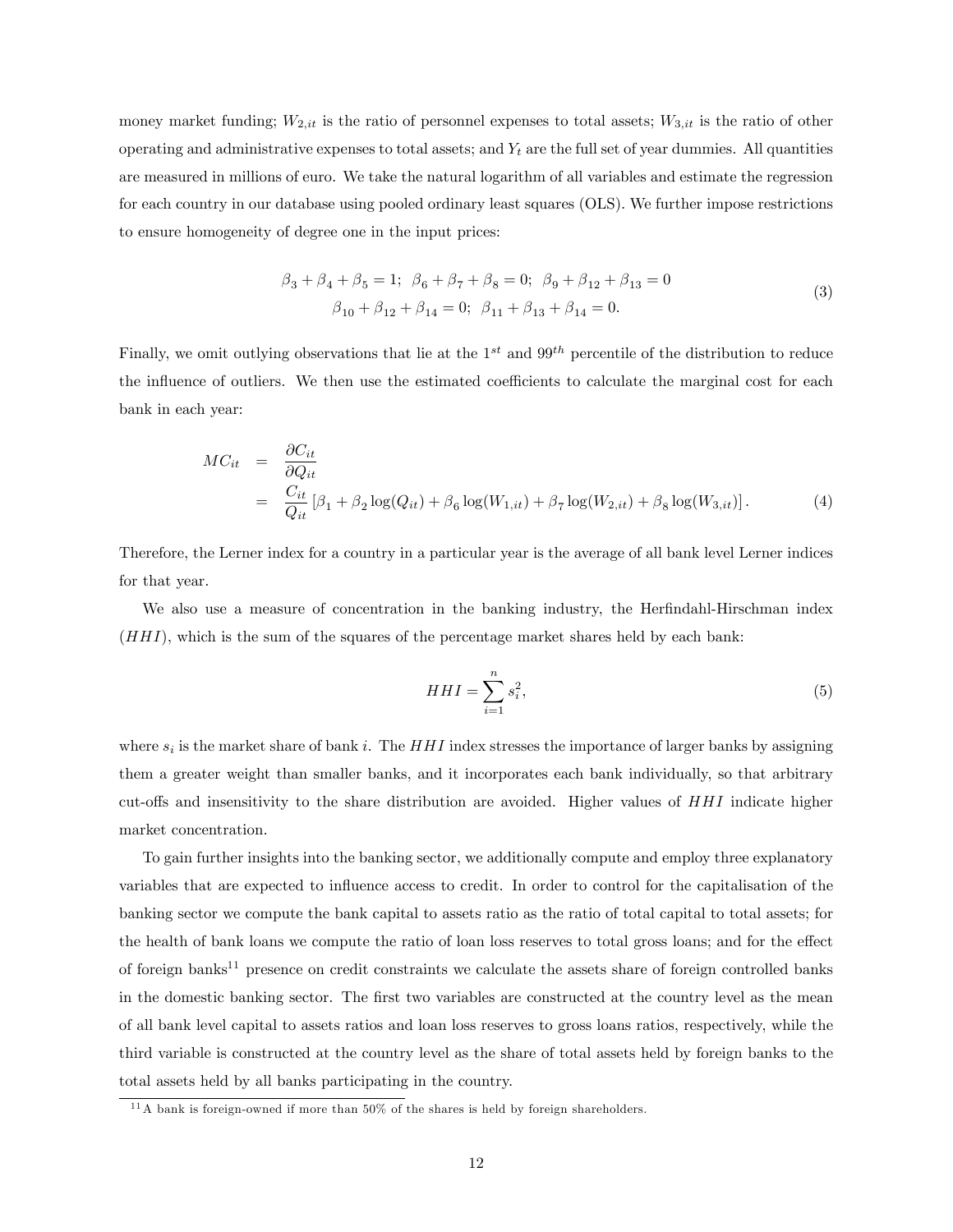money market funding; $W_{2,it}$ is the ratio of personnel expenses to total assets; $W_{3,it}$ is the ratio of other operating and administrative expenses to total assets; and $Y_t$ are the full set of year dummies. All quantities are measured in millions of euro. We take the natural logarithm of all variables and estimate the regression for each country in our database using pooled ordinary least squares (OLS). We further impose restrictions to ensure homogeneity of degree one in the input prices:

$$\beta_3 + \beta_4 + \beta_5 = 1;\ \ \beta_6 + \beta_7 + \beta_8 = 0;\ \ \beta_9 + \beta_{12} + \beta_{13} = 0$$
$$\beta_{10} + \beta_{12} + \beta_{14} = 0;\ \ \beta_{11} + \beta_{13} + \beta_{14} = 0. \tag{3}$$

Finally, we omit outlying observations that lie at the $1^{st}$ and $99^{th}$ percentile of the distribution to reduce the influence of outliers. We then use the estimated coefficients to calculate the marginal cost for each bank in each year:

$$\begin{aligned} MC_{it} &= \frac{\partial C_{it}}{\partial Q_{it}} \\ &= \frac{C_{it}}{Q_{it}} \left[\beta_1 + \beta_2 \log(Q_{it}) + \beta_6 \log(W_{1,it}) + \beta_7 \log(W_{2,it}) + \beta_8 \log(W_{3,it})\right]. \end{aligned} \tag{4}$$

Therefore, the Lerner index for a country in a particular year is the average of all bank level Lerner indices for that year.

We also use a measure of concentration in the banking industry, the Herfindahl-Hirschman index ($HHI$), which is the sum of the squares of the percentage market shares held by each bank:

$$HHI = \sum_{i=1}^{n} s_i^2, \tag{5}$$

where $s_i$ is the market share of bank $i$. The $HHI$ index stresses the importance of larger banks by assigning them a greater weight than smaller banks, and it incorporates each bank individually, so that arbitrary cut-offs and insensitivity to the share distribution are avoided. Higher values of $HHI$ indicate higher market concentration.

To gain further insights into the banking sector, we additionally compute and employ three explanatory variables that are expected to influence access to credit. In order to control for the capitalisation of the banking sector we compute the bank capital to assets ratio as the ratio of total capital to total assets; for the health of bank loans we compute the ratio of loan loss reserves to total gross loans; and for the effect of foreign banks[11] presence on credit constraints we calculate the assets share of foreign controlled banks in the domestic banking sector. The first two variables are constructed at the country level as the mean of all bank level capital to assets ratios and loan loss reserves to gross loans ratios, respectively, while the third variable is constructed at the country level as the share of total assets held by foreign banks to the total assets held by all banks participating in the country.

[11] A bank is foreign-owned if more than 50% of the shares is held by foreign shareholders.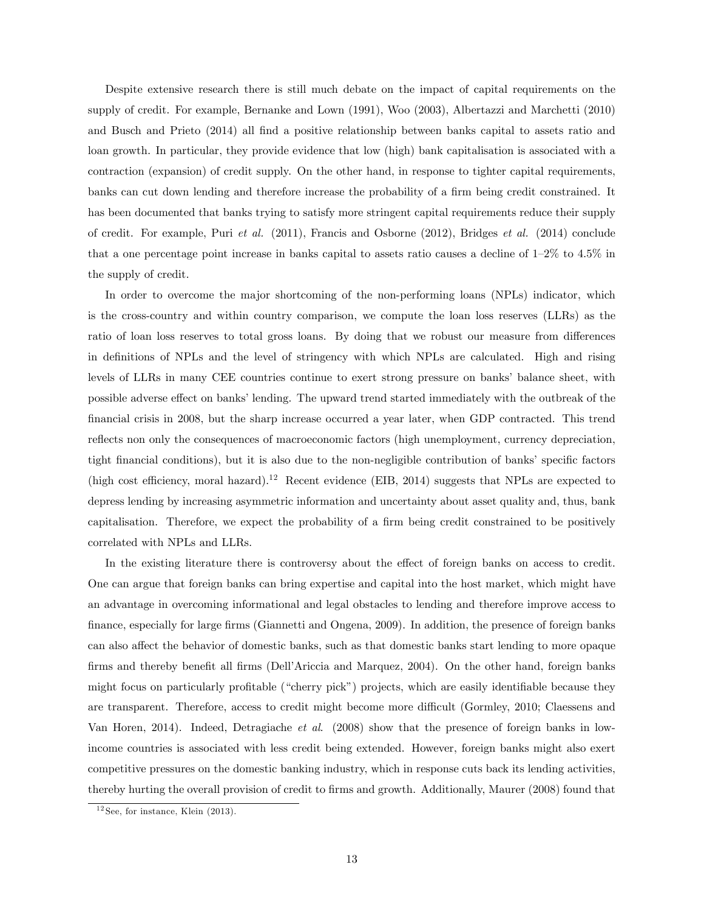Despite extensive research there is still much debate on the impact of capital requirements on the supply of credit. For example, Bernanke and Lown (1991), Woo (2003), Albertazzi and Marchetti (2010) and Busch and Prieto (2014) all find a positive relationship between banks capital to assets ratio and loan growth. In particular, they provide evidence that low (high) bank capitalisation is associated with a contraction (expansion) of credit supply. On the other hand, in response to tighter capital requirements, banks can cut down lending and therefore increase the probability of a firm being credit constrained. It has been documented that banks trying to satisfy more stringent capital requirements reduce their supply of credit. For example, Puri *et al.* (2011), Francis and Osborne (2012), Bridges *et al.* (2014) conclude that a one percentage point increase in banks capital to assets ratio causes a decline of 1–2% to 4.5% in the supply of credit.

In order to overcome the major shortcoming of the non-performing loans (NPLs) indicator, which is the cross-country and within country comparison, we compute the loan loss reserves (LLRs) as the ratio of loan loss reserves to total gross loans. By doing that we robust our measure from differences in definitions of NPLs and the level of stringency with which NPLs are calculated. High and rising levels of LLRs in many CEE countries continue to exert strong pressure on banks' balance sheet, with possible adverse effect on banks' lending. The upward trend started immediately with the outbreak of the financial crisis in 2008, but the sharp increase occurred a year later, when GDP contracted. This trend reflects non only the consequences of macroeconomic factors (high unemployment, currency depreciation, tight financial conditions), but it is also due to the non-negligible contribution of banks' specific factors (high cost efficiency, moral hazard).[12] Recent evidence (EIB, 2014) suggests that NPLs are expected to depress lending by increasing asymmetric information and uncertainty about asset quality and, thus, bank capitalisation. Therefore, we expect the probability of a firm being credit constrained to be positively correlated with NPLs and LLRs.

In the existing literature there is controversy about the effect of foreign banks on access to credit. One can argue that foreign banks can bring expertise and capital into the host market, which might have an advantage in overcoming informational and legal obstacles to lending and therefore improve access to finance, especially for large firms (Giannetti and Ongena, 2009). In addition, the presence of foreign banks can also affect the behavior of domestic banks, such as that domestic banks start lending to more opaque firms and thereby benefit all firms (Dell'Ariccia and Marquez, 2004). On the other hand, foreign banks might focus on particularly profitable ("cherry pick") projects, which are easily identifiable because they are transparent. Therefore, access to credit might become more difficult (Gormley, 2010; Claessens and Van Horen, 2014). Indeed, Detragiache *et al.* (2008) show that the presence of foreign banks in low-income countries is associated with less credit being extended. However, foreign banks might also exert competitive pressures on the domestic banking industry, which in response cuts back its lending activities, thereby hurting the overall provision of credit to firms and growth. Additionally, Maurer (2008) found that

[12] See, for instance, Klein (2013).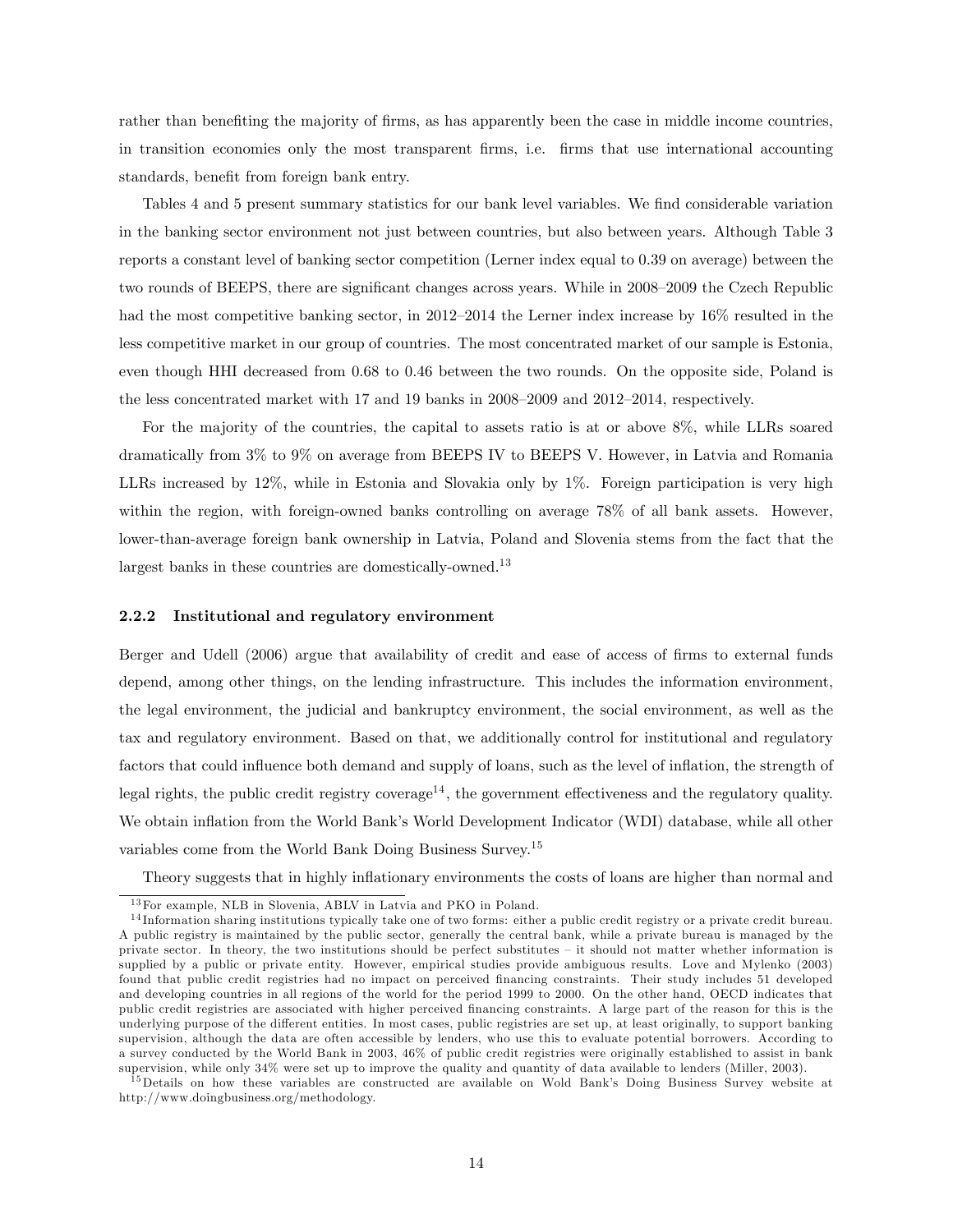rather than benefiting the majority of firms, as has apparently been the case in middle income countries, in transition economies only the most transparent firms, i.e. firms that use international accounting standards, benefit from foreign bank entry.

Tables 4 and 5 present summary statistics for our bank level variables. We find considerable variation in the banking sector environment not just between countries, but also between years. Although Table 3 reports a constant level of banking sector competition (Lerner index equal to 0.39 on average) between the two rounds of BEEPS, there are significant changes across years. While in 2008–2009 the Czech Republic had the most competitive banking sector, in 2012–2014 the Lerner index increase by 16% resulted in the less competitive market in our group of countries. The most concentrated market of our sample is Estonia, even though HHI decreased from 0.68 to 0.46 between the two rounds. On the opposite side, Poland is the less concentrated market with 17 and 19 banks in 2008–2009 and 2012–2014, respectively.

For the majority of the countries, the capital to assets ratio is at or above 8%, while LLRs soared dramatically from 3% to 9% on average from BEEPS IV to BEEPS V. However, in Latvia and Romania LLRs increased by 12%, while in Estonia and Slovakia only by 1%. Foreign participation is very high within the region, with foreign-owned banks controlling on average 78% of all bank assets. However, lower-than-average foreign bank ownership in Latvia, Poland and Slovenia stems from the fact that the largest banks in these countries are domestically-owned.[13]

### 2.2.2 Institutional and regulatory environment

Berger and Udell (2006) argue that availability of credit and ease of access of firms to external funds depend, among other things, on the lending infrastructure. This includes the information environment, the legal environment, the judicial and bankruptcy environment, the social environment, as well as the tax and regulatory environment. Based on that, we additionally control for institutional and regulatory factors that could influence both demand and supply of loans, such as the level of inflation, the strength of legal rights, the public credit registry coverage[14], the government effectiveness and the regulatory quality. We obtain inflation from the World Bank's World Development Indicator (WDI) database, while all other variables come from the World Bank Doing Business Survey.[15]

Theory suggests that in highly inflationary environments the costs of loans are higher than normal and

[13] For example, NLB in Slovenia, ABLV in Latvia and PKO in Poland.

[14] Information sharing institutions typically take one of two forms: either a public credit registry or a private credit bureau. A public registry is maintained by the public sector, generally the central bank, while a private bureau is managed by the private sector. In theory, the two institutions should be perfect substitutes – it should not matter whether information is supplied by a public or private entity. However, empirical studies provide ambiguous results. Love and Mylenko (2003) found that public credit registries had no impact on perceived financing constraints. Their study includes 51 developed and developing countries in all regions of the world for the period 1999 to 2000. On the other hand, OECD indicates that public credit registries are associated with higher perceived financing constraints. A large part of the reason for this is the underlying purpose of the different entities. In most cases, public registries are set up, at least originally, to support banking supervision, although the data are often accessible by lenders, who use this to evaluate potential borrowers. According to a survey conducted by the World Bank in 2003, 46% of public credit registries were originally established to assist in bank supervision, while only 34% were set up to improve the quality and quantity of data available to lenders (Miller, 2003).

[15] Details on how these variables are constructed are available on Wold Bank's Doing Business Survey website at http://www.doingbusiness.org/methodology.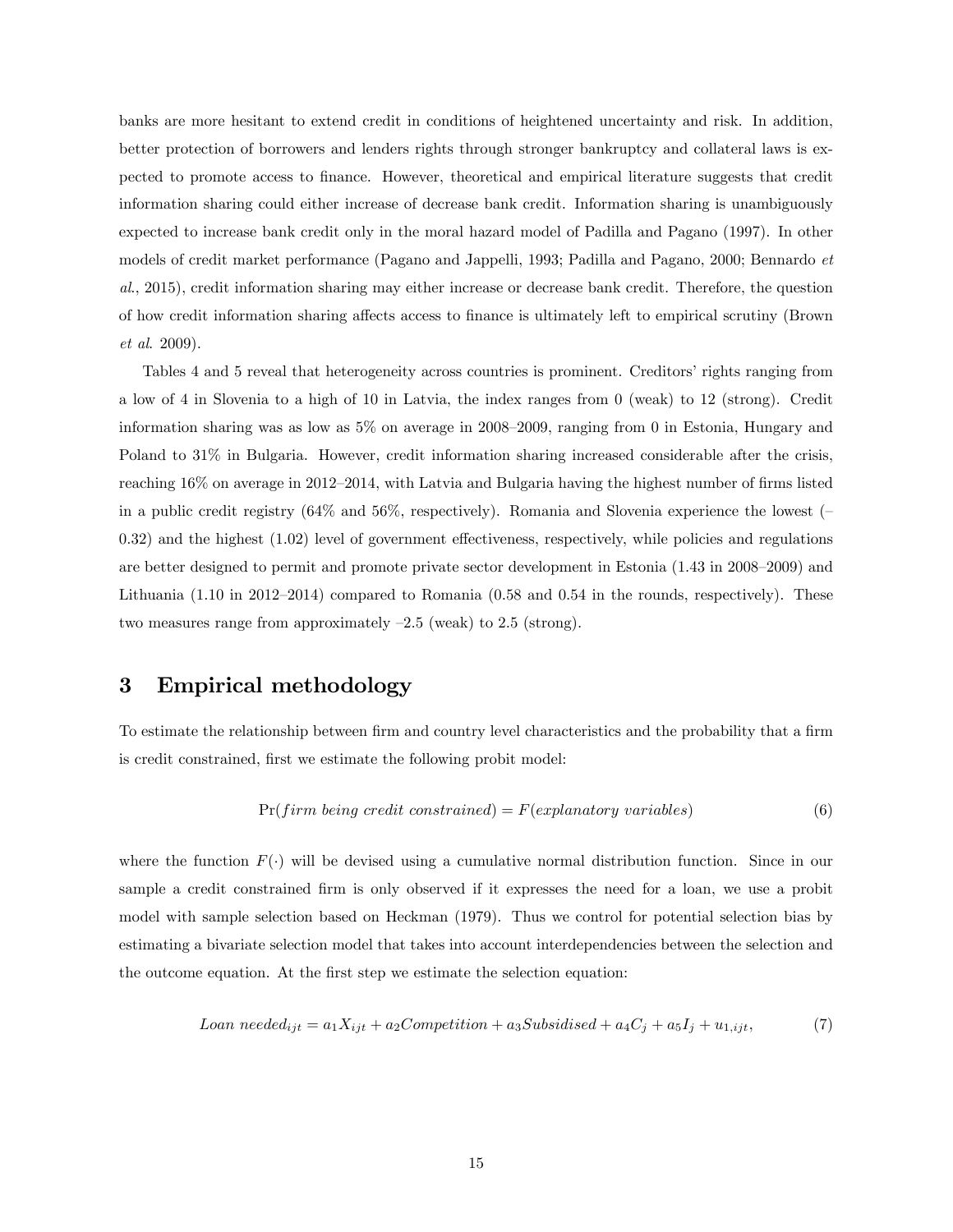banks are more hesitant to extend credit in conditions of heightened uncertainty and risk. In addition, better protection of borrowers and lenders rights through stronger bankruptcy and collateral laws is expected to promote access to finance. However, theoretical and empirical literature suggests that credit information sharing could either increase of decrease bank credit. Information sharing is unambiguously expected to increase bank credit only in the moral hazard model of Padilla and Pagano (1997). In other models of credit market performance (Pagano and Jappelli, 1993; Padilla and Pagano, 2000; Bennardo *et al.*, 2015), credit information sharing may either increase or decrease bank credit. Therefore, the question of how credit information sharing affects access to finance is ultimately left to empirical scrutiny (Brown *et al.* 2009).

Tables 4 and 5 reveal that heterogeneity across countries is prominent. Creditors' rights ranging from a low of 4 in Slovenia to a high of 10 in Latvia, the index ranges from 0 (weak) to 12 (strong). Credit information sharing was as low as 5% on average in 2008–2009, ranging from 0 in Estonia, Hungary and Poland to 31% in Bulgaria. However, credit information sharing increased considerable after the crisis, reaching 16% on average in 2012–2014, with Latvia and Bulgaria having the highest number of firms listed in a public credit registry (64% and 56%, respectively). Romania and Slovenia experience the lowest (–0.32) and the highest (1.02) level of government effectiveness, respectively, while policies and regulations are better designed to permit and promote private sector development in Estonia (1.43 in 2008–2009) and Lithuania (1.10 in 2012–2014) compared to Romania (0.58 and 0.54 in the rounds, respectively). These two measures range from approximately –2.5 (weak) to 2.5 (strong).

## 3 Empirical methodology

To estimate the relationship between firm and country level characteristics and the probability that a firm is credit constrained, first we estimate the following probit model:

$$\Pr(firm\ being\ credit\ constrained) = F(explanatory\ variables) \tag{6}$$

where the function $F(\cdot)$ will be devised using a cumulative normal distribution function. Since in our sample a credit constrained firm is only observed if it expresses the need for a loan, we use a probit model with sample selection based on Heckman (1979). Thus we control for potential selection bias by estimating a bivariate selection model that takes into account interdependencies between the selection and the outcome equation. At the first step we estimate the selection equation:

$$Loan\ needed_{ijt} = a_1 X_{ijt} + a_2 Competition + a_3 Subsidised + a_4 C_j + a_5 I_j + u_{1,ijt}, \tag{7}$$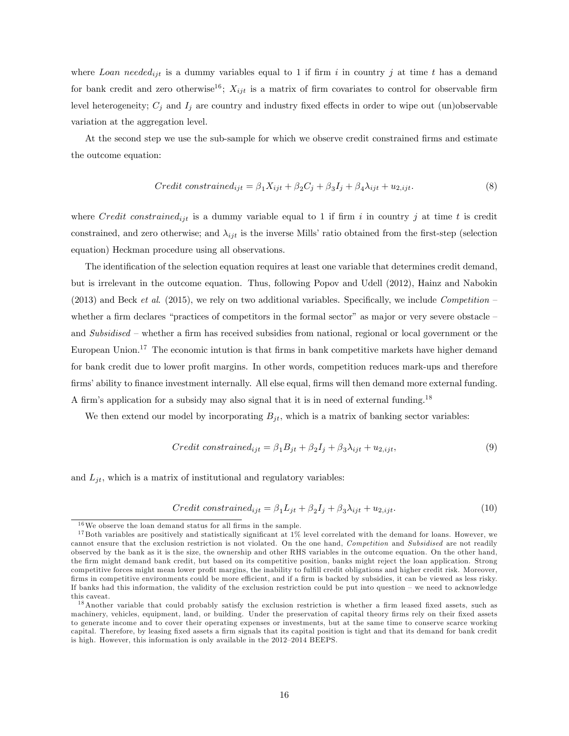where *Loan needed*$_{ijt}$ is a dummy variables equal to 1 if firm $i$ in country $j$ at time $t$ has a demand for bank credit and zero otherwise[16]; $X_{ijt}$ is a matrix of firm covariates to control for observable firm level heterogeneity; $C_j$ and $I_j$ are country and industry fixed effects in order to wipe out (un)observable variation at the aggregation level.

At the second step we use the sub-sample for which we observe credit constrained firms and estimate the outcome equation:

$$Credit\ constrained_{ijt} = \beta_1 X_{ijt} + \beta_2 C_j + \beta_3 I_j + \beta_4 \lambda_{ijt} + u_{2,ijt}. \tag{8}$$

where *Credit constrained*$_{ijt}$ is a dummy variable equal to 1 if firm $i$ in country $j$ at time $t$ is credit constrained, and zero otherwise; and $\lambda_{ijt}$ is the inverse Mills' ratio obtained from the first-step (selection equation) Heckman procedure using all observations.

The identification of the selection equation requires at least one variable that determines credit demand, but is irrelevant in the outcome equation. Thus, following Popov and Udell (2012), Hainz and Nabokin (2013) and Beck *et al*. (2015), we rely on two additional variables. Specifically, we include *Competition* – whether a firm declares "practices of competitors in the formal sector" as major or very severe obstacle – and *Subsidised* – whether a firm has received subsidies from national, regional or local government or the European Union.[17] The economic intution is that firms in bank competitive markets have higher demand for bank credit due to lower profit margins. In other words, competition reduces mark-ups and therefore firms' ability to finance investment internally. All else equal, firms will then demand more external funding. A firm's application for a subsidy may also signal that it is in need of external funding.[18]

We then extend our model by incorporating $B_{jt}$, which is a matrix of banking sector variables:

$$Credit\ constrained_{ijt} = \beta_1 B_{jt} + \beta_2 I_j + \beta_3 \lambda_{ijt} + u_{2,ijt}, \tag{9}$$

and $L_{jt}$, which is a matrix of institutional and regulatory variables:

$$Credit\ constrained_{ijt} = \beta_1 L_{jt} + \beta_2 I_j + \beta_3 \lambda_{ijt} + u_{2,ijt}. \tag{10}$$

---

[16] We observe the loan demand status for all firms in the sample.

[17] Both variables are positively and statistically significant at 1% level correlated with the demand for loans. However, we cannot ensure that the exclusion restriction is not violated. On the one hand, *Competition* and *Subsidised* are not readily observed by the bank as it is the size, the ownership and other RHS variables in the outcome equation. On the other hand, the firm might demand bank credit, but based on its competitive position, banks might reject the loan application. Strong competitive forces might mean lower profit margins, the inability to fulfill credit obligations and higher credit risk. Moreover, firms in competitive environments could be more efficient, and if a firm is backed by subsidies, it can be viewed as less risky. If banks had this information, the validity of the exclusion restriction could be put into question – we need to acknowledge this caveat.

[18] Another variable that could probably satisfy the exclusion restriction is whether a firm leased fixed assets, such as machinery, vehicles, equipment, land, or building. Under the preservation of capital theory firms rely on their fixed assets to generate income and to cover their operating expenses or investments, but at the same time to conserve scarce working capital. Therefore, by leasing fixed assets a firm signals that its capital position is tight and that its demand for bank credit is high. However, this information is only available in the 2012–2014 BEEPS.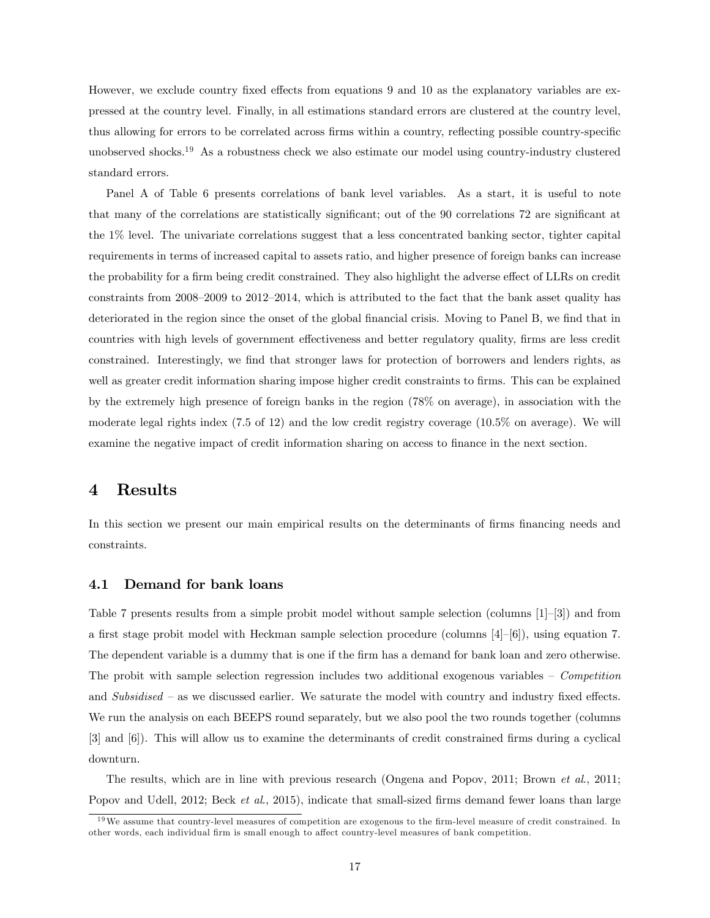However, we exclude country fixed effects from equations 9 and 10 as the explanatory variables are expressed at the country level. Finally, in all estimations standard errors are clustered at the country level, thus allowing for errors to be correlated across firms within a country, reflecting possible country-specific unobserved shocks.[19] As a robustness check we also estimate our model using country-industry clustered standard errors.

Panel A of Table 6 presents correlations of bank level variables. As a start, it is useful to note that many of the correlations are statistically significant; out of the 90 correlations 72 are significant at the 1% level. The univariate correlations suggest that a less concentrated banking sector, tighter capital requirements in terms of increased capital to assets ratio, and higher presence of foreign banks can increase the probability for a firm being credit constrained. They also highlight the adverse effect of LLRs on credit constraints from 2008–2009 to 2012–2014, which is attributed to the fact that the bank asset quality has deteriorated in the region since the onset of the global financial crisis. Moving to Panel B, we find that in countries with high levels of government effectiveness and better regulatory quality, firms are less credit constrained. Interestingly, we find that stronger laws for protection of borrowers and lenders rights, as well as greater credit information sharing impose higher credit constraints to firms. This can be explained by the extremely high presence of foreign banks in the region (78% on average), in association with the moderate legal rights index (7.5 of 12) and the low credit registry coverage (10.5% on average). We will examine the negative impact of credit information sharing on access to finance in the next section.

# 4 Results

In this section we present our main empirical results on the determinants of firms financing needs and constraints.

## 4.1 Demand for bank loans

Table 7 presents results from a simple probit model without sample selection (columns [1]–[3]) and from a first stage probit model with Heckman sample selection procedure (columns [4]–[6]), using equation 7. The dependent variable is a dummy that is one if the firm has a demand for bank loan and zero otherwise. The probit with sample selection regression includes two additional exogenous variables – *Competition* and *Subsidised* – as we discussed earlier. We saturate the model with country and industry fixed effects. We run the analysis on each BEEPS round separately, but we also pool the two rounds together (columns [3] and [6]). This will allow us to examine the determinants of credit constrained firms during a cyclical downturn.

The results, which are in line with previous research (Ongena and Popov, 2011; Brown *et al.*, 2011; Popov and Udell, 2012; Beck *et al.*, 2015), indicate that small-sized firms demand fewer loans than large

[19] We assume that country-level measures of competition are exogenous to the firm-level measure of credit constrained. In other words, each individual firm is small enough to affect country-level measures of bank competition.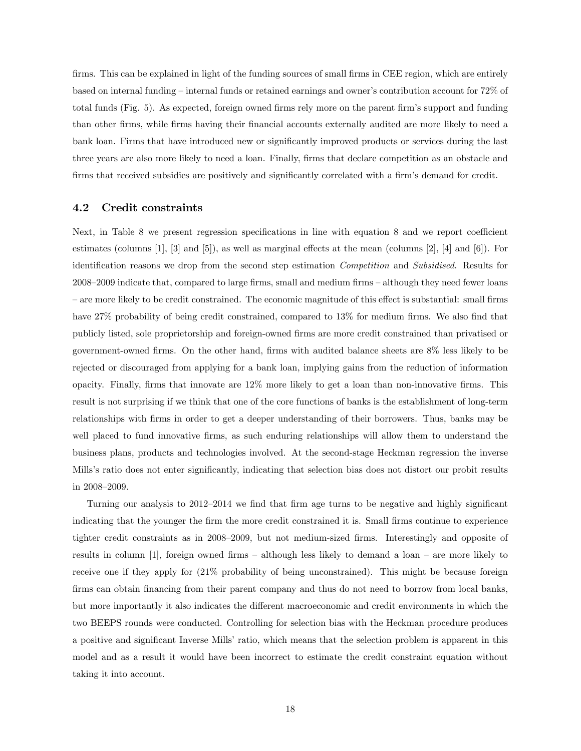firms. This can be explained in light of the funding sources of small firms in CEE region, which are entirely based on internal funding – internal funds or retained earnings and owner's contribution account for 72% of total funds (Fig. 5). As expected, foreign owned firms rely more on the parent firm's support and funding than other firms, while firms having their financial accounts externally audited are more likely to need a bank loan. Firms that have introduced new or significantly improved products or services during the last three years are also more likely to need a loan. Finally, firms that declare competition as an obstacle and firms that received subsidies are positively and significantly correlated with a firm's demand for credit.

### 4.2 Credit constraints

Next, in Table 8 we present regression specifications in line with equation 8 and we report coefficient estimates (columns [1], [3] and [5]), as well as marginal effects at the mean (columns [2], [4] and [6]). For identification reasons we drop from the second step estimation *Competition* and *Subsidised*. Results for 2008–2009 indicate that, compared to large firms, small and medium firms – although they need fewer loans – are more likely to be credit constrained. The economic magnitude of this effect is substantial: small firms have 27% probability of being credit constrained, compared to 13% for medium firms. We also find that publicly listed, sole proprietorship and foreign-owned firms are more credit constrained than privatised or government-owned firms. On the other hand, firms with audited balance sheets are 8% less likely to be rejected or discouraged from applying for a bank loan, implying gains from the reduction of information opacity. Finally, firms that innovate are 12% more likely to get a loan than non-innovative firms. This result is not surprising if we think that one of the core functions of banks is the establishment of long-term relationships with firms in order to get a deeper understanding of their borrowers. Thus, banks may be well placed to fund innovative firms, as such enduring relationships will allow them to understand the business plans, products and technologies involved. At the second-stage Heckman regression the inverse Mills's ratio does not enter significantly, indicating that selection bias does not distort our probit results in 2008–2009.

Turning our analysis to 2012–2014 we find that firm age turns to be negative and highly significant indicating that the younger the firm the more credit constrained it is. Small firms continue to experience tighter credit constraints as in 2008–2009, but not medium-sized firms. Interestingly and opposite of results in column [1], foreign owned firms – although less likely to demand a loan – are more likely to receive one if they apply for (21% probability of being unconstrained). This might be because foreign firms can obtain financing from their parent company and thus do not need to borrow from local banks, but more importantly it also indicates the different macroeconomic and credit environments in which the two BEEPS rounds were conducted. Controlling for selection bias with the Heckman procedure produces a positive and significant Inverse Mills' ratio, which means that the selection problem is apparent in this model and as a result it would have been incorrect to estimate the credit constraint equation without taking it into account.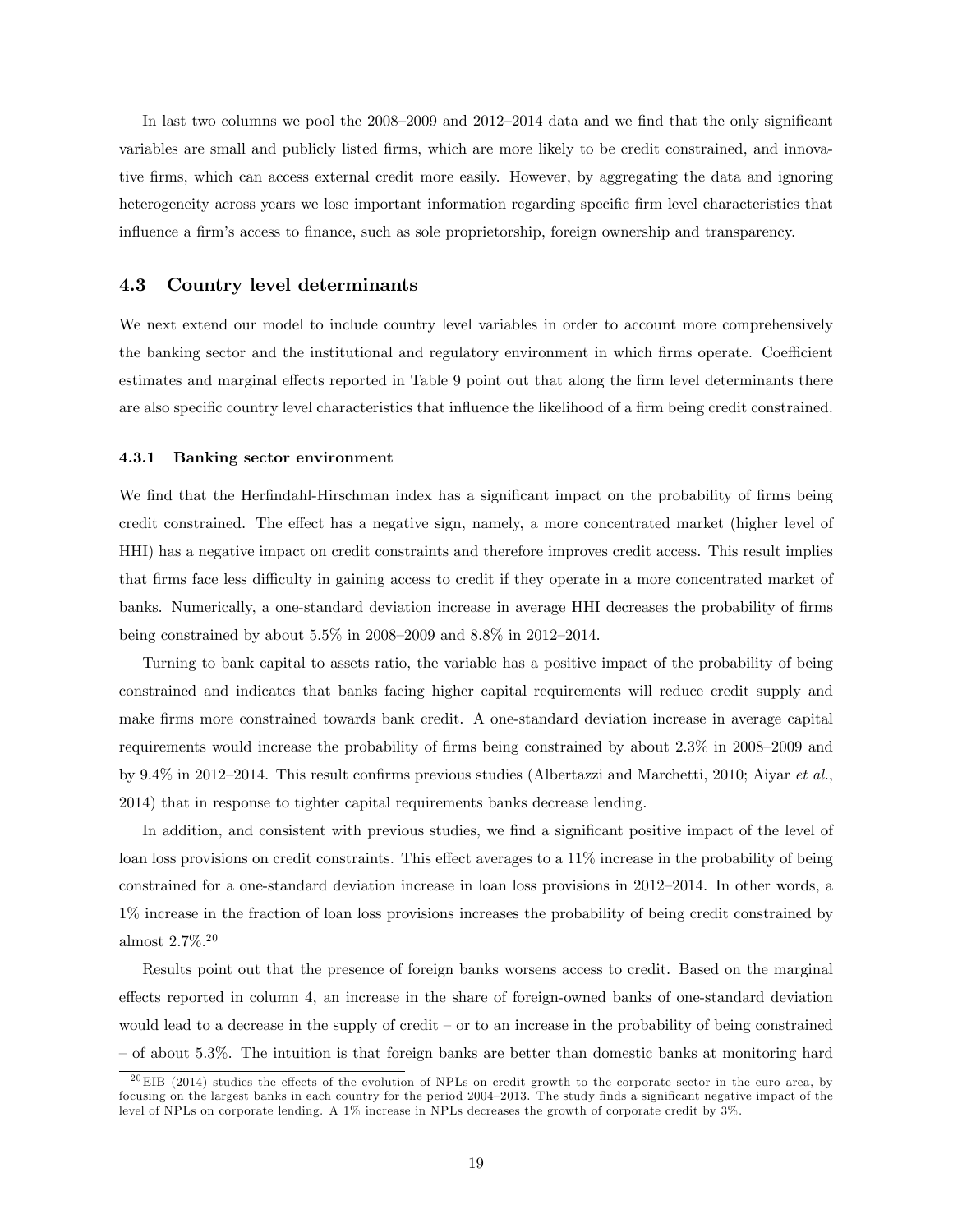In last two columns we pool the 2008–2009 and 2012–2014 data and we find that the only significant variables are small and publicly listed firms, which are more likely to be credit constrained, and innovative firms, which can access external credit more easily. However, by aggregating the data and ignoring heterogeneity across years we lose important information regarding specific firm level characteristics that influence a firm's access to finance, such as sole proprietorship, foreign ownership and transparency.

### 4.3 Country level determinants

We next extend our model to include country level variables in order to account more comprehensively the banking sector and the institutional and regulatory environment in which firms operate. Coefficient estimates and marginal effects reported in Table 9 point out that along the firm level determinants there are also specific country level characteristics that influence the likelihood of a firm being credit constrained.

#### 4.3.1 Banking sector environment

We find that the Herfindahl-Hirschman index has a significant impact on the probability of firms being credit constrained. The effect has a negative sign, namely, a more concentrated market (higher level of HHI) has a negative impact on credit constraints and therefore improves credit access. This result implies that firms face less difficulty in gaining access to credit if they operate in a more concentrated market of banks. Numerically, a one-standard deviation increase in average HHI decreases the probability of firms being constrained by about 5.5% in 2008–2009 and 8.8% in 2012–2014.

Turning to bank capital to assets ratio, the variable has a positive impact of the probability of being constrained and indicates that banks facing higher capital requirements will reduce credit supply and make firms more constrained towards bank credit. A one-standard deviation increase in average capital requirements would increase the probability of firms being constrained by about 2.3% in 2008–2009 and by 9.4% in 2012–2014. This result confirms previous studies (Albertazzi and Marchetti, 2010; Aiyar *et al.*, 2014) that in response to tighter capital requirements banks decrease lending.

In addition, and consistent with previous studies, we find a significant positive impact of the level of loan loss provisions on credit constraints. This effect averages to a 11% increase in the probability of being constrained for a one-standard deviation increase in loan loss provisions in 2012–2014. In other words, a 1% increase in the fraction of loan loss provisions increases the probability of being credit constrained by almost 2.7%.[20]

Results point out that the presence of foreign banks worsens access to credit. Based on the marginal effects reported in column 4, an increase in the share of foreign-owned banks of one-standard deviation would lead to a decrease in the supply of credit – or to an increase in the probability of being constrained – of about 5.3%. The intuition is that foreign banks are better than domestic banks at monitoring hard

[20] EIB (2014) studies the effects of the evolution of NPLs on credit growth to the corporate sector in the euro area, by focusing on the largest banks in each country for the period 2004–2013. The study finds a significant negative impact of the level of NPLs on corporate lending. A 1% increase in NPLs decreases the growth of corporate credit by 3%.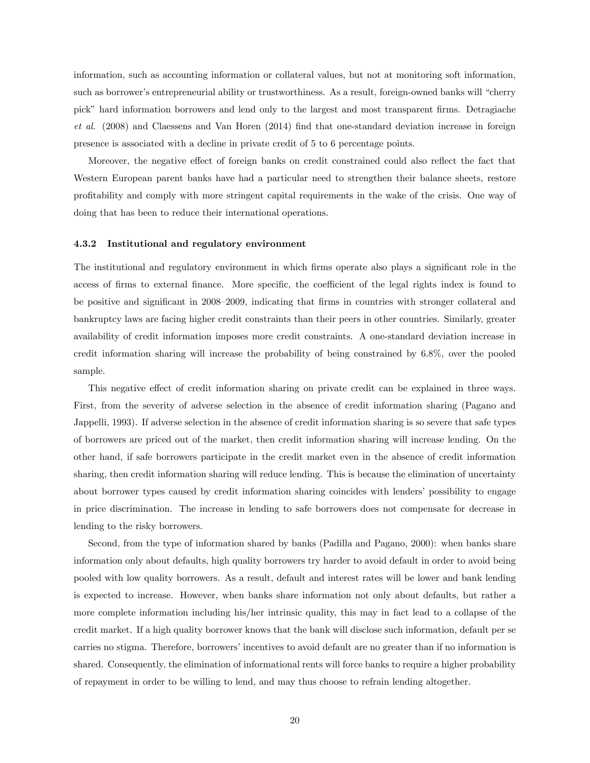information, such as accounting information or collateral values, but not at monitoring soft information, such as borrower's entrepreneurial ability or trustworthiness. As a result, foreign-owned banks will "cherry pick" hard information borrowers and lend only to the largest and most transparent firms. Detragiache *et al*. (2008) and Claessens and Van Horen (2014) find that one-standard deviation increase in foreign presence is associated with a decline in private credit of 5 to 6 percentage points.

Moreover, the negative effect of foreign banks on credit constrained could also reflect the fact that Western European parent banks have had a particular need to strengthen their balance sheets, restore profitability and comply with more stringent capital requirements in the wake of the crisis. One way of doing that has been to reduce their international operations.

### 4.3.2 Institutional and regulatory environment

The institutional and regulatory environment in which firms operate also plays a significant role in the access of firms to external finance. More specific, the coefficient of the legal rights index is found to be positive and significant in 2008–2009, indicating that firms in countries with stronger collateral and bankruptcy laws are facing higher credit constraints than their peers in other countries. Similarly, greater availability of credit information imposes more credit constraints. A one-standard deviation increase in credit information sharing will increase the probability of being constrained by 6.8%, over the pooled sample.

This negative effect of credit information sharing on private credit can be explained in three ways. First, from the severity of adverse selection in the absence of credit information sharing (Pagano and Jappelli, 1993). If adverse selection in the absence of credit information sharing is so severe that safe types of borrowers are priced out of the market, then credit information sharing will increase lending. On the other hand, if safe borrowers participate in the credit market even in the absence of credit information sharing, then credit information sharing will reduce lending. This is because the elimination of uncertainty about borrower types caused by credit information sharing coincides with lenders' possibility to engage in price discrimination. The increase in lending to safe borrowers does not compensate for decrease in lending to the risky borrowers.

Second, from the type of information shared by banks (Padilla and Pagano, 2000): when banks share information only about defaults, high quality borrowers try harder to avoid default in order to avoid being pooled with low quality borrowers. As a result, default and interest rates will be lower and bank lending is expected to increase. However, when banks share information not only about defaults, but rather a more complete information including his/her intrinsic quality, this may in fact lead to a collapse of the credit market. If a high quality borrower knows that the bank will disclose such information, default per se carries no stigma. Therefore, borrowers' incentives to avoid default are no greater than if no information is shared. Consequently, the elimination of informational rents will force banks to require a higher probability of repayment in order to be willing to lend, and may thus choose to refrain lending altogether.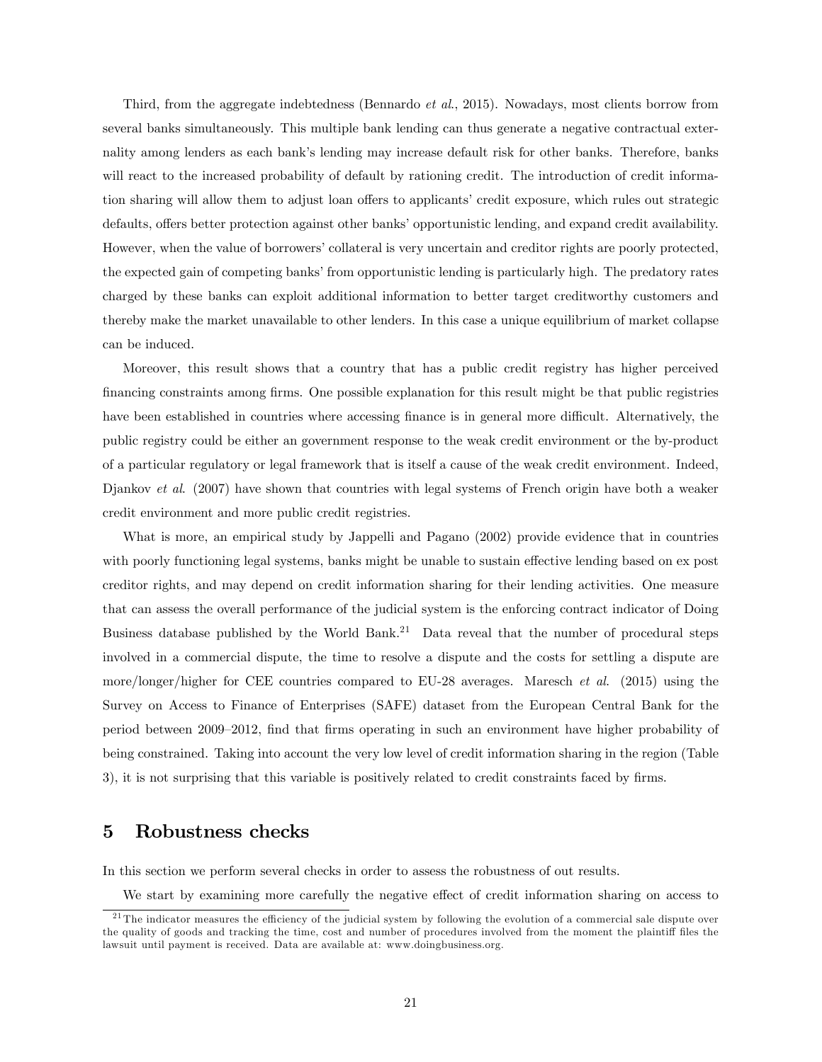Third, from the aggregate indebtedness (Bennardo *et al.*, 2015). Nowadays, most clients borrow from several banks simultaneously. This multiple bank lending can thus generate a negative contractual externality among lenders as each bank's lending may increase default risk for other banks. Therefore, banks will react to the increased probability of default by rationing credit. The introduction of credit information sharing will allow them to adjust loan offers to applicants' credit exposure, which rules out strategic defaults, offers better protection against other banks' opportunistic lending, and expand credit availability. However, when the value of borrowers' collateral is very uncertain and creditor rights are poorly protected, the expected gain of competing banks' from opportunistic lending is particularly high. The predatory rates charged by these banks can exploit additional information to better target creditworthy customers and thereby make the market unavailable to other lenders. In this case a unique equilibrium of market collapse can be induced.

Moreover, this result shows that a country that has a public credit registry has higher perceived financing constraints among firms. One possible explanation for this result might be that public registries have been established in countries where accessing finance is in general more difficult. Alternatively, the public registry could be either an government response to the weak credit environment or the by-product of a particular regulatory or legal framework that is itself a cause of the weak credit environment. Indeed, Djankov *et al.* (2007) have shown that countries with legal systems of French origin have both a weaker credit environment and more public credit registries.

What is more, an empirical study by Jappelli and Pagano (2002) provide evidence that in countries with poorly functioning legal systems, banks might be unable to sustain effective lending based on ex post creditor rights, and may depend on credit information sharing for their lending activities. One measure that can assess the overall performance of the judicial system is the enforcing contract indicator of Doing Business database published by the World Bank.[21] Data reveal that the number of procedural steps involved in a commercial dispute, the time to resolve a dispute and the costs for settling a dispute are more/longer/higher for CEE countries compared to EU-28 averages. Maresch *et al.* (2015) using the Survey on Access to Finance of Enterprises (SAFE) dataset from the European Central Bank for the period between 2009–2012, find that firms operating in such an environment have higher probability of being constrained. Taking into account the very low level of credit information sharing in the region (Table 3), it is not surprising that this variable is positively related to credit constraints faced by firms.

## 5 Robustness checks

In this section we perform several checks in order to assess the robustness of out results.

We start by examining more carefully the negative effect of credit information sharing on access to

[21] The indicator measures the efficiency of the judicial system by following the evolution of a commercial sale dispute over the quality of goods and tracking the time, cost and number of procedures involved from the moment the plaintiff files the lawsuit until payment is received. Data are available at: www.doingbusiness.org.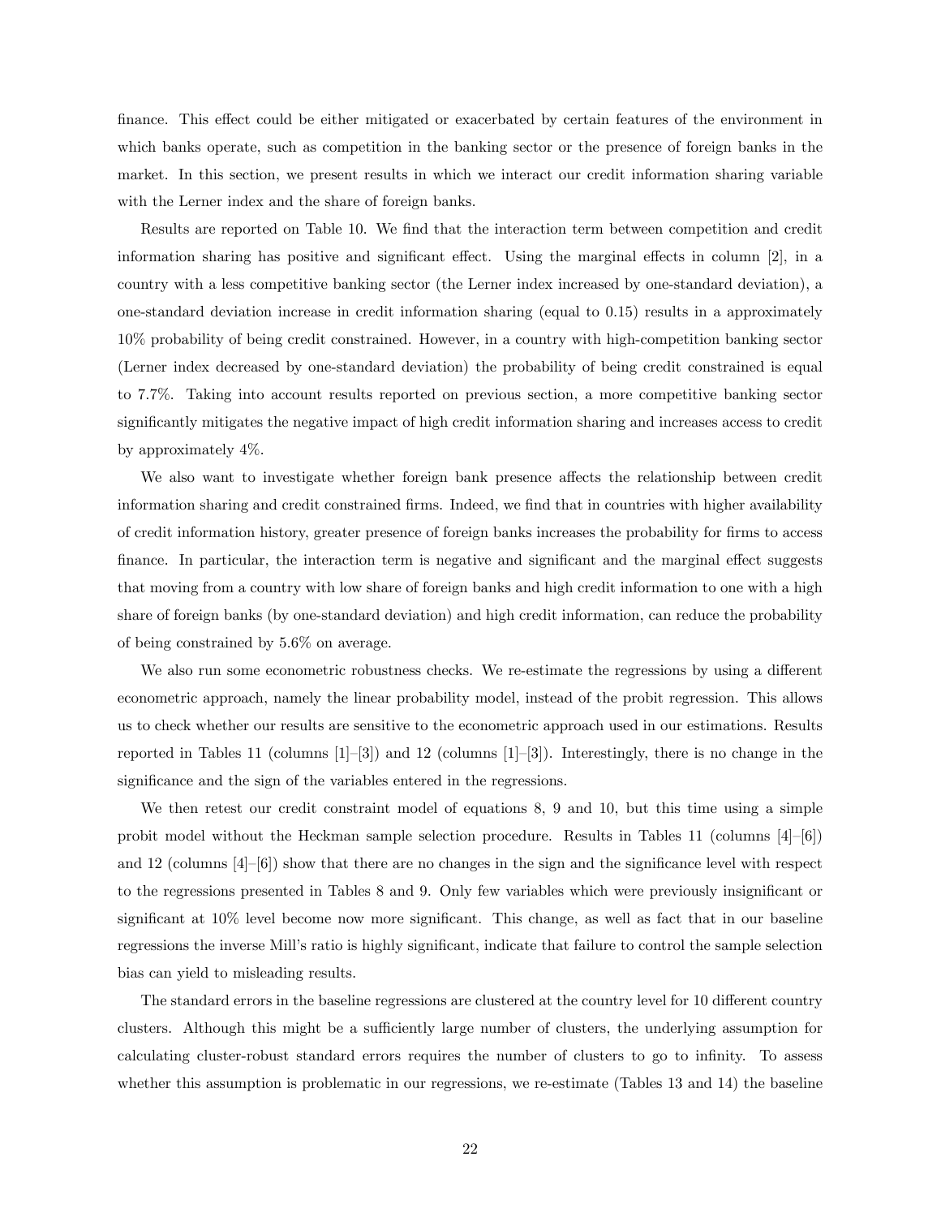finance. This effect could be either mitigated or exacerbated by certain features of the environment in which banks operate, such as competition in the banking sector or the presence of foreign banks in the market. In this section, we present results in which we interact our credit information sharing variable with the Lerner index and the share of foreign banks.

Results are reported on Table 10. We find that the interaction term between competition and credit information sharing has positive and significant effect. Using the marginal effects in column [2], in a country with a less competitive banking sector (the Lerner index increased by one-standard deviation), a one-standard deviation increase in credit information sharing (equal to 0.15) results in a approximately 10% probability of being credit constrained. However, in a country with high-competition banking sector (Lerner index decreased by one-standard deviation) the probability of being credit constrained is equal to 7.7%. Taking into account results reported on previous section, a more competitive banking sector significantly mitigates the negative impact of high credit information sharing and increases access to credit by approximately 4%.

We also want to investigate whether foreign bank presence affects the relationship between credit information sharing and credit constrained firms. Indeed, we find that in countries with higher availability of credit information history, greater presence of foreign banks increases the probability for firms to access finance. In particular, the interaction term is negative and significant and the marginal effect suggests that moving from a country with low share of foreign banks and high credit information to one with a high share of foreign banks (by one-standard deviation) and high credit information, can reduce the probability of being constrained by 5.6% on average.

We also run some econometric robustness checks. We re-estimate the regressions by using a different econometric approach, namely the linear probability model, instead of the probit regression. This allows us to check whether our results are sensitive to the econometric approach used in our estimations. Results reported in Tables 11 (columns [1]–[3]) and 12 (columns [1]–[3]). Interestingly, there is no change in the significance and the sign of the variables entered in the regressions.

We then retest our credit constraint model of equations 8, 9 and 10, but this time using a simple probit model without the Heckman sample selection procedure. Results in Tables 11 (columns [4]–[6]) and 12 (columns [4]–[6]) show that there are no changes in the sign and the significance level with respect to the regressions presented in Tables 8 and 9. Only few variables which were previously insignificant or significant at 10% level become now more significant. This change, as well as fact that in our baseline regressions the inverse Mill's ratio is highly significant, indicate that failure to control the sample selection bias can yield to misleading results.

The standard errors in the baseline regressions are clustered at the country level for 10 different country clusters. Although this might be a sufficiently large number of clusters, the underlying assumption for calculating cluster-robust standard errors requires the number of clusters to go to infinity. To assess whether this assumption is problematic in our regressions, we re-estimate (Tables 13 and 14) the baseline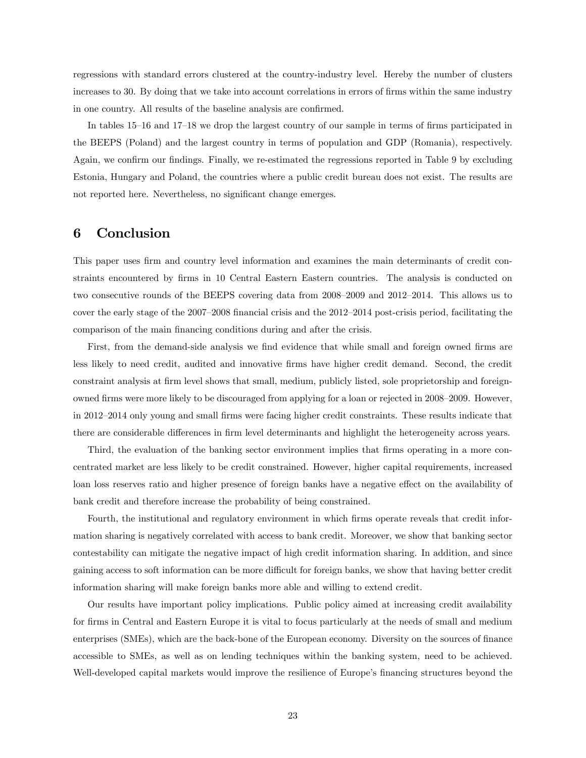regressions with standard errors clustered at the country-industry level. Hereby the number of clusters increases to 30. By doing that we take into account correlations in errors of firms within the same industry in one country. All results of the baseline analysis are confirmed.

In tables 15–16 and 17–18 we drop the largest country of our sample in terms of firms participated in the BEEPS (Poland) and the largest country in terms of population and GDP (Romania), respectively. Again, we confirm our findings. Finally, we re-estimated the regressions reported in Table 9 by excluding Estonia, Hungary and Poland, the countries where a public credit bureau does not exist. The results are not reported here. Nevertheless, no significant change emerges.

# 6 Conclusion

This paper uses firm and country level information and examines the main determinants of credit constraints encountered by firms in 10 Central Eastern Eastern countries. The analysis is conducted on two consecutive rounds of the BEEPS covering data from 2008–2009 and 2012–2014. This allows us to cover the early stage of the 2007–2008 financial crisis and the 2012–2014 post-crisis period, facilitating the comparison of the main financing conditions during and after the crisis.

First, from the demand-side analysis we find evidence that while small and foreign owned firms are less likely to need credit, audited and innovative firms have higher credit demand. Second, the credit constraint analysis at firm level shows that small, medium, publicly listed, sole proprietorship and foreign-owned firms were more likely to be discouraged from applying for a loan or rejected in 2008–2009. However, in 2012–2014 only young and small firms were facing higher credit constraints. These results indicate that there are considerable differences in firm level determinants and highlight the heterogeneity across years.

Third, the evaluation of the banking sector environment implies that firms operating in a more concentrated market are less likely to be credit constrained. However, higher capital requirements, increased loan loss reserves ratio and higher presence of foreign banks have a negative effect on the availability of bank credit and therefore increase the probability of being constrained.

Fourth, the institutional and regulatory environment in which firms operate reveals that credit information sharing is negatively correlated with access to bank credit. Moreover, we show that banking sector contestability can mitigate the negative impact of high credit information sharing. In addition, and since gaining access to soft information can be more difficult for foreign banks, we show that having better credit information sharing will make foreign banks more able and willing to extend credit.

Our results have important policy implications. Public policy aimed at increasing credit availability for firms in Central and Eastern Europe it is vital to focus particularly at the needs of small and medium enterprises (SMEs), which are the back-bone of the European economy. Diversity on the sources of finance accessible to SMEs, as well as on lending techniques within the banking system, need to be achieved. Well-developed capital markets would improve the resilience of Europe's financing structures beyond the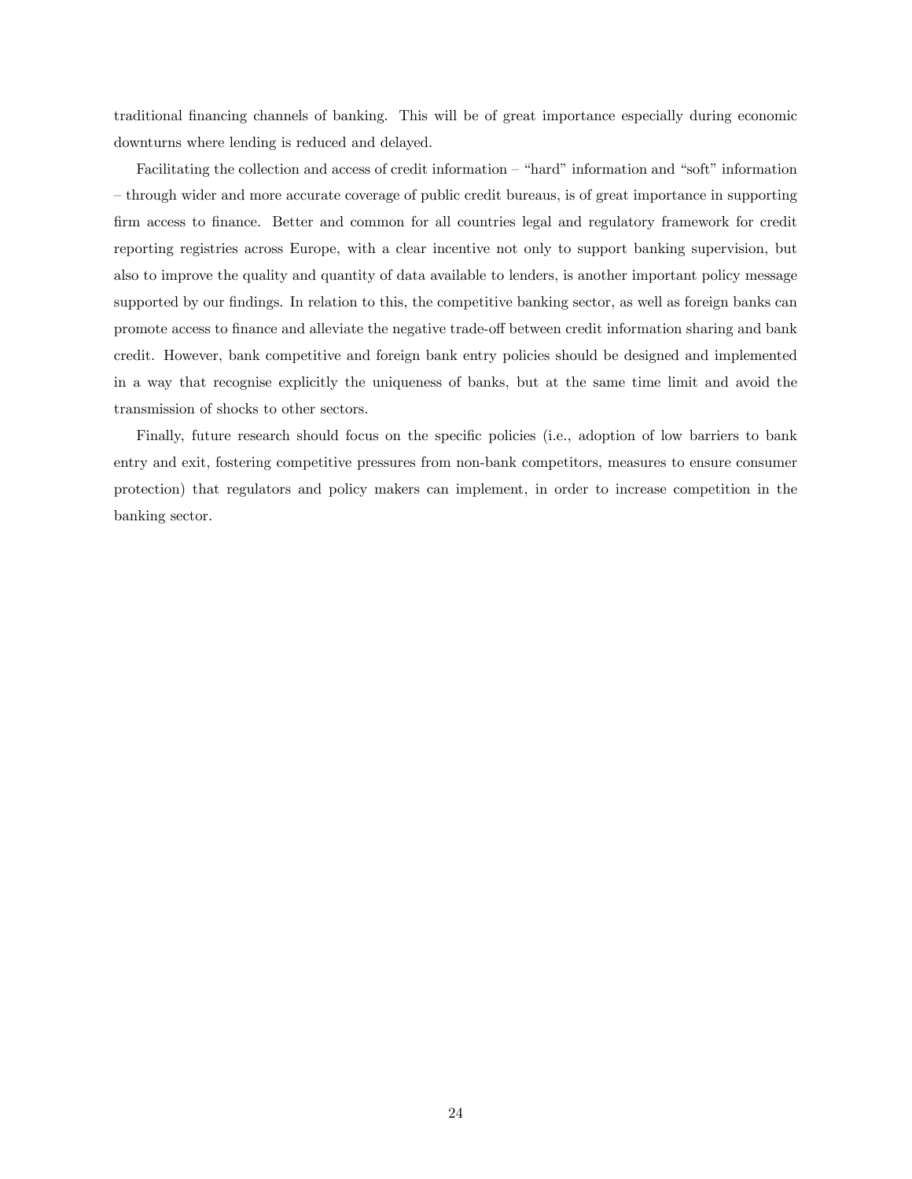traditional financing channels of banking. This will be of great importance especially during economic downturns where lending is reduced and delayed.

Facilitating the collection and access of credit information – "hard" information and "soft" information – through wider and more accurate coverage of public credit bureaus, is of great importance in supporting firm access to finance. Better and common for all countries legal and regulatory framework for credit reporting registries across Europe, with a clear incentive not only to support banking supervision, but also to improve the quality and quantity of data available to lenders, is another important policy message supported by our findings. In relation to this, the competitive banking sector, as well as foreign banks can promote access to finance and alleviate the negative trade-off between credit information sharing and bank credit. However, bank competitive and foreign bank entry policies should be designed and implemented in a way that recognise explicitly the uniqueness of banks, but at the same time limit and avoid the transmission of shocks to other sectors.

Finally, future research should focus on the specific policies (i.e., adoption of low barriers to bank entry and exit, fostering competitive pressures from non-bank competitors, measures to ensure consumer protection) that regulators and policy makers can implement, in order to increase competition in the banking sector.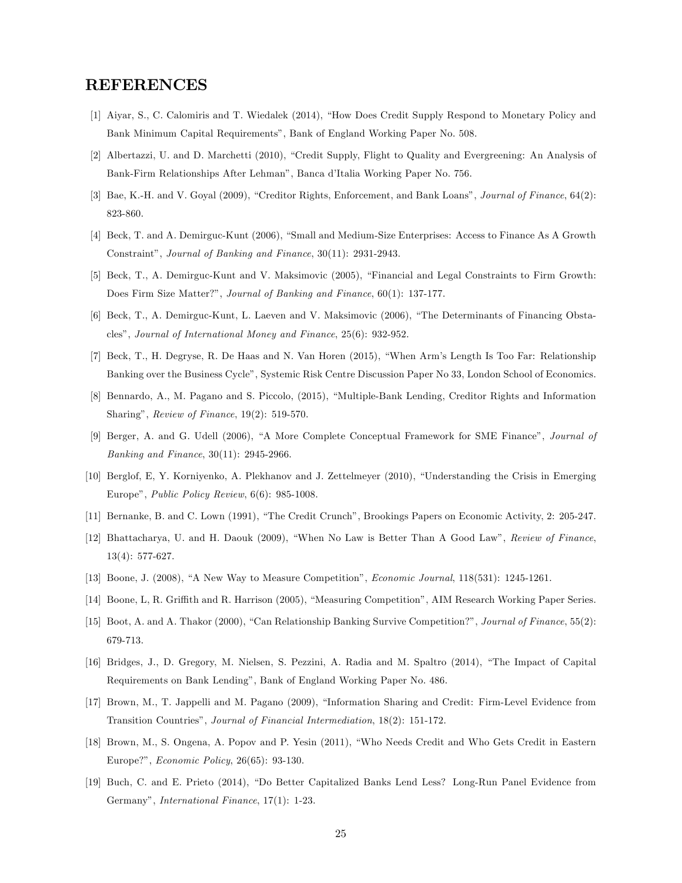# REFERENCES

[1] Aiyar, S., C. Calomiris and T. Wiedalek (2014), "How Does Credit Supply Respond to Monetary Policy and Bank Minimum Capital Requirements", Bank of England Working Paper No. 508.

[2] Albertazzi, U. and D. Marchetti (2010), "Credit Supply, Flight to Quality and Evergreening: An Analysis of Bank-Firm Relationships After Lehman", Banca d'Italia Working Paper No. 756.

[3] Bae, K.-H. and V. Goyal (2009), "Creditor Rights, Enforcement, and Bank Loans", *Journal of Finance*, 64(2): 823-860.

[4] Beck, T. and A. Demirguc-Kunt (2006), "Small and Medium-Size Enterprises: Access to Finance As A Growth Constraint", *Journal of Banking and Finance*, 30(11): 2931-2943.

[5] Beck, T., A. Demirguc-Kunt and V. Maksimovic (2005), "Financial and Legal Constraints to Firm Growth: Does Firm Size Matter?", *Journal of Banking and Finance*, 60(1): 137-177.

[6] Beck, T., A. Demirguc-Kunt, L. Laeven and V. Maksimovic (2006), "The Determinants of Financing Obstacles", *Journal of International Money and Finance*, 25(6): 932-952.

[7] Beck, T., H. Degryse, R. De Haas and N. Van Horen (2015), "When Arm's Length Is Too Far: Relationship Banking over the Business Cycle", Systemic Risk Centre Discussion Paper No 33, London School of Economics.

[8] Bennardo, A., M. Pagano and S. Piccolo, (2015), "Multiple-Bank Lending, Creditor Rights and Information Sharing", *Review of Finance*, 19(2): 519-570.

[9] Berger, A. and G. Udell (2006), "A More Complete Conceptual Framework for SME Finance", *Journal of Banking and Finance*, 30(11): 2945-2966.

[10] Berglof, E, Y. Korniyenko, A. Plekhanov and J. Zettelmeyer (2010), "Understanding the Crisis in Emerging Europe", *Public Policy Review*, 6(6): 985-1008.

[11] Bernanke, B. and C. Lown (1991), "The Credit Crunch", Brookings Papers on Economic Activity, 2: 205-247.

[12] Bhattacharya, U. and H. Daouk (2009), "When No Law is Better Than A Good Law", *Review of Finance*, 13(4): 577-627.

[13] Boone, J. (2008), "A New Way to Measure Competition", *Economic Journal*, 118(531): 1245-1261.

[14] Boone, L, R. Griffith and R. Harrison (2005), "Measuring Competition", AIM Research Working Paper Series.

[15] Boot, A. and A. Thakor (2000), "Can Relationship Banking Survive Competition?", *Journal of Finance*, 55(2): 679-713.

[16] Bridges, J., D. Gregory, M. Nielsen, S. Pezzini, A. Radia and M. Spaltro (2014), "The Impact of Capital Requirements on Bank Lending", Bank of England Working Paper No. 486.

[17] Brown, M., T. Jappelli and M. Pagano (2009), "Information Sharing and Credit: Firm-Level Evidence from Transition Countries", *Journal of Financial Intermediation*, 18(2): 151-172.

[18] Brown, M., S. Ongena, A. Popov and P. Yesin (2011), "Who Needs Credit and Who Gets Credit in Eastern Europe?", *Economic Policy*, 26(65): 93-130.

[19] Buch, C. and E. Prieto (2014), "Do Better Capitalized Banks Lend Less? Long-Run Panel Evidence from Germany", *International Finance*, 17(1): 1-23.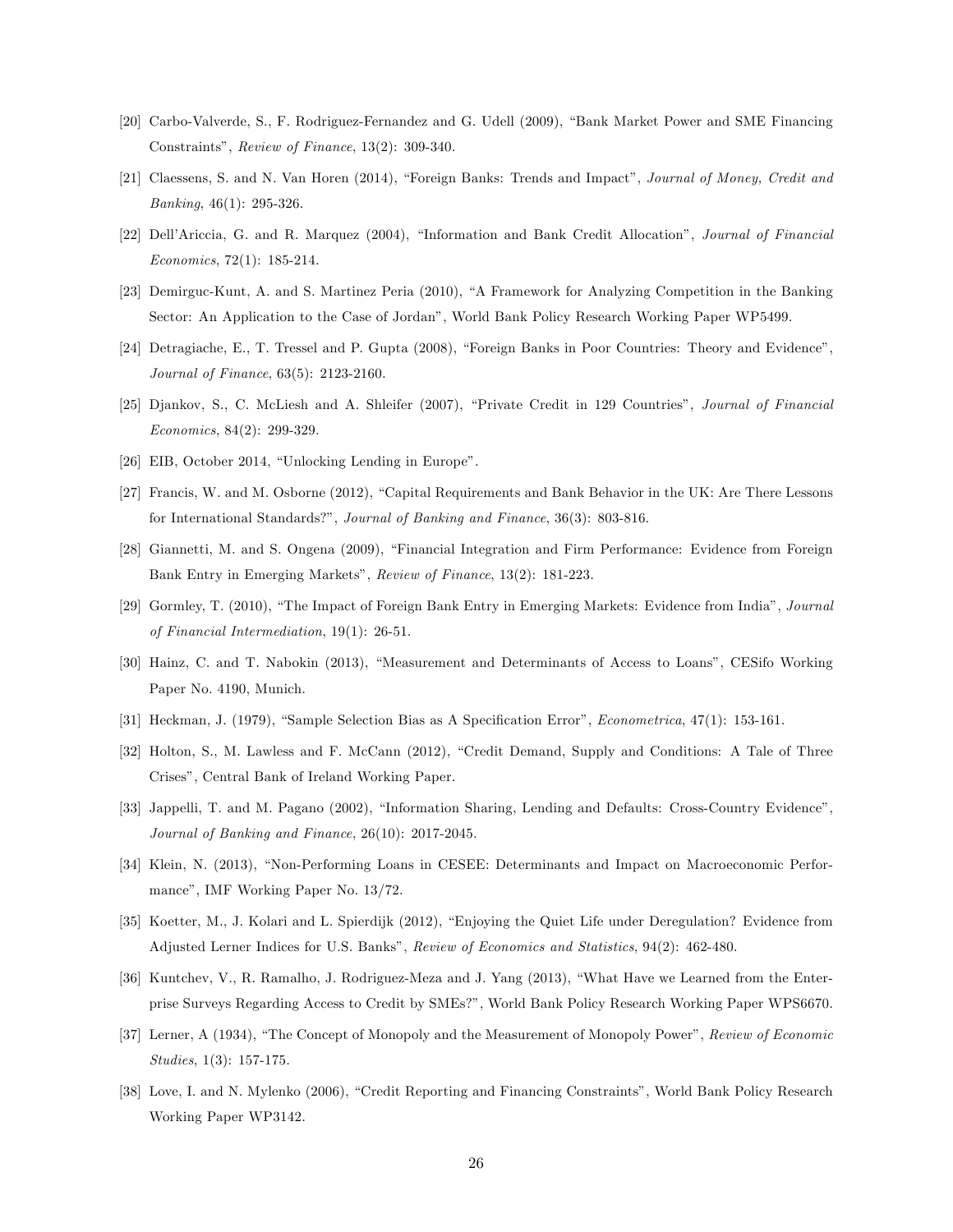[20] Carbo-Valverde, S., F. Rodriguez-Fernandez and G. Udell (2009), "Bank Market Power and SME Financing Constraints", *Review of Finance*, 13(2): 309-340.

[21] Claessens, S. and N. Van Horen (2014), "Foreign Banks: Trends and Impact", *Journal of Money, Credit and Banking*, 46(1): 295-326.

[22] Dell'Ariccia, G. and R. Marquez (2004), "Information and Bank Credit Allocation", *Journal of Financial Economics*, 72(1): 185-214.

[23] Demirguc-Kunt, A. and S. Martinez Peria (2010), "A Framework for Analyzing Competition in the Banking Sector: An Application to the Case of Jordan", World Bank Policy Research Working Paper WP5499.

[24] Detragiache, E., T. Tressel and P. Gupta (2008), "Foreign Banks in Poor Countries: Theory and Evidence", *Journal of Finance*, 63(5): 2123-2160.

[25] Djankov, S., C. McLiesh and A. Shleifer (2007), "Private Credit in 129 Countries", *Journal of Financial Economics*, 84(2): 299-329.

[26] EIB, October 2014, "Unlocking Lending in Europe".

[27] Francis, W. and M. Osborne (2012), "Capital Requirements and Bank Behavior in the UK: Are There Lessons for International Standards?", *Journal of Banking and Finance*, 36(3): 803-816.

[28] Giannetti, M. and S. Ongena (2009), "Financial Integration and Firm Performance: Evidence from Foreign Bank Entry in Emerging Markets", *Review of Finance*, 13(2): 181-223.

[29] Gormley, T. (2010), "The Impact of Foreign Bank Entry in Emerging Markets: Evidence from India", *Journal of Financial Intermediation*, 19(1): 26-51.

[30] Hainz, C. and T. Nabokin (2013), "Measurement and Determinants of Access to Loans", CESifo Working Paper No. 4190, Munich.

[31] Heckman, J. (1979), "Sample Selection Bias as A Specification Error", *Econometrica*, 47(1): 153-161.

[32] Holton, S., M. Lawless and F. McCann (2012), "Credit Demand, Supply and Conditions: A Tale of Three Crises", Central Bank of Ireland Working Paper.

[33] Jappelli, T. and M. Pagano (2002), "Information Sharing, Lending and Defaults: Cross-Country Evidence", *Journal of Banking and Finance*, 26(10): 2017-2045.

[34] Klein, N. (2013), "Non-Performing Loans in CESEE: Determinants and Impact on Macroeconomic Performance", IMF Working Paper No. 13/72.

[35] Koetter, M., J. Kolari and L. Spierdijk (2012), "Enjoying the Quiet Life under Deregulation? Evidence from Adjusted Lerner Indices for U.S. Banks", *Review of Economics and Statistics*, 94(2): 462-480.

[36] Kuntchev, V., R. Ramalho, J. Rodriguez-Meza and J. Yang (2013), "What Have we Learned from the Enterprise Surveys Regarding Access to Credit by SMEs?", World Bank Policy Research Working Paper WPS6670.

[37] Lerner, A (1934), "The Concept of Monopoly and the Measurement of Monopoly Power", *Review of Economic Studies*, 1(3): 157-175.

[38] Love, I. and N. Mylenko (2006), "Credit Reporting and Financing Constraints", World Bank Policy Research Working Paper WP3142.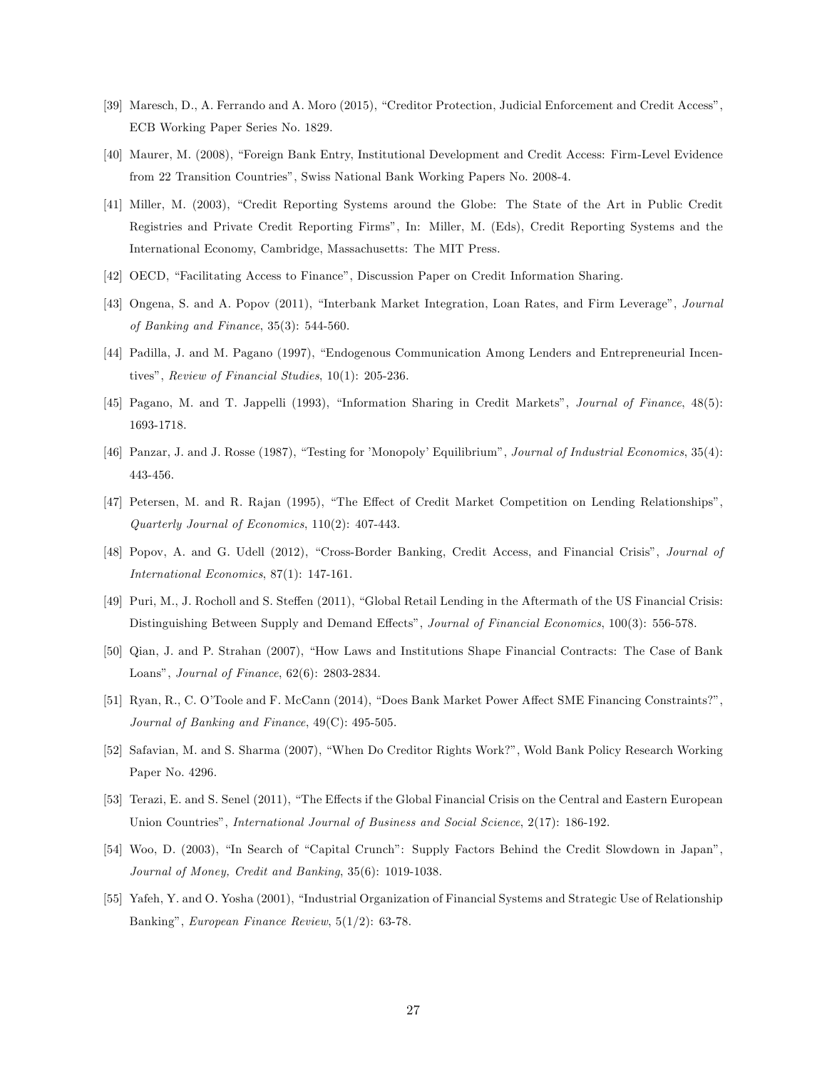[39] Maresch, D., A. Ferrando and A. Moro (2015), "Creditor Protection, Judicial Enforcement and Credit Access", ECB Working Paper Series No. 1829.

[40] Maurer, M. (2008), "Foreign Bank Entry, Institutional Development and Credit Access: Firm-Level Evidence from 22 Transition Countries", Swiss National Bank Working Papers No. 2008-4.

[41] Miller, M. (2003), "Credit Reporting Systems around the Globe: The State of the Art in Public Credit Registries and Private Credit Reporting Firms", In: Miller, M. (Eds), Credit Reporting Systems and the International Economy, Cambridge, Massachusetts: The MIT Press.

[42] OECD, "Facilitating Access to Finance", Discussion Paper on Credit Information Sharing.

[43] Ongena, S. and A. Popov (2011), "Interbank Market Integration, Loan Rates, and Firm Leverage", *Journal of Banking and Finance*, 35(3): 544-560.

[44] Padilla, J. and M. Pagano (1997), "Endogenous Communication Among Lenders and Entrepreneurial Incentives", *Review of Financial Studies*, 10(1): 205-236.

[45] Pagano, M. and T. Jappelli (1993), "Information Sharing in Credit Markets", *Journal of Finance*, 48(5): 1693-1718.

[46] Panzar, J. and J. Rosse (1987), "Testing for 'Monopoly' Equilibrium", *Journal of Industrial Economics*, 35(4): 443-456.

[47] Petersen, M. and R. Rajan (1995), "The Effect of Credit Market Competition on Lending Relationships", *Quarterly Journal of Economics*, 110(2): 407-443.

[48] Popov, A. and G. Udell (2012), "Cross-Border Banking, Credit Access, and Financial Crisis", *Journal of International Economics*, 87(1): 147-161.

[49] Puri, M., J. Rocholl and S. Steffen (2011), "Global Retail Lending in the Aftermath of the US Financial Crisis: Distinguishing Between Supply and Demand Effects", *Journal of Financial Economics*, 100(3): 556-578.

[50] Qian, J. and P. Strahan (2007), "How Laws and Institutions Shape Financial Contracts: The Case of Bank Loans", *Journal of Finance*, 62(6): 2803-2834.

[51] Ryan, R., C. O'Toole and F. McCann (2014), "Does Bank Market Power Affect SME Financing Constraints?", *Journal of Banking and Finance*, 49(C): 495-505.

[52] Safavian, M. and S. Sharma (2007), "When Do Creditor Rights Work?", Wold Bank Policy Research Working Paper No. 4296.

[53] Terazi, E. and S. Senel (2011), "The Effects if the Global Financial Crisis on the Central and Eastern European Union Countries", *International Journal of Business and Social Science*, 2(17): 186-192.

[54] Woo, D. (2003), "In Search of "Capital Crunch": Supply Factors Behind the Credit Slowdown in Japan", *Journal of Money, Credit and Banking*, 35(6): 1019-1038.

[55] Yafeh, Y. and O. Yosha (2001), "Industrial Organization of Financial Systems and Strategic Use of Relationship Banking", *European Finance Review*, 5(1/2): 63-78.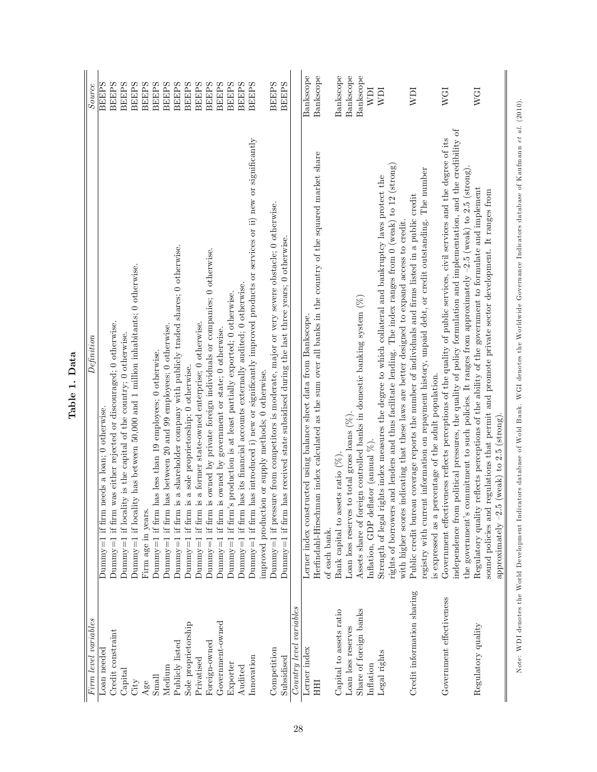**Table 1. Data**

| *Firm level variables* | *Definition* | *Source* |
|---|---|---|
| Loan needed | Dummy=1 if firm needs a loan; 0 otherwise. | BEEPS |
| Credit constraint | Dummy=1 if firm was either rejected or discouraged; 0 otherwise. | BEEPS |
| Capital | Dummy=1 if locality is the capital of the country; 0 otherwise. | BEEPS |
| City | Dummy=1 if locality has between 50,000 and 1 million inhabitants; 0 otherwise. | BEEPS |
| Age | Firm age in years. | BEEPS |
| Small | Dummy=1 if firm has less than 19 employees; 0 otherwise. | BEEPS |
| Medium | Dummy=1 if firm has between 20 and 99 employees; 0 otherwise. | BEEPS |
| Publicly listed | Dummy=1 if firm is a shareholder company with publicly traded shares; 0 otherwise. | BEEPS |
| Sole proprietorship | Dummy=1 if firm is a sole proprietorship; 0 otherwise. | BEEPS |
| Privatised | Dummy=1 if firm is a former state-owned enterprise; 0 otherwise. | BEEPS |
| Foreign-owned | Dummy=1 if firm is owned by private foreign individuals or companies; 0 otherwise. | BEEPS |
| Government-owned | Dummy=1 if firm is owned by government or state; 0 otherwise. | BEEPS |
| Exporter | Dummy=1 if firm's production is at least partially exported; 0 otherwise. | BEEPS |
| Audited | Dummy=1 if firm has its financial accounts externally audited; 0 otherwise. | BEEPS |
| Innovation | Dummy=1 if firm has introduced i) new or significantly improved products or services or ii) new or significantly improved production or supply methods; 0 otherwise. | BEEPS |
| Competition | Dummy=1 if pressure from competitors is moderate, major or very severe obstacle; 0 otherwise. | BEEPS |
| Subsidised | Dummy=1 if firm has received state subsidised during the last three years; 0 otherwise. | BEEPS |
| *Country level variables* | | |
| Lerner index | Lerner index constructed using balance sheet data from Bankscope. | Bankscope |
| HHI | Herfindahl-Hirschman index calculated as the sum over all banks in the country of the squared market share of each bank. | Bankscope |
| Capital to assets ratio | Bank capital to assets ratio (%). | Bankscope |
| Loan loss reserves | Loan loss reserves to total gross loans (%). | Bankscope |
| Share of foreign banks | Assets share of foreign controlled banks in domestic banking system (%) | Bankscope |
| Inflation | Inflation, GDP deflator (annual %). | WDI |
| Legal rights | Strength of legal rights index measures the degree to which collateral and bankruptcy laws protect the rights of borrowers and lenders and thus facilitate lending. The index ranges from 0 (weak) to 12 (strong) with higher scores indicating that these laws are better designed to expand access to credit. | WDI |
| Credit information sharing | Public credit bureau coverage reports the number of individuals and firms listed in a public credit registry with current information on repayment history, unpaid debt, or credit outstanding. The number is expressed as a percentage of the adult population. | WDI |
| Government effectiveness | Government effectiveness reflects perceptions of the quality of public services, civil services and the degree of its independence from political pressures, the quality of policy formulation and implementation, and the credibility of the government's commitment to such policies. It ranges from approximately −2.5 (weak) to 2.5 (strong). | WGI |
| Regulatory quality | Regulatory quality reflects perceptions of the ability of the government to formulate and implement sound policies and regulations that permit and promote private sector development. It ranges from approximately −2.5 (weak) to 2.5 (strong). | WGI |

Note: WDI denotes the World Development Indicators database of Wold Bank. WGI denotes the Worldwide Governance Indicators database of Kaufmann *et al.* (2010).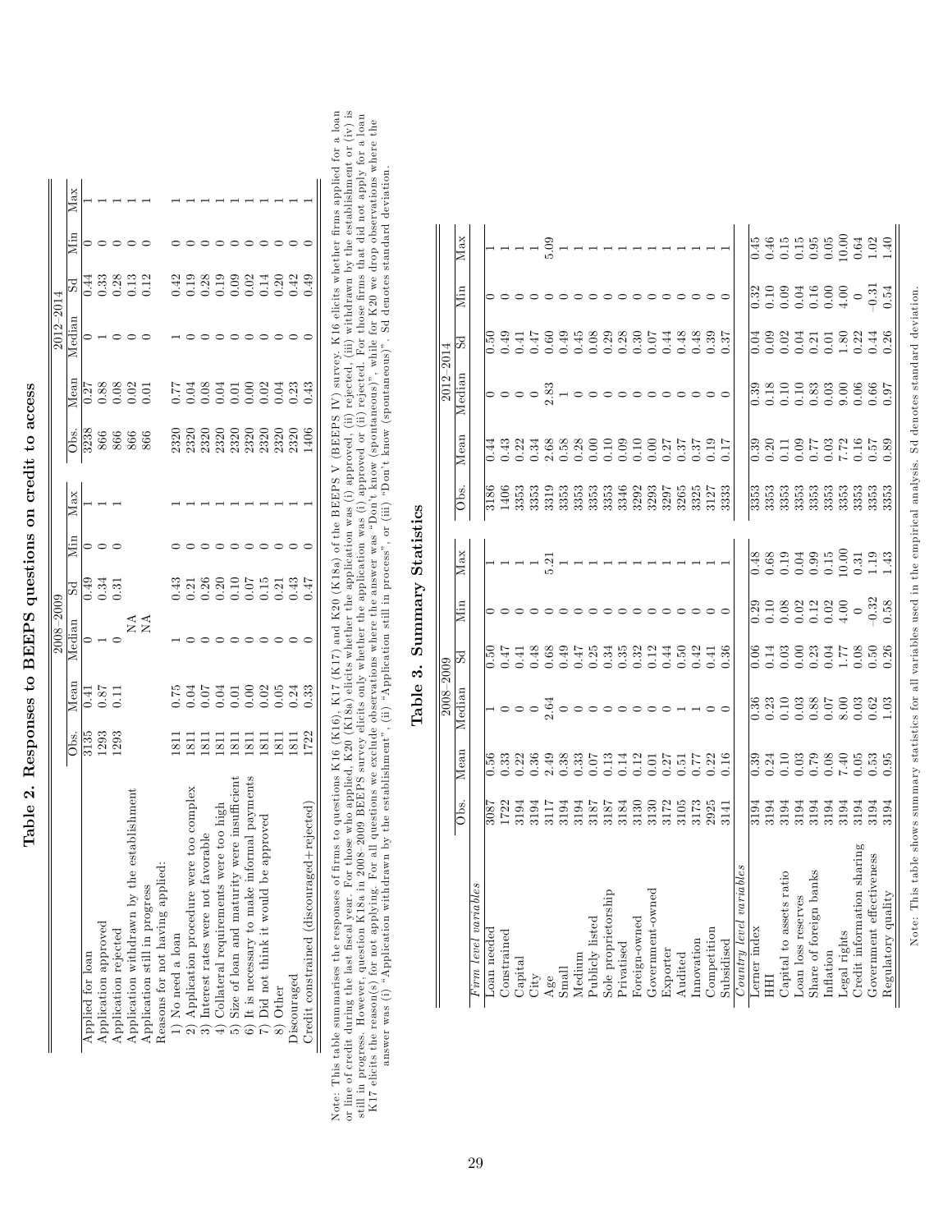# Table 2. Responses to BEEPS questions on credit to access

| | 2008–2009 | | | | | | 2012–2014 | | | | | |
|---|---|---|---|---|---|---|---|---|---|---|---|---|
| | Obs. | Mean | Median | Sd | Min | Max | Obs. | Mean | Median | Sd | Min | Max |
| Applied for loan | 3135 | 0.41 | 0 | 0.49 | 0 | 1 | 3238 | 0.27 | 0 | 0.44 | 0 | 1 |
| Application approved | 1293 | 0.87 | 1 | 0.34 | 0 | 1 | 866 | 0.88 | 1 | 0.33 | 0 | 1 |
| Application rejected | 1293 | 0.11 | 0 | 0.31 | 0 | 1 | 866 | 0.08 | 0 | 0.28 | 0 | 1 |
| Application withdrawn by the establishment | | | NA | | | | 866 | 0.02 | 0 | 0.13 | 0 | 1 |
| Application still in progress | | | NA | | | | 866 | 0.01 | 0 | 0.12 | 0 | 1 |
| Reasons for not having applied: | | | | | | | | | | | | |
| 1) No need a loan | 1811 | 0.75 | 1 | 0.43 | 0 | 1 | 2320 | 0.77 | 1 | 0.42 | 0 | 1 |
| 2) Application procedure were too complex | 1811 | 0.04 | 0 | 0.21 | 0 | 1 | 2320 | 0.04 | 0 | 0.19 | 0 | 1 |
| 3) Interest rates were not favorable | 1811 | 0.07 | 0 | 0.26 | 0 | 1 | 2320 | 0.08 | 0 | 0.28 | 0 | 1 |
| 4) Collateral requirements were too high | 1811 | 0.04 | 0 | 0.20 | 0 | 1 | 2320 | 0.04 | 0 | 0.19 | 0 | 1 |
| 5) Size of loan and maturity were insufficient | 1811 | 0.01 | 0 | 0.10 | 0 | 1 | 2320 | 0.01 | 0 | 0.09 | 0 | 1 |
| 6) It is necessary to make informal payments | 1811 | 0.00 | 0 | 0.07 | 0 | 1 | 2320 | 0.00 | 0 | 0.02 | 0 | 1 |
| 7) Did not think it would be approved | 1811 | 0.02 | 0 | 0.15 | 0 | 1 | 2320 | 0.02 | 0 | 0.14 | 0 | 1 |
| 8) Other | 1811 | 0.05 | 0 | 0.21 | 0 | 1 | 2320 | 0.04 | 0 | 0.20 | 0 | 1 |
| Discouraged | 1811 | 0.24 | 0 | 0.43 | 0 | 1 | 2320 | 0.23 | 0 | 0.42 | 0 | 1 |
| Credit constrained (discouraged+rejected) | 1722 | 0.33 | 0 | 0.47 | 0 | 1 | 1406 | 0.43 | 0 | 0.49 | 0 | 1 |

Note: This table summarises the responses of firms to questions K16 (K16), K17 (K17) and K20 (K18a) of the BEEPS V (BEEPS IV) survey. K16 elicits whether firms applied for a loan or line of credit during the last fiscal year. For those who applied, K20 (K18a) elicits whether the application was (i) approved, (ii) rejected, (iii) withdrawn by the establishment or (iv) is still in progress. However, question K18a in 2008–2009 BEEPS survey elicits only whether the application was (i) approved or (ii) rejected. For those firms that did not apply for a loan K17 elicits the reason(s) for not applying. For all questions we exclude observations where the answer was "Don't know (spontaneous)", while for K20 we drop observations where the answer was (i) "Application withdrawn by the establishment", (ii) "Application still in process", or (iii) "Don't know (spontaneous)". Sd denotes standard deviation.

# Table 3. Summary Statistics

| | 2008–2009 | | | | | | 2012–2014 | | | | | |
|---|---|---|---|---|---|---|---|---|---|---|---|---|
| | Obs. | Mean | Median | Sd | Min | Max | Obs. | Mean | Median | Sd | Min | Max |
| *Firm level variables* | | | | | | | | | | | | |
| Loan needed | 3087 | 0.56 | 1 | 0.50 | 0 | 1 | 3186 | 0.44 | 0 | 0.50 | 0 | 1 |
| Constrained | 1722 | 0.33 | 0 | 0.47 | 0 | 1 | 1406 | 0.43 | 0 | 0.49 | 0 | 1 |
| Capital | 3194 | 0.22 | 0 | 0.41 | 0 | 1 | 3353 | 0.22 | 0 | 0.41 | 0 | 1 |
| City | 3194 | 0.36 | 0 | 0.48 | 0 | 1 | 3353 | 0.34 | 0 | 0.47 | 0 | 1 |
| Age | 3117 | 2.49 | 2.64 | 0.68 | 0 | 5.21 | 3319 | 2.68 | 2.83 | 0.60 | 0 | 5.09 |
| Small | 3194 | 0.38 | 0 | 0.49 | 0 | 1 | 3353 | 0.58 | 1 | 0.49 | 0 | 1 |
| Medium | 3194 | 0.33 | 0 | 0.47 | 0 | 1 | 3353 | 0.28 | 0 | 0.45 | 0 | 1 |
| Publicly listed | 3187 | 0.07 | 0 | 0.25 | 0 | 1 | 3353 | 0.00 | 0 | 0.08 | 0 | 1 |
| Sole proprietorship | 3187 | 0.13 | 0 | 0.34 | 0 | 1 | 3353 | 0.10 | 0 | 0.29 | 0 | 1 |
| Privatised | 3184 | 0.14 | 0 | 0.35 | 0 | 1 | 3346 | 0.09 | 0 | 0.28 | 0 | 1 |
| Foreign-owned | 3130 | 0.12 | 0 | 0.32 | 0 | 1 | 3292 | 0.10 | 0 | 0.30 | 0 | 1 |
| Government-owned | 3130 | 0.01 | 0 | 0.12 | 0 | 1 | 3293 | 0.00 | 0 | 0.07 | 0 | 1 |
| Exporter | 3172 | 0.27 | 0 | 0.44 | 0 | 1 | 3297 | 0.27 | 0 | 0.44 | 0 | 1 |
| Audited | 3105 | 0.51 | 1 | 0.50 | 0 | 1 | 3265 | 0.37 | 0 | 0.48 | 0 | 1 |
| Innovation | 3173 | 0.77 | 1 | 0.42 | 0 | 1 | 3325 | 0.37 | 0 | 0.48 | 0 | 1 |
| Competition | 2925 | 0.22 | 0 | 0.41 | 0 | 1 | 3127 | 0.19 | 0 | 0.39 | 0 | 1 |
| Subsidised | 3141 | 0.16 | 0 | 0.36 | 0 | 1 | 3333 | 0.17 | 0 | 0.37 | 0 | 1 |
| *Country level variables* | | | | | | | | | | | | |
| Lerner index | 3194 | 0.39 | 0.36 | 0.06 | 0.29 | 0.48 | 3353 | 0.39 | 0.39 | 0.04 | 0.32 | 0.45 |
| HHI | 3194 | 0.24 | 0.23 | 0.14 | 0.10 | 0.68 | 3353 | 0.20 | 0.18 | 0.09 | 0.10 | 0.46 |
| Capital to assets ratio | 3194 | 0.10 | 0.10 | 0.03 | 0.08 | 0.19 | 3353 | 0.11 | 0.10 | 0.02 | 0.09 | 0.15 |
| Loan loss reserves | 3194 | 0.03 | 0.03 | 0.00 | 0.02 | 0.04 | 3353 | 0.09 | 0.10 | 0.04 | 0.04 | 0.15 |
| Share of foreign banks | 3194 | 0.79 | 0.88 | 0.23 | 0.12 | 0.99 | 3353 | 0.77 | 0.83 | 0.21 | 0.16 | 0.95 |
| Inflation | 3194 | 0.08 | 0.07 | 0.04 | 0.02 | 0.15 | 3353 | 0.03 | 0.03 | 0.01 | 0.00 | 0.05 |
| Legal rights | 3194 | 7.40 | 8.00 | 1.77 | 4.00 | 10.00 | 3353 | 7.72 | 9.00 | 1.80 | 4.00 | 10.00 |
| Credit information sharing | 3194 | 0.05 | 0.03 | 0.08 | 0 | 0.31 | 3353 | 0.16 | 0.06 | 0.22 | 0 | 0.64 |
| Government effectiveness | 3194 | 0.53 | 0.50 | 0.50 | −0.32 | 1.19 | 3353 | 0.57 | 0.66 | 0.44 | −0.31 | 1.02 |
| Regulatory quality | 3194 | 0.95 | 1.03 | 0.26 | 0.58 | 1.43 | 3353 | 0.89 | 0.97 | 0.26 | 0.54 | 1.40 |

Note: This table shows summary statistics for all variables used in the empirical analysis. Sd denotes standard deviation.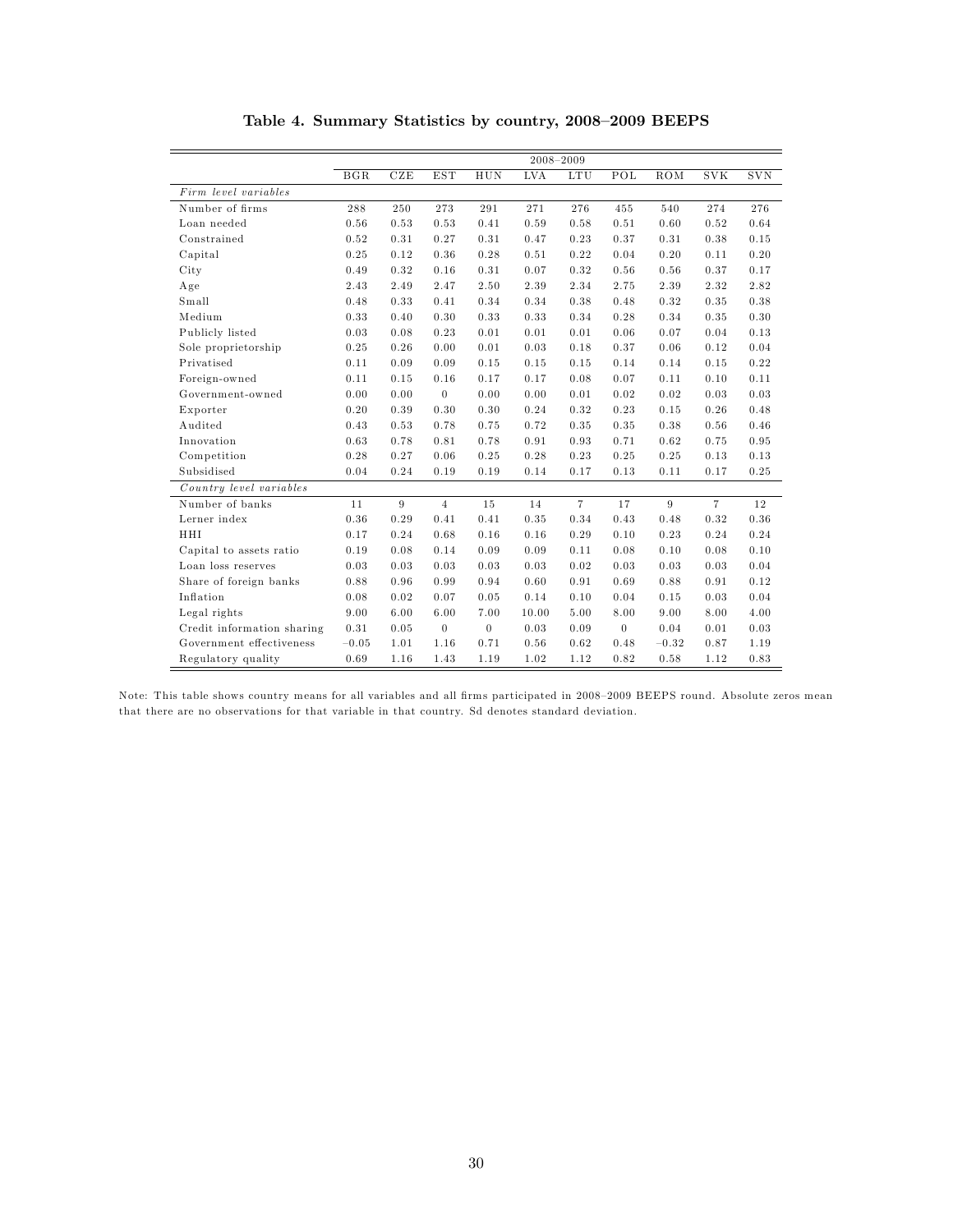# Table 4. Summary Statistics by country, 2008–2009 BEEPS

| | 2008–2009 | | | | | | | | | |
|---|---|---|---|---|---|---|---|---|---|---|
| | BGR | CZE | EST | HUN | LVA | LTU | POL | ROM | SVK | SVN |
| *Firm level variables* | | | | | | | | | | |
| Number of firms | 288 | 250 | 273 | 291 | 271 | 276 | 455 | 540 | 274 | 276 |
| Loan needed | 0.56 | 0.53 | 0.53 | 0.41 | 0.59 | 0.58 | 0.51 | 0.60 | 0.52 | 0.64 |
| Constrained | 0.52 | 0.31 | 0.27 | 0.31 | 0.47 | 0.23 | 0.37 | 0.31 | 0.38 | 0.15 |
| Capital | 0.25 | 0.12 | 0.36 | 0.28 | 0.51 | 0.22 | 0.04 | 0.20 | 0.11 | 0.20 |
| City | 0.49 | 0.32 | 0.16 | 0.31 | 0.07 | 0.32 | 0.56 | 0.56 | 0.37 | 0.17 |
| Age | 2.43 | 2.49 | 2.47 | 2.50 | 2.39 | 2.34 | 2.75 | 2.39 | 2.32 | 2.82 |
| Small | 0.48 | 0.33 | 0.41 | 0.34 | 0.34 | 0.38 | 0.48 | 0.32 | 0.35 | 0.38 |
| Medium | 0.33 | 0.40 | 0.30 | 0.33 | 0.33 | 0.34 | 0.28 | 0.34 | 0.35 | 0.30 |
| Publicly listed | 0.03 | 0.08 | 0.23 | 0.01 | 0.01 | 0.01 | 0.06 | 0.07 | 0.04 | 0.13 |
| Sole proprietorship | 0.25 | 0.26 | 0.00 | 0.01 | 0.03 | 0.18 | 0.37 | 0.06 | 0.12 | 0.04 |
| Privatised | 0.11 | 0.09 | 0.09 | 0.15 | 0.15 | 0.15 | 0.14 | 0.14 | 0.15 | 0.22 |
| Foreign-owned | 0.11 | 0.15 | 0.16 | 0.17 | 0.17 | 0.08 | 0.07 | 0.11 | 0.10 | 0.11 |
| Government-owned | 0.00 | 0.00 | 0 | 0.00 | 0.00 | 0.01 | 0.02 | 0.02 | 0.03 | 0.03 |
| Exporter | 0.20 | 0.39 | 0.30 | 0.30 | 0.24 | 0.32 | 0.23 | 0.15 | 0.26 | 0.48 |
| Audited | 0.43 | 0.53 | 0.78 | 0.75 | 0.72 | 0.35 | 0.35 | 0.38 | 0.56 | 0.46 |
| Innovation | 0.63 | 0.78 | 0.81 | 0.78 | 0.91 | 0.93 | 0.71 | 0.62 | 0.75 | 0.95 |
| Competition | 0.28 | 0.27 | 0.06 | 0.25 | 0.28 | 0.23 | 0.25 | 0.25 | 0.13 | 0.13 |
| Subsidised | 0.04 | 0.24 | 0.19 | 0.19 | 0.14 | 0.17 | 0.13 | 0.11 | 0.17 | 0.25 |
| *Country level variables* | | | | | | | | | | |
| Number of banks | 11 | 9 | 4 | 15 | 14 | 7 | 17 | 9 | 7 | 12 |
| Lerner index | 0.36 | 0.29 | 0.41 | 0.41 | 0.35 | 0.34 | 0.43 | 0.48 | 0.32 | 0.36 |
| HHI | 0.17 | 0.24 | 0.68 | 0.16 | 0.16 | 0.29 | 0.10 | 0.23 | 0.24 | 0.24 |
| Capital to assets ratio | 0.19 | 0.08 | 0.14 | 0.09 | 0.09 | 0.11 | 0.08 | 0.10 | 0.08 | 0.10 |
| Loan loss reserves | 0.03 | 0.03 | 0.03 | 0.03 | 0.03 | 0.02 | 0.03 | 0.03 | 0.03 | 0.04 |
| Share of foreign banks | 0.88 | 0.96 | 0.99 | 0.94 | 0.60 | 0.91 | 0.69 | 0.88 | 0.91 | 0.12 |
| Inflation | 0.08 | 0.02 | 0.07 | 0.05 | 0.14 | 0.10 | 0.04 | 0.15 | 0.03 | 0.04 |
| Legal rights | 9.00 | 6.00 | 6.00 | 7.00 | 10.00 | 5.00 | 8.00 | 9.00 | 8.00 | 4.00 |
| Credit information sharing | 0.31 | 0.05 | 0 | 0 | 0.03 | 0.09 | 0 | 0.04 | 0.01 | 0.03 |
| Government effectiveness | −0.05 | 1.01 | 1.16 | 0.71 | 0.56 | 0.62 | 0.48 | −0.32 | 0.87 | 1.19 |
| Regulatory quality | 0.69 | 1.16 | 1.43 | 1.19 | 1.02 | 1.12 | 0.82 | 0.58 | 1.12 | 0.83 |

Note: This table shows country means for all variables and all firms participated in 2008–2009 BEEPS round. Absolute zeros mean that there are no observations for that variable in that country. Sd denotes standard deviation.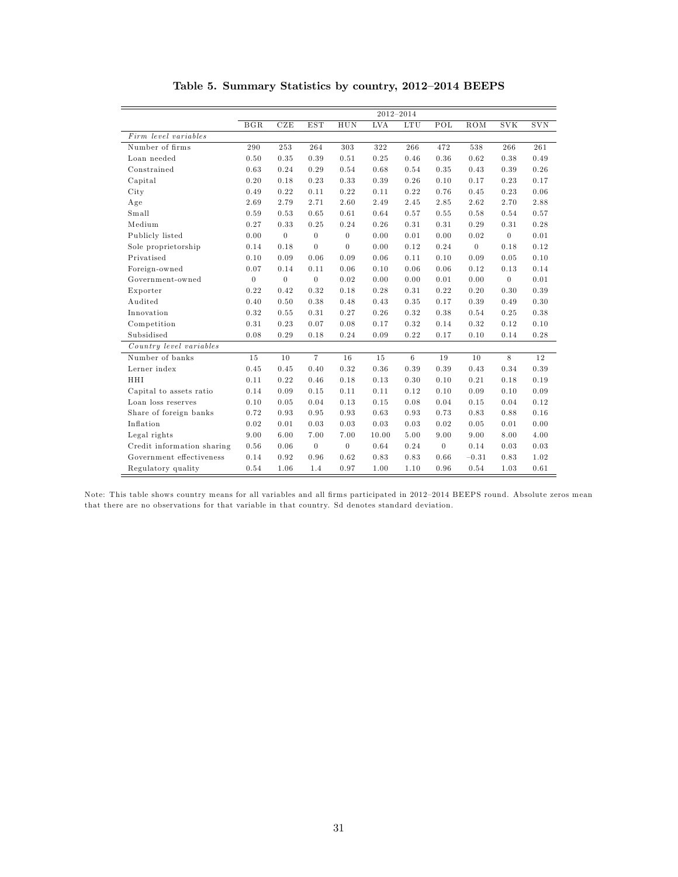**Table 5. Summary Statistics by country, 2012–2014 BEEPS**

| | 2012–2014 | | | | | | | | | |
|---|---|---|---|---|---|---|---|---|---|---|
| | BGR | CZE | EST | HUN | LVA | LTU | POL | ROM | SVK | SVN |
| *Firm level variables* | | | | | | | | | | |
| Number of firms | 290 | 253 | 264 | 303 | 322 | 266 | 472 | 538 | 266 | 261 |
| Loan needed | 0.50 | 0.35 | 0.39 | 0.51 | 0.25 | 0.46 | 0.36 | 0.62 | 0.38 | 0.49 |
| Constrained | 0.63 | 0.24 | 0.29 | 0.54 | 0.68 | 0.54 | 0.35 | 0.43 | 0.39 | 0.26 |
| Capital | 0.20 | 0.18 | 0.23 | 0.33 | 0.39 | 0.26 | 0.10 | 0.17 | 0.23 | 0.17 |
| City | 0.49 | 0.22 | 0.11 | 0.22 | 0.11 | 0.22 | 0.76 | 0.45 | 0.23 | 0.06 |
| Age | 2.69 | 2.79 | 2.71 | 2.60 | 2.49 | 2.45 | 2.85 | 2.62 | 2.70 | 2.88 |
| Small | 0.59 | 0.53 | 0.65 | 0.61 | 0.64 | 0.57 | 0.55 | 0.58 | 0.54 | 0.57 |
| Medium | 0.27 | 0.33 | 0.25 | 0.24 | 0.26 | 0.31 | 0.31 | 0.29 | 0.31 | 0.28 |
| Publicly listed | 0.00 | 0 | 0 | 0 | 0.00 | 0.01 | 0.00 | 0.02 | 0 | 0.01 |
| Sole proprietorship | 0.14 | 0.18 | 0 | 0 | 0.00 | 0.12 | 0.24 | 0 | 0.18 | 0.12 |
| Privatised | 0.10 | 0.09 | 0.06 | 0.09 | 0.06 | 0.11 | 0.10 | 0.09 | 0.05 | 0.10 |
| Foreign-owned | 0.07 | 0.14 | 0.11 | 0.06 | 0.10 | 0.06 | 0.06 | 0.12 | 0.13 | 0.14 |
| Government-owned | 0 | 0 | 0 | 0.02 | 0.00 | 0.00 | 0.01 | 0.00 | 0 | 0.01 |
| Exporter | 0.22 | 0.42 | 0.32 | 0.18 | 0.28 | 0.31 | 0.22 | 0.20 | 0.30 | 0.39 |
| Audited | 0.40 | 0.50 | 0.38 | 0.48 | 0.43 | 0.35 | 0.17 | 0.39 | 0.49 | 0.30 |
| Innovation | 0.32 | 0.55 | 0.31 | 0.27 | 0.26 | 0.32 | 0.38 | 0.54 | 0.25 | 0.38 |
| Competition | 0.31 | 0.23 | 0.07 | 0.08 | 0.17 | 0.32 | 0.14 | 0.32 | 0.12 | 0.10 |
| Subsidised | 0.08 | 0.29 | 0.18 | 0.24 | 0.09 | 0.22 | 0.17 | 0.10 | 0.14 | 0.28 |
| *Country level variables* | | | | | | | | | | |
| Number of banks | 15 | 10 | 7 | 16 | 15 | 6 | 19 | 10 | 8 | 12 |
| Lerner index | 0.45 | 0.45 | 0.40 | 0.32 | 0.36 | 0.39 | 0.39 | 0.43 | 0.34 | 0.39 |
| HHI | 0.11 | 0.22 | 0.46 | 0.18 | 0.13 | 0.30 | 0.10 | 0.21 | 0.18 | 0.19 |
| Capital to assets ratio | 0.14 | 0.09 | 0.15 | 0.11 | 0.11 | 0.12 | 0.10 | 0.09 | 0.10 | 0.09 |
| Loan loss reserves | 0.10 | 0.05 | 0.04 | 0.13 | 0.15 | 0.08 | 0.04 | 0.15 | 0.04 | 0.12 |
| Share of foreign banks | 0.72 | 0.93 | 0.95 | 0.93 | 0.63 | 0.93 | 0.73 | 0.83 | 0.88 | 0.16 |
| Inflation | 0.02 | 0.01 | 0.03 | 0.03 | 0.03 | 0.03 | 0.02 | 0.05 | 0.01 | 0.00 |
| Legal rights | 9.00 | 6.00 | 7.00 | 7.00 | 10.00 | 5.00 | 9.00 | 9.00 | 8.00 | 4.00 |
| Credit information sharing | 0.56 | 0.06 | 0 | 0 | 0.64 | 0.24 | 0 | 0.14 | 0.03 | 0.03 |
| Government effectiveness | 0.14 | 0.92 | 0.96 | 0.62 | 0.83 | 0.83 | 0.66 | −0.31 | 0.83 | 1.02 |
| Regulatory quality | 0.54 | 1.06 | 1.4 | 0.97 | 1.00 | 1.10 | 0.96 | 0.54 | 1.03 | 0.61 |

Note: This table shows country means for all variables and all firms participated in 2012–2014 BEEPS round. Absolute zeros mean that there are no observations for that variable in that country. Sd denotes standard deviation.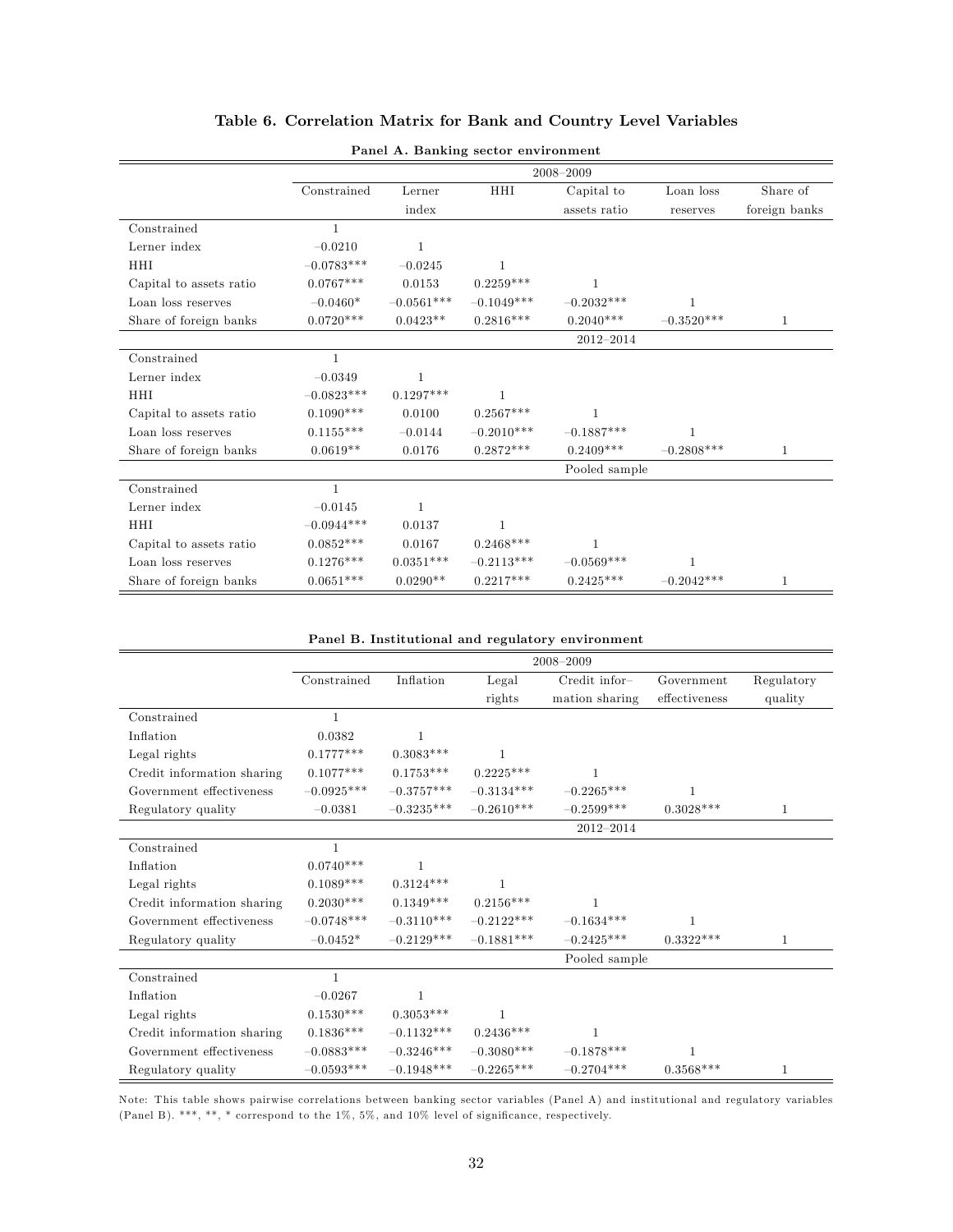## Table 6. Correlation Matrix for Bank and Country Level Variables

**Panel A. Banking sector environment**

| | Constrained | Lerner index | HHI | Capital to assets ratio | Loan loss reserves | Share of foreign banks |
|---|---|---|---|---|---|---|
| | | | | 2008–2009 | | |
| Constrained | 1 | | | | | |
| Lerner index | −0.0210 | 1 | | | | |
| HHI | −0.0783*** | −0.0245 | 1 | | | |
| Capital to assets ratio | 0.0767*** | 0.0153 | 0.2259*** | 1 | | |
| Loan loss reserves | −0.0460* | −0.0561*** | −0.1049*** | −0.2032*** | 1 | |
| Share of foreign banks | 0.0720*** | 0.0423** | 0.2816*** | 0.2040*** | −0.3520*** | 1 |
| | | | | 2012–2014 | | |
| Constrained | 1 | | | | | |
| Lerner index | −0.0349 | 1 | | | | |
| HHI | −0.0823*** | 0.1297*** | 1 | | | |
| Capital to assets ratio | 0.1090*** | 0.0100 | 0.2567*** | 1 | | |
| Loan loss reserves | 0.1155*** | −0.0144 | −0.2010*** | −0.1887*** | 1 | |
| Share of foreign banks | 0.0619** | 0.0176 | 0.2872*** | 0.2409*** | −0.2808*** | 1 |
| | | | | Pooled sample | | |
| Constrained | 1 | | | | | |
| Lerner index | −0.0145 | 1 | | | | |
| HHI | −0.0944*** | 0.0137 | 1 | | | |
| Capital to assets ratio | 0.0852*** | 0.0167 | 0.2468*** | 1 | | |
| Loan loss reserves | 0.1276*** | 0.0351*** | −0.2113*** | −0.0569*** | 1 | |
| Share of foreign banks | 0.0651*** | 0.0290** | 0.2217*** | 0.2425*** | −0.2042*** | 1 |

**Panel B. Institutional and regulatory environment**

| | Constrained | Inflation | Legal rights | Credit information sharing | Government effectiveness | Regulatory quality |
|---|---|---|---|---|---|---|
| | | | | 2008–2009 | | |
| Constrained | 1 | | | | | |
| Inflation | 0.0382 | 1 | | | | |
| Legal rights | 0.1777*** | 0.3083*** | 1 | | | |
| Credit information sharing | 0.1077*** | 0.1753*** | 0.2225*** | 1 | | |
| Government effectiveness | −0.0925*** | −0.3757*** | −0.3134*** | −0.2265*** | 1 | |
| Regulatory quality | −0.0381 | −0.3235*** | −0.2610*** | −0.2599*** | 0.3028*** | 1 |
| | | | | 2012–2014 | | |
| Constrained | 1 | | | | | |
| Inflation | 0.0740*** | 1 | | | | |
| Legal rights | 0.1089*** | 0.3124*** | 1 | | | |
| Credit information sharing | 0.2030*** | 0.1349*** | 0.2156*** | 1 | | |
| Government effectiveness | −0.0748*** | −0.3110*** | −0.2122*** | −0.1634*** | 1 | |
| Regulatory quality | −0.0452* | −0.2129*** | −0.1881*** | −0.2425*** | 0.3322*** | 1 |
| | | | | Pooled sample | | |
| Constrained | 1 | | | | | |
| Inflation | −0.0267 | 1 | | | | |
| Legal rights | 0.1530*** | 0.3053*** | 1 | | | |
| Credit information sharing | 0.1836*** | −0.1132*** | 0.2436*** | 1 | | |
| Government effectiveness | −0.0883*** | −0.3246*** | −0.3080*** | −0.1878*** | 1 | |
| Regulatory quality | −0.0593*** | −0.1948*** | −0.2265*** | −0.2704*** | 0.3568*** | 1 |

Note: This table shows pairwise correlations between banking sector variables (Panel A) and institutional and regulatory variables (Panel B). ***, **, * correspond to the 1%, 5%, and 10% level of significance, respectively.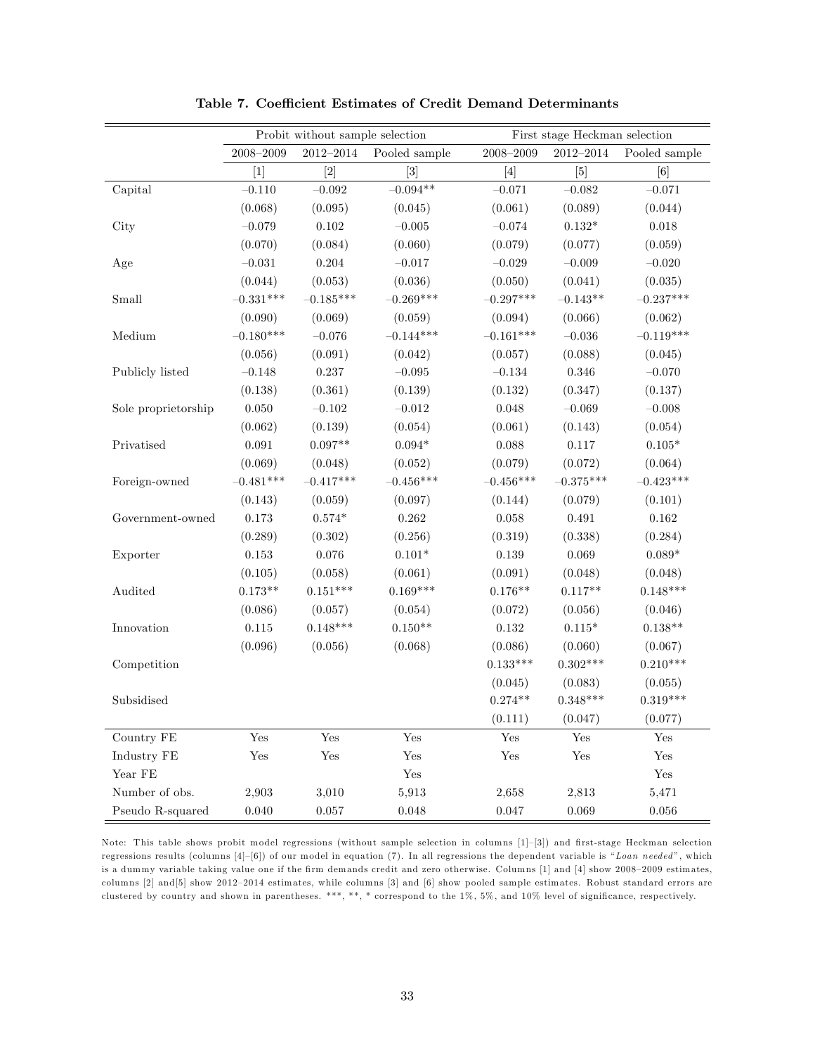**Table 7. Coefficient Estimates of Credit Demand Determinants**

| | Probit without sample selection | | | First stage Heckman selection | | |
|---|---|---|---|---|---|---|
| | 2008–2009 | 2012–2014 | Pooled sample | 2008–2009 | 2012–2014 | Pooled sample |
| | [1] | [2] | [3] | [4] | [5] | [6] |
| Capital | −0.110 | −0.092 | −0.094** | −0.071 | −0.082 | −0.071 |
| | (0.068) | (0.095) | (0.045) | (0.061) | (0.089) | (0.044) |
| City | −0.079 | 0.102 | −0.005 | −0.074 | 0.132* | 0.018 |
| | (0.070) | (0.084) | (0.060) | (0.079) | (0.077) | (0.059) |
| Age | −0.031 | 0.204 | −0.017 | −0.029 | −0.009 | −0.020 |
| | (0.044) | (0.053) | (0.036) | (0.050) | (0.041) | (0.035) |
| Small | −0.331*** | −0.185*** | −0.269*** | −0.297*** | −0.143** | −0.237*** |
| | (0.090) | (0.069) | (0.059) | (0.094) | (0.066) | (0.062) |
| Medium | −0.180*** | −0.076 | −0.144*** | −0.161*** | −0.036 | −0.119*** |
| | (0.056) | (0.091) | (0.042) | (0.057) | (0.088) | (0.045) |
| Publicly listed | −0.148 | 0.237 | −0.095 | −0.134 | 0.346 | −0.070 |
| | (0.138) | (0.361) | (0.139) | (0.132) | (0.347) | (0.137) |
| Sole proprietorship | 0.050 | −0.102 | −0.012 | 0.048 | −0.069 | −0.008 |
| | (0.062) | (0.139) | (0.054) | (0.061) | (0.143) | (0.054) |
| Privatised | 0.091 | 0.097** | 0.094* | 0.088 | 0.117 | 0.105* |
| | (0.069) | (0.048) | (0.052) | (0.079) | (0.072) | (0.064) |
| Foreign-owned | −0.481*** | −0.417*** | −0.456*** | −0.456*** | −0.375*** | −0.423*** |
| | (0.143) | (0.059) | (0.097) | (0.144) | (0.079) | (0.101) |
| Government-owned | 0.173 | 0.574* | 0.262 | 0.058 | 0.491 | 0.162 |
| | (0.289) | (0.302) | (0.256) | (0.319) | (0.338) | (0.284) |
| Exporter | 0.153 | 0.076 | 0.101* | 0.139 | 0.069 | 0.089* |
| | (0.105) | (0.058) | (0.061) | (0.091) | (0.048) | (0.048) |
| Audited | 0.173** | 0.151*** | 0.169*** | 0.176** | 0.117** | 0.148*** |
| | (0.086) | (0.057) | (0.054) | (0.072) | (0.056) | (0.046) |
| Innovation | 0.115 | 0.148*** | 0.150** | 0.132 | 0.115* | 0.138** |
| | (0.096) | (0.056) | (0.068) | (0.086) | (0.060) | (0.067) |
| Competition | | | | 0.133*** | 0.302*** | 0.210*** |
| | | | | (0.045) | (0.083) | (0.055) |
| Subsidised | | | | 0.274** | 0.348*** | 0.319*** |
| | | | | (0.111) | (0.047) | (0.077) |
| Country FE | Yes | Yes | Yes | Yes | Yes | Yes |
| Industry FE | Yes | Yes | Yes | Yes | Yes | Yes |
| Year FE | | | Yes | | | Yes |
| Number of obs. | 2,903 | 3,010 | 5,913 | 2,658 | 2,813 | 5,471 |
| Pseudo R-squared | 0.040 | 0.057 | 0.048 | 0.047 | 0.069 | 0.056 |

Note: This table shows probit model regressions (without sample selection in columns [1]–[3]) and first-stage Heckman selection regressions results (columns [4]–[6]) of our model in equation (7). In all regressions the dependent variable is "*Loan needed*", which is a dummy variable taking value one if the firm demands credit and zero otherwise. Columns [1] and [4] show 2008–2009 estimates, columns [2] and[5] show 2012–2014 estimates, while columns [3] and [6] show pooled sample estimates. Robust standard errors are clustered by country and shown in parentheses. ***, **, * correspond to the 1%, 5%, and 10% level of significance, respectively.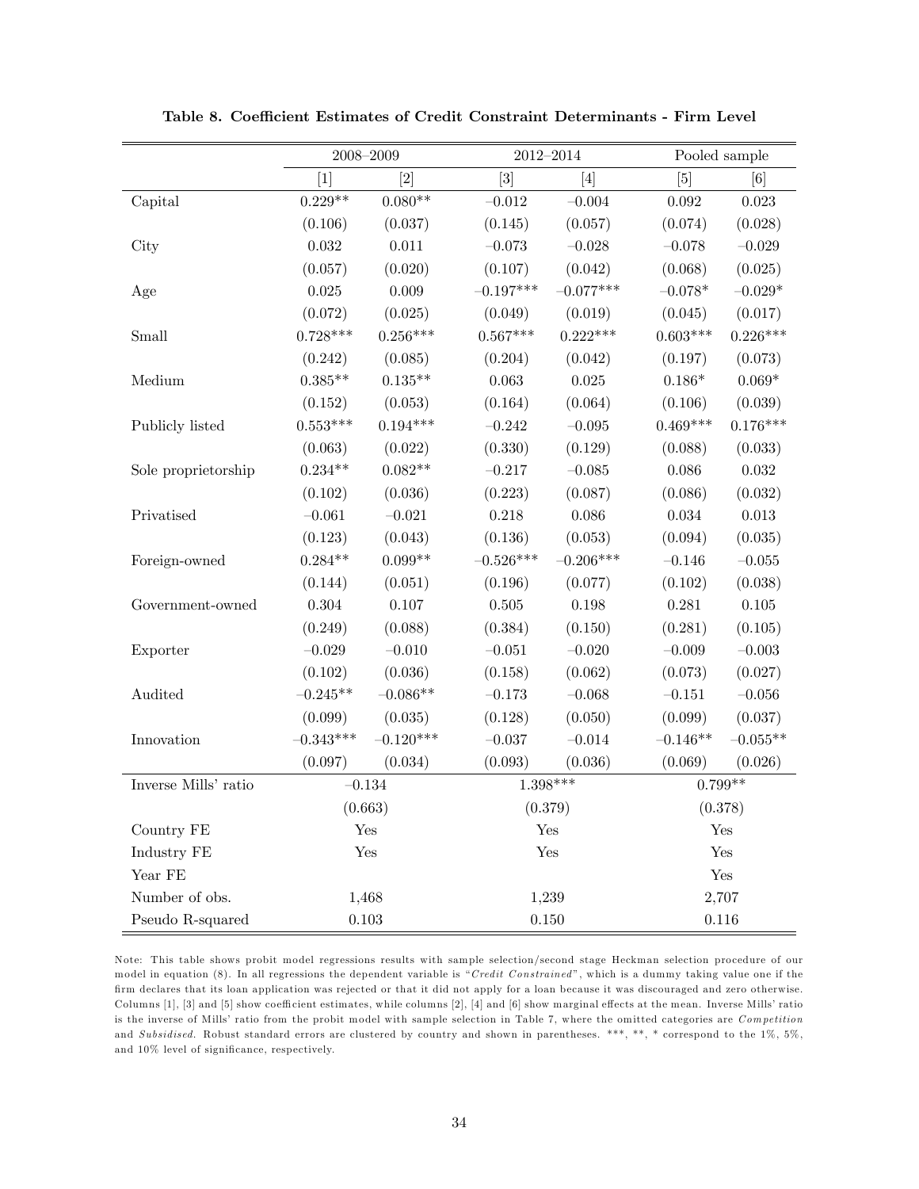**Table 8. Coefficient Estimates of Credit Constraint Determinants - Firm Level**

| | 2008–2009 | | 2012–2014 | | Pooled sample | |
|---|---|---|---|---|---|---|
| | [1] | [2] | [3] | [4] | [5] | [6] |
| Capital | 0.229** | 0.080** | –0.012 | –0.004 | 0.092 | 0.023 |
| | (0.106) | (0.037) | (0.145) | (0.057) | (0.074) | (0.028) |
| City | 0.032 | 0.011 | –0.073 | –0.028 | –0.078 | –0.029 |
| | (0.057) | (0.020) | (0.107) | (0.042) | (0.068) | (0.025) |
| Age | 0.025 | 0.009 | –0.197*** | –0.077*** | –0.078* | –0.029* |
| | (0.072) | (0.025) | (0.049) | (0.019) | (0.045) | (0.017) |
| Small | 0.728*** | 0.256*** | 0.567*** | 0.222*** | 0.603*** | 0.226*** |
| | (0.242) | (0.085) | (0.204) | (0.042) | (0.197) | (0.073) |
| Medium | 0.385** | 0.135** | 0.063 | 0.025 | 0.186* | 0.069* |
| | (0.152) | (0.053) | (0.164) | (0.064) | (0.106) | (0.039) |
| Publicly listed | 0.553*** | 0.194*** | –0.242 | –0.095 | 0.469*** | 0.176*** |
| | (0.063) | (0.022) | (0.330) | (0.129) | (0.088) | (0.033) |
| Sole proprietorship | 0.234** | 0.082** | –0.217 | –0.085 | 0.086 | 0.032 |
| | (0.102) | (0.036) | (0.223) | (0.087) | (0.086) | (0.032) |
| Privatised | –0.061 | –0.021 | 0.218 | 0.086 | 0.034 | 0.013 |
| | (0.123) | (0.043) | (0.136) | (0.053) | (0.094) | (0.035) |
| Foreign-owned | 0.284** | 0.099** | –0.526*** | –0.206*** | –0.146 | –0.055 |
| | (0.144) | (0.051) | (0.196) | (0.077) | (0.102) | (0.038) |
| Government-owned | 0.304 | 0.107 | 0.505 | 0.198 | 0.281 | 0.105 |
| | (0.249) | (0.088) | (0.384) | (0.150) | (0.281) | (0.105) |
| Exporter | –0.029 | –0.010 | –0.051 | –0.020 | –0.009 | –0.003 |
| | (0.102) | (0.036) | (0.158) | (0.062) | (0.073) | (0.027) |
| Audited | –0.245** | –0.086** | –0.173 | –0.068 | –0.151 | –0.056 |
| | (0.099) | (0.035) | (0.128) | (0.050) | (0.099) | (0.037) |
| Innovation | –0.343*** | –0.120*** | –0.037 | –0.014 | –0.146** | –0.055** |
| | (0.097) | (0.034) | (0.093) | (0.036) | (0.069) | (0.026) |
| Inverse Mills' ratio | –0.134 | | 1.398*** | | 0.799** | |
| | (0.663) | | (0.379) | | (0.378) | |
| Country FE | Yes | | Yes | | Yes | |
| Industry FE | Yes | | Yes | | Yes | |
| Year FE | | | | | Yes | |
| Number of obs. | 1,468 | | 1,239 | | 2,707 | |
| Pseudo R-squared | 0.103 | | 0.150 | | 0.116 | |

Note: This table shows probit model regressions results with sample selection/second stage Heckman selection procedure of our model in equation (8). In all regressions the dependent variable is "*Credit Constrained*", which is a dummy taking value one if the firm declares that its loan application was rejected or that it did not apply for a loan because it was discouraged and zero otherwise. Columns [1], [3] and [5] show coefficient estimates, while columns [2], [4] and [6] show marginal effects at the mean. Inverse Mills' ratio is the inverse of Mills' ratio from the probit model with sample selection in Table 7, where the omitted categories are *Competition* and *Subsidised*. Robust standard errors are clustered by country and shown in parentheses. \*\*\*, \*\*, \* correspond to the 1%, 5%, and 10% level of significance, respectively.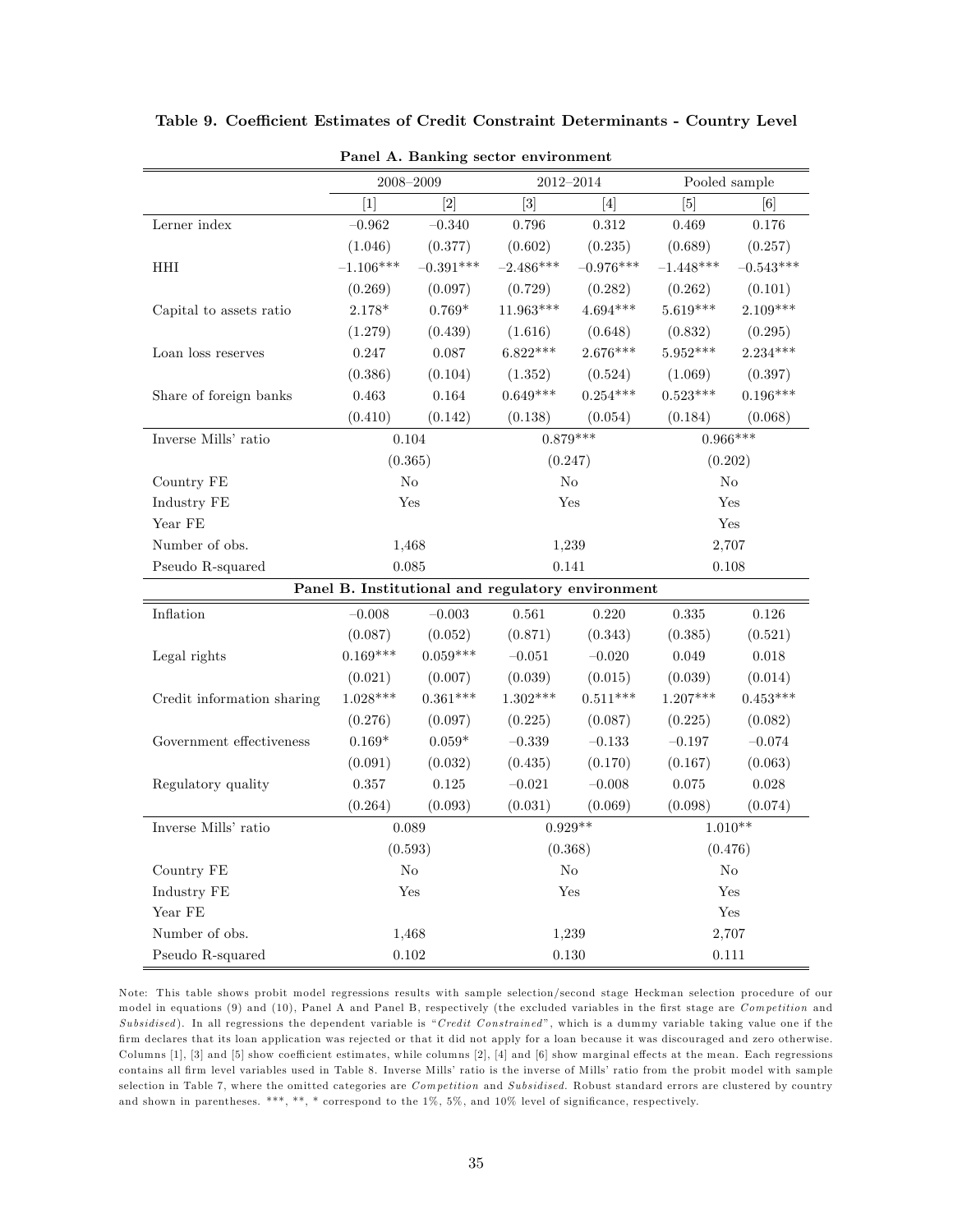**Table 9. Coefficient Estimates of Credit Constraint Determinants - Country Level**

**Panel A. Banking sector environment**

| | 2008–2009 | | 2012–2014 | | Pooled sample | |
|---|---|---|---|---|---|---|
| | [1] | [2] | [3] | [4] | [5] | [6] |
| Lerner index | −0.962 | −0.340 | 0.796 | 0.312 | 0.469 | 0.176 |
| | (1.046) | (0.377) | (0.602) | (0.235) | (0.689) | (0.257) |
| HHI | −1.106*** | −0.391*** | −2.486*** | −0.976*** | −1.448*** | −0.543*** |
| | (0.269) | (0.097) | (0.729) | (0.282) | (0.262) | (0.101) |
| Capital to assets ratio | 2.178* | 0.769* | 11.963*** | 4.694*** | 5.619*** | 2.109*** |
| | (1.279) | (0.439) | (1.616) | (0.648) | (0.832) | (0.295) |
| Loan loss reserves | 0.247 | 0.087 | 6.822*** | 2.676*** | 5.952*** | 2.234*** |
| | (0.386) | (0.104) | (1.352) | (0.524) | (1.069) | (0.397) |
| Share of foreign banks | 0.463 | 0.164 | 0.649*** | 0.254*** | 0.523*** | 0.196*** |
| | (0.410) | (0.142) | (0.138) | (0.054) | (0.184) | (0.068) |
| Inverse Mills' ratio | 0.104 | | 0.879*** | | 0.966*** | |
| | (0.365) | | (0.247) | | (0.202) | |
| Country FE | No | | No | | No | |
| Industry FE | Yes | | Yes | | Yes | |
| Year FE | | | | | Yes | |
| Number of obs. | 1,468 | | 1,239 | | 2,707 | |
| Pseudo R-squared | 0.085 | | 0.141 | | 0.108 | |

**Panel B. Institutional and regulatory environment**

| | 2008–2009 | | 2012–2014 | | Pooled sample | |
|---|---|---|---|---|---|---|
| | [1] | [2] | [3] | [4] | [5] | [6] |
| Inflation | −0.008 | −0.003 | 0.561 | 0.220 | 0.335 | 0.126 |
| | (0.087) | (0.052) | (0.871) | (0.343) | (0.385) | (0.521) |
| Legal rights | 0.169*** | 0.059*** | −0.051 | −0.020 | 0.049 | 0.018 |
| | (0.021) | (0.007) | (0.039) | (0.015) | (0.039) | (0.014) |
| Credit information sharing | 1.028*** | 0.361*** | 1.302*** | 0.511*** | 1.207*** | 0.453*** |
| | (0.276) | (0.097) | (0.225) | (0.087) | (0.225) | (0.082) |
| Government effectiveness | 0.169* | 0.059* | −0.339 | −0.133 | −0.197 | −0.074 |
| | (0.091) | (0.032) | (0.435) | (0.170) | (0.167) | (0.063) |
| Regulatory quality | 0.357 | 0.125 | −0.021 | −0.008 | 0.075 | 0.028 |
| | (0.264) | (0.093) | (0.031) | (0.069) | (0.098) | (0.074) |
| Inverse Mills' ratio | 0.089 | | 0.929** | | 1.010** | |
| | (0.593) | | (0.368) | | (0.476) | |
| Country FE | No | | No | | No | |
| Industry FE | Yes | | Yes | | Yes | |
| Year FE | | | | | Yes | |
| Number of obs. | 1,468 | | 1,239 | | 2,707 | |
| Pseudo R-squared | 0.102 | | 0.130 | | 0.111 | |

Note: This table shows probit model regressions results with sample selection/second stage Heckman selection procedure of our model in equations (9) and (10), Panel A and Panel B, respectively (the excluded variables in the first stage are *Competition* and *Subsidised*). In all regressions the dependent variable is "*Credit Constrained*", which is a dummy variable taking value one if the firm declares that its loan application was rejected or that it did not apply for a loan because it was discouraged and zero otherwise. Columns [1], [3] and [5] show coefficient estimates, while columns [2], [4] and [6] show marginal effects at the mean. Each regressions contains all firm level variables used in Table 8. Inverse Mills' ratio is the inverse of Mills' ratio from the probit model with sample selection in Table 7, where the omitted categories are *Competition* and *Subsidised*. Robust standard errors are clustered by country and shown in parentheses. ***, **, * correspond to the 1%, 5%, and 10% level of significance, respectively.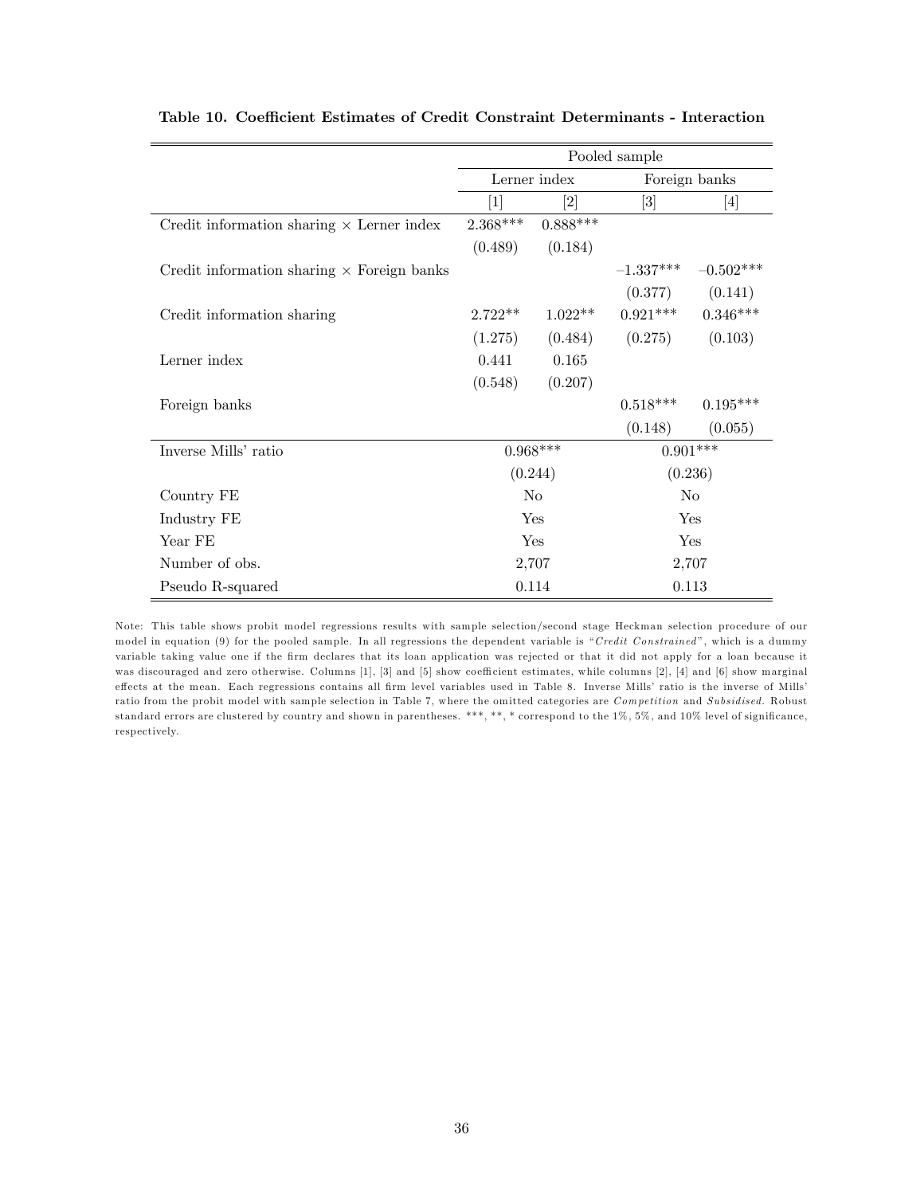**Table 10. Coefficient Estimates of Credit Constraint Determinants - Interaction**

| | Pooled sample | | | |
|---|---|---|---|---|
| | Lerner index | | Foreign banks | |
| | [1] | [2] | [3] | [4] |
| Credit information sharing × Lerner index | 2.368*** | 0.888*** | | |
| | (0.489) | (0.184) | | |
| Credit information sharing × Foreign banks | | | –1.337*** | –0.502*** |
| | | | (0.377) | (0.141) |
| Credit information sharing | 2.722** | 1.022** | 0.921*** | 0.346*** |
| | (1.275) | (0.484) | (0.275) | (0.103) |
| Lerner index | 0.441 | 0.165 | | |
| | (0.548) | (0.207) | | |
| Foreign banks | | | 0.518*** | 0.195*** |
| | | | (0.148) | (0.055) |
| Inverse Mills' ratio | 0.968*** | | 0.901*** | |
| | (0.244) | | (0.236) | |
| Country FE | No | | No | |
| Industry FE | Yes | | Yes | |
| Year FE | Yes | | Yes | |
| Number of obs. | 2,707 | | 2,707 | |
| Pseudo R-squared | 0.114 | | 0.113 | |

Note: This table shows probit model regressions results with sample selection/second stage Heckman selection procedure of our model in equation (9) for the pooled sample. In all regressions the dependent variable is "*Credit Constrained*", which is a dummy variable taking value one if the firm declares that its loan application was rejected or that it did not apply for a loan because it was discouraged and zero otherwise. Columns [1], [3] and [5] show coefficient estimates, while columns [2], [4] and [6] show marginal effects at the mean. Each regressions contains all firm level variables used in Table 8. Inverse Mills' ratio is the inverse of Mills' ratio from the probit model with sample selection in Table 7, where the omitted categories are *Competition* and *Subsidised*. Robust standard errors are clustered by country and shown in parentheses. ***, **, * correspond to the 1%, 5%, and 10% level of significance, respectively.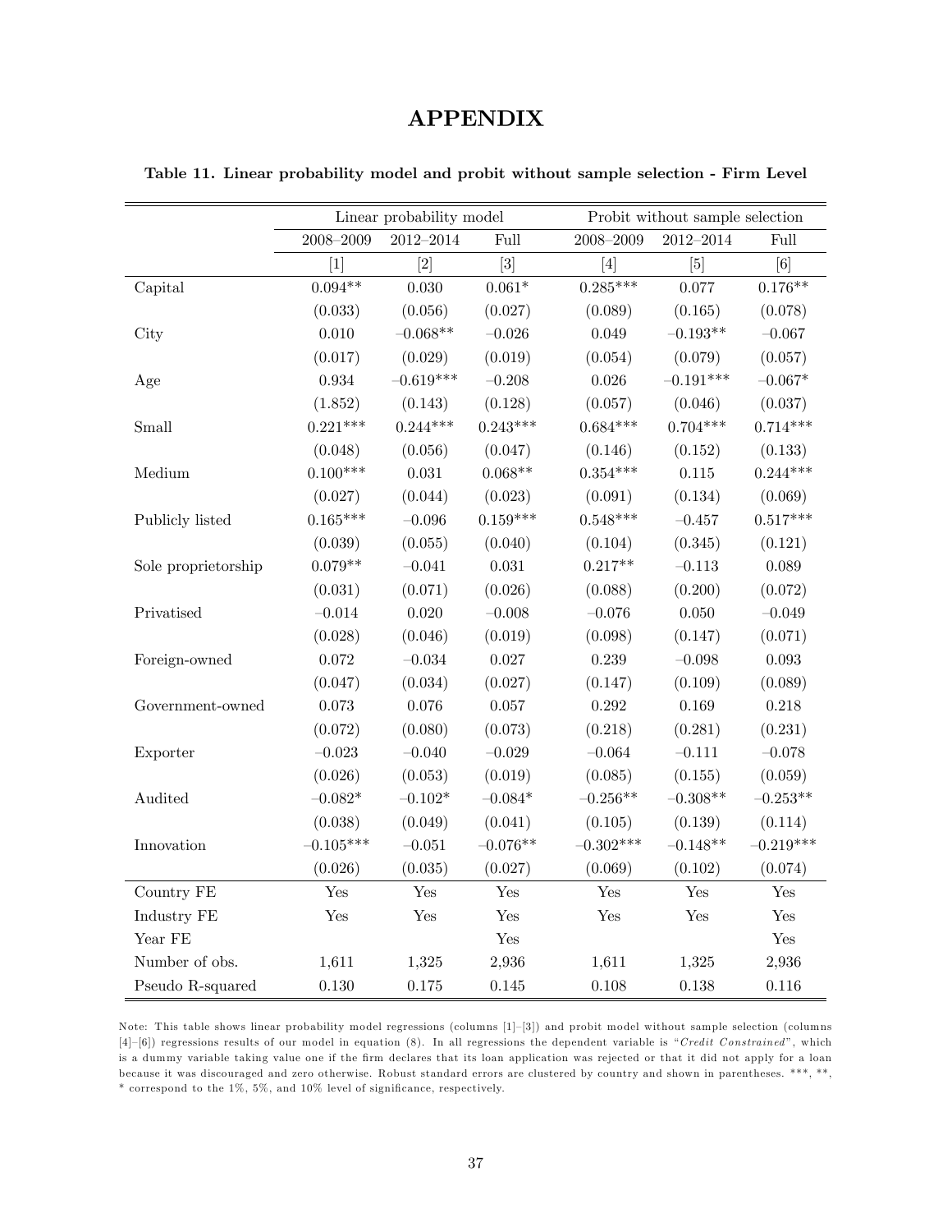# APPENDIX

**Table 11. Linear probability model and probit without sample selection - Firm Level**

| | Linear probability model | | | Probit without sample selection | | |
|---|---|---|---|---|---|---|
| | 2008–2009 | 2012–2014 | Full | 2008–2009 | 2012–2014 | Full |
| | [1] | [2] | [3] | [4] | [5] | [6] |
| Capital | 0.094** | 0.030 | 0.061* | 0.285*** | 0.077 | 0.176** |
| | (0.033) | (0.056) | (0.027) | (0.089) | (0.165) | (0.078) |
| City | 0.010 | −0.068** | −0.026 | 0.049 | −0.193** | −0.067 |
| | (0.017) | (0.029) | (0.019) | (0.054) | (0.079) | (0.057) |
| Age | 0.934 | −0.619*** | −0.208 | 0.026 | −0.191*** | −0.067* |
| | (1.852) | (0.143) | (0.128) | (0.057) | (0.046) | (0.037) |
| Small | 0.221*** | 0.244*** | 0.243*** | 0.684*** | 0.704*** | 0.714*** |
| | (0.048) | (0.056) | (0.047) | (0.146) | (0.152) | (0.133) |
| Medium | 0.100*** | 0.031 | 0.068** | 0.354*** | 0.115 | 0.244*** |
| | (0.027) | (0.044) | (0.023) | (0.091) | (0.134) | (0.069) |
| Publicly listed | 0.165*** | −0.096 | 0.159*** | 0.548*** | −0.457 | 0.517*** |
| | (0.039) | (0.055) | (0.040) | (0.104) | (0.345) | (0.121) |
| Sole proprietorship | 0.079** | −0.041 | 0.031 | 0.217** | −0.113 | 0.089 |
| | (0.031) | (0.071) | (0.026) | (0.088) | (0.200) | (0.072) |
| Privatised | −0.014 | 0.020 | −0.008 | −0.076 | 0.050 | −0.049 |
| | (0.028) | (0.046) | (0.019) | (0.098) | (0.147) | (0.071) |
| Foreign-owned | 0.072 | −0.034 | 0.027 | 0.239 | −0.098 | 0.093 |
| | (0.047) | (0.034) | (0.027) | (0.147) | (0.109) | (0.089) |
| Government-owned | 0.073 | 0.076 | 0.057 | 0.292 | 0.169 | 0.218 |
| | (0.072) | (0.080) | (0.073) | (0.218) | (0.281) | (0.231) |
| Exporter | −0.023 | −0.040 | −0.029 | −0.064 | −0.111 | −0.078 |
| | (0.026) | (0.053) | (0.019) | (0.085) | (0.155) | (0.059) |
| Audited | −0.082* | −0.102* | −0.084* | −0.256** | −0.308** | −0.253** |
| | (0.038) | (0.049) | (0.041) | (0.105) | (0.139) | (0.114) |
| Innovation | −0.105*** | −0.051 | −0.076** | −0.302*** | −0.148** | −0.219*** |
| | (0.026) | (0.035) | (0.027) | (0.069) | (0.102) | (0.074) |
| Country FE | Yes | Yes | Yes | Yes | Yes | Yes |
| Industry FE | Yes | Yes | Yes | Yes | Yes | Yes |
| Year FE | | | Yes | | | Yes |
| Number of obs. | 1,611 | 1,325 | 2,936 | 1,611 | 1,325 | 2,936 |
| Pseudo R-squared | 0.130 | 0.175 | 0.145 | 0.108 | 0.138 | 0.116 |

Note: This table shows linear probability model regressions (columns [1]–[3]) and probit model without sample selection (columns [4]–[6]) regressions results of our model in equation (8). In all regressions the dependent variable is "*Credit Constrained*", which is a dummy variable taking value one if the firm declares that its loan application was rejected or that it did not apply for a loan because it was discouraged and zero otherwise. Robust standard errors are clustered by country and shown in parentheses. ***, **, * correspond to the 1%, 5%, and 10% level of significance, respectively.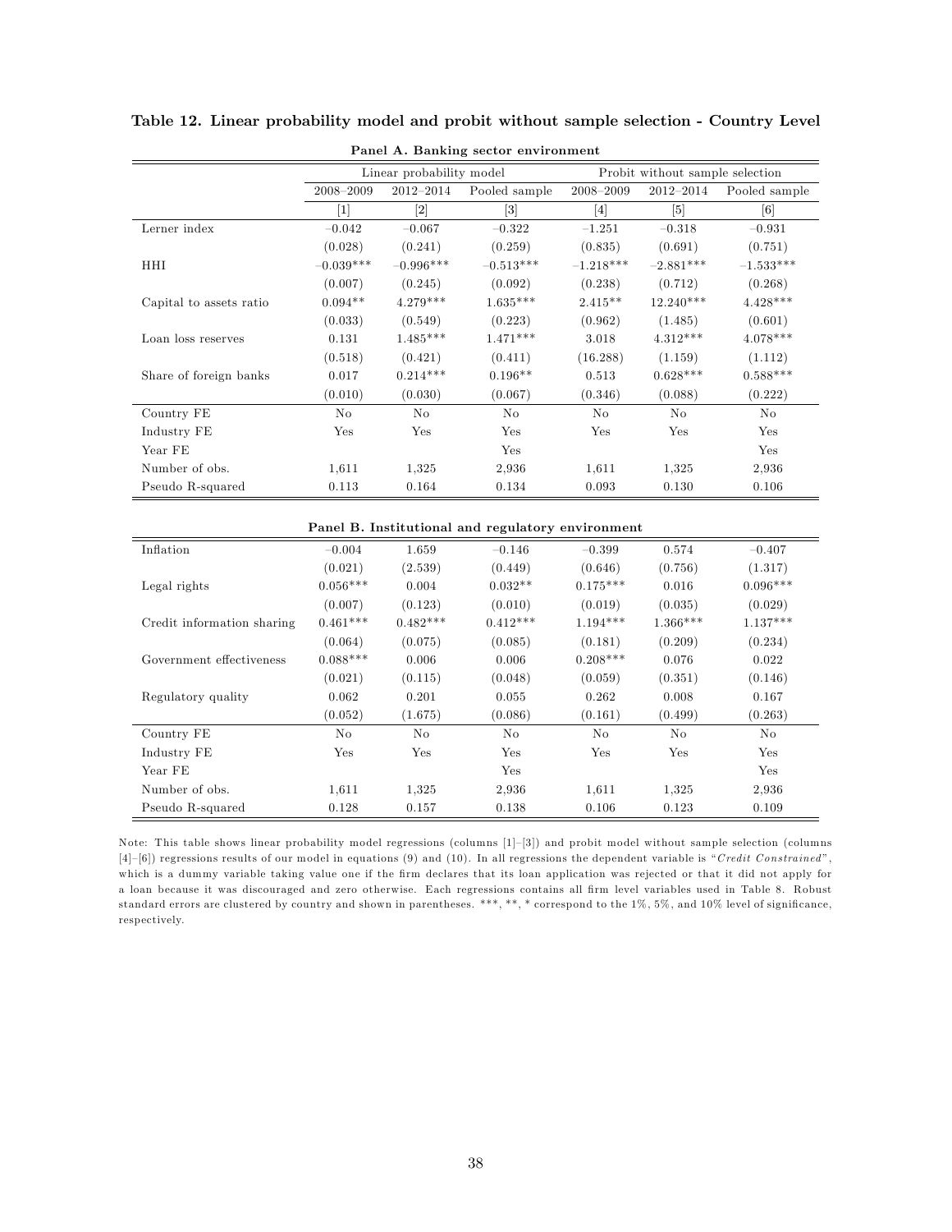**Table 12. Linear probability model and probit without sample selection - Country Level**

**Panel A. Banking sector environment**

| | Linear probability model | | | Probit without sample selection | | |
|---|---|---|---|---|---|---|
| | 2008–2009 | 2012–2014 | Pooled sample | 2008–2009 | 2012–2014 | Pooled sample |
| | [1] | [2] | [3] | [4] | [5] | [6] |
| Lerner index | −0.042 | −0.067 | −0.322 | −1.251 | −0.318 | −0.931 |
| | (0.028) | (0.241) | (0.259) | (0.835) | (0.691) | (0.751) |
| HHI | −0.039*** | −0.996*** | −0.513*** | −1.218*** | −2.881*** | −1.533*** |
| | (0.007) | (0.245) | (0.092) | (0.238) | (0.712) | (0.268) |
| Capital to assets ratio | 0.094** | 4.279*** | 1.635*** | 2.415** | 12.240*** | 4.428*** |
| | (0.033) | (0.549) | (0.223) | (0.962) | (1.485) | (0.601) |
| Loan loss reserves | 0.131 | 1.485*** | 1.471*** | 3.018 | 4.312*** | 4.078*** |
| | (0.518) | (0.421) | (0.411) | (16.288) | (1.159) | (1.112) |
| Share of foreign banks | 0.017 | 0.214*** | 0.196** | 0.513 | 0.628*** | 0.588*** |
| | (0.010) | (0.030) | (0.067) | (0.346) | (0.088) | (0.222) |
| Country FE | No | No | No | No | No | No |
| Industry FE | Yes | Yes | Yes | Yes | Yes | Yes |
| Year FE | | | Yes | | | Yes |
| Number of obs. | 1,611 | 1,325 | 2,936 | 1,611 | 1,325 | 2,936 |
| Pseudo R-squared | 0.113 | 0.164 | 0.134 | 0.093 | 0.130 | 0.106 |

**Panel B. Institutional and regulatory environment**

| | [1] | [2] | [3] | [4] | [5] | [6] |
|---|---|---|---|---|---|---|
| Inflation | −0.004 | 1.659 | −0.146 | −0.399 | 0.574 | −0.407 |
| | (0.021) | (2.539) | (0.449) | (0.646) | (0.756) | (1.317) |
| Legal rights | 0.056*** | 0.004 | 0.032** | 0.175*** | 0.016 | 0.096*** |
| | (0.007) | (0.123) | (0.010) | (0.019) | (0.035) | (0.029) |
| Credit information sharing | 0.461*** | 0.482*** | 0.412*** | 1.194*** | 1.366*** | 1.137*** |
| | (0.064) | (0.075) | (0.085) | (0.181) | (0.209) | (0.234) |
| Government effectiveness | 0.088*** | 0.006 | 0.006 | 0.208*** | 0.076 | 0.022 |
| | (0.021) | (0.115) | (0.048) | (0.059) | (0.351) | (0.146) |
| Regulatory quality | 0.062 | 0.201 | 0.055 | 0.262 | 0.008 | 0.167 |
| | (0.052) | (1.675) | (0.086) | (0.161) | (0.499) | (0.263) |
| Country FE | No | No | No | No | No | No |
| Industry FE | Yes | Yes | Yes | Yes | Yes | Yes |
| Year FE | | | Yes | | | Yes |
| Number of obs. | 1,611 | 1,325 | 2,936 | 1,611 | 1,325 | 2,936 |
| Pseudo R-squared | 0.128 | 0.157 | 0.138 | 0.106 | 0.123 | 0.109 |

Note: This table shows linear probability model regressions (columns [1]–[3]) and probit model without sample selection (columns [4]–[6]) regressions results of our model in equations (9) and (10). In all regressions the dependent variable is "*Credit Constrained*", which is a dummy variable taking value one if the firm declares that its loan application was rejected or that it did not apply for a loan because it was discouraged and zero otherwise. Each regressions contains all firm level variables used in Table 8. Robust standard errors are clustered by country and shown in parentheses. ***, **, * correspond to the 1%, 5%, and 10% level of significance, respectively.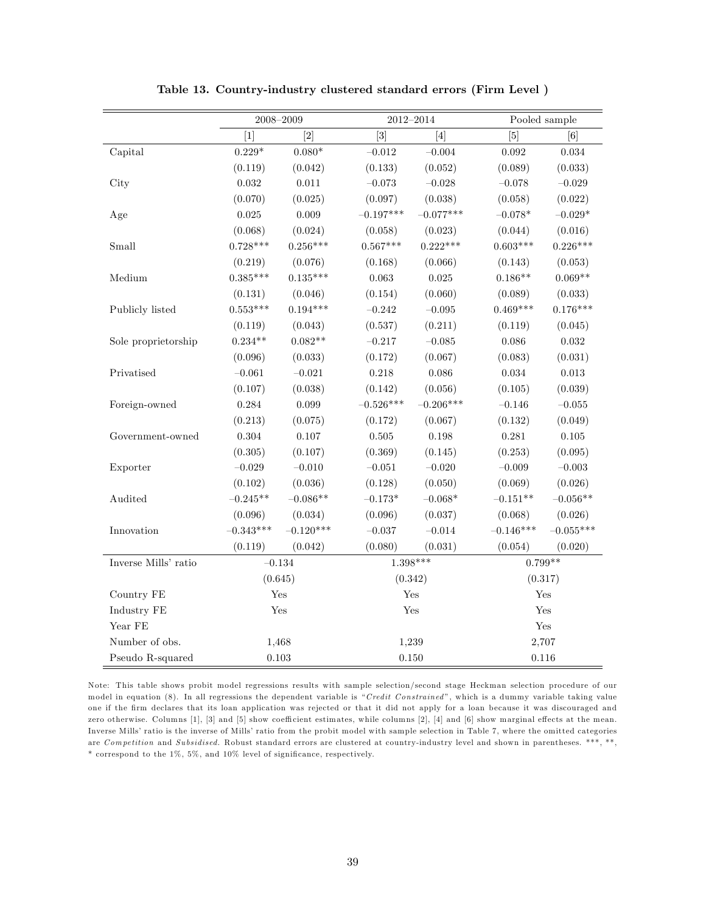**Table 13. Country-industry clustered standard errors (Firm Level )**

| | 2008–2009 | | 2012–2014 | | Pooled sample | |
|---|---|---|---|---|---|---|
| | [1] | [2] | [3] | [4] | [5] | [6] |
| Capital | 0.229* | 0.080* | −0.012 | −0.004 | 0.092 | 0.034 |
| | (0.119) | (0.042) | (0.133) | (0.052) | (0.089) | (0.033) |
| City | 0.032 | 0.011 | −0.073 | −0.028 | −0.078 | −0.029 |
| | (0.070) | (0.025) | (0.097) | (0.038) | (0.058) | (0.022) |
| Age | 0.025 | 0.009 | −0.197*** | −0.077*** | −0.078* | −0.029* |
| | (0.068) | (0.024) | (0.058) | (0.023) | (0.044) | (0.016) |
| Small | 0.728*** | 0.256*** | 0.567*** | 0.222*** | 0.603*** | 0.226*** |
| | (0.219) | (0.076) | (0.168) | (0.066) | (0.143) | (0.053) |
| Medium | 0.385*** | 0.135*** | 0.063 | 0.025 | 0.186** | 0.069** |
| | (0.131) | (0.046) | (0.154) | (0.060) | (0.089) | (0.033) |
| Publicly listed | 0.553*** | 0.194*** | −0.242 | −0.095 | 0.469*** | 0.176*** |
| | (0.119) | (0.043) | (0.537) | (0.211) | (0.119) | (0.045) |
| Sole proprietorship | 0.234** | 0.082** | −0.217 | −0.085 | 0.086 | 0.032 |
| | (0.096) | (0.033) | (0.172) | (0.067) | (0.083) | (0.031) |
| Privatised | −0.061 | −0.021 | 0.218 | 0.086 | 0.034 | 0.013 |
| | (0.107) | (0.038) | (0.142) | (0.056) | (0.105) | (0.039) |
| Foreign-owned | 0.284 | 0.099 | −0.526*** | −0.206*** | −0.146 | −0.055 |
| | (0.213) | (0.075) | (0.172) | (0.067) | (0.132) | (0.049) |
| Government-owned | 0.304 | 0.107 | 0.505 | 0.198 | 0.281 | 0.105 |
| | (0.305) | (0.107) | (0.369) | (0.145) | (0.253) | (0.095) |
| Exporter | −0.029 | −0.010 | −0.051 | −0.020 | −0.009 | −0.003 |
| | (0.102) | (0.036) | (0.128) | (0.050) | (0.069) | (0.026) |
| Audited | −0.245** | −0.086** | −0.173* | −0.068* | −0.151** | −0.056** |
| | (0.096) | (0.034) | (0.096) | (0.037) | (0.068) | (0.026) |
| Innovation | −0.343*** | −0.120*** | −0.037 | −0.014 | −0.146*** | −0.055*** |
| | (0.119) | (0.042) | (0.080) | (0.031) | (0.054) | (0.020) |
| Inverse Mills' ratio | −0.134 | | 1.398*** | | 0.799** | |
| | (0.645) | | (0.342) | | (0.317) | |
| Country FE | Yes | | Yes | | Yes | |
| Industry FE | Yes | | Yes | | Yes | |
| Year FE | | | | | Yes | |
| Number of obs. | 1,468 | | 1,239 | | 2,707 | |
| Pseudo R-squared | 0.103 | | 0.150 | | 0.116 | |

Note: This table shows probit model regressions results with sample selection/second stage Heckman selection procedure of our model in equation (8). In all regressions the dependent variable is "*Credit Constrained*", which is a dummy variable taking value one if the firm declares that its loan application was rejected or that it did not apply for a loan because it was discouraged and zero otherwise. Columns [1], [3] and [5] show coefficient estimates, while columns [2], [4] and [6] show marginal effects at the mean. Inverse Mills' ratio is the inverse of Mills' ratio from the probit model with sample selection in Table 7, where the omitted categories are *Competition* and *Subsidised*. Robust standard errors are clustered at country-industry level and shown in parentheses. ***, **, * correspond to the 1%, 5%, and 10% level of significance, respectively.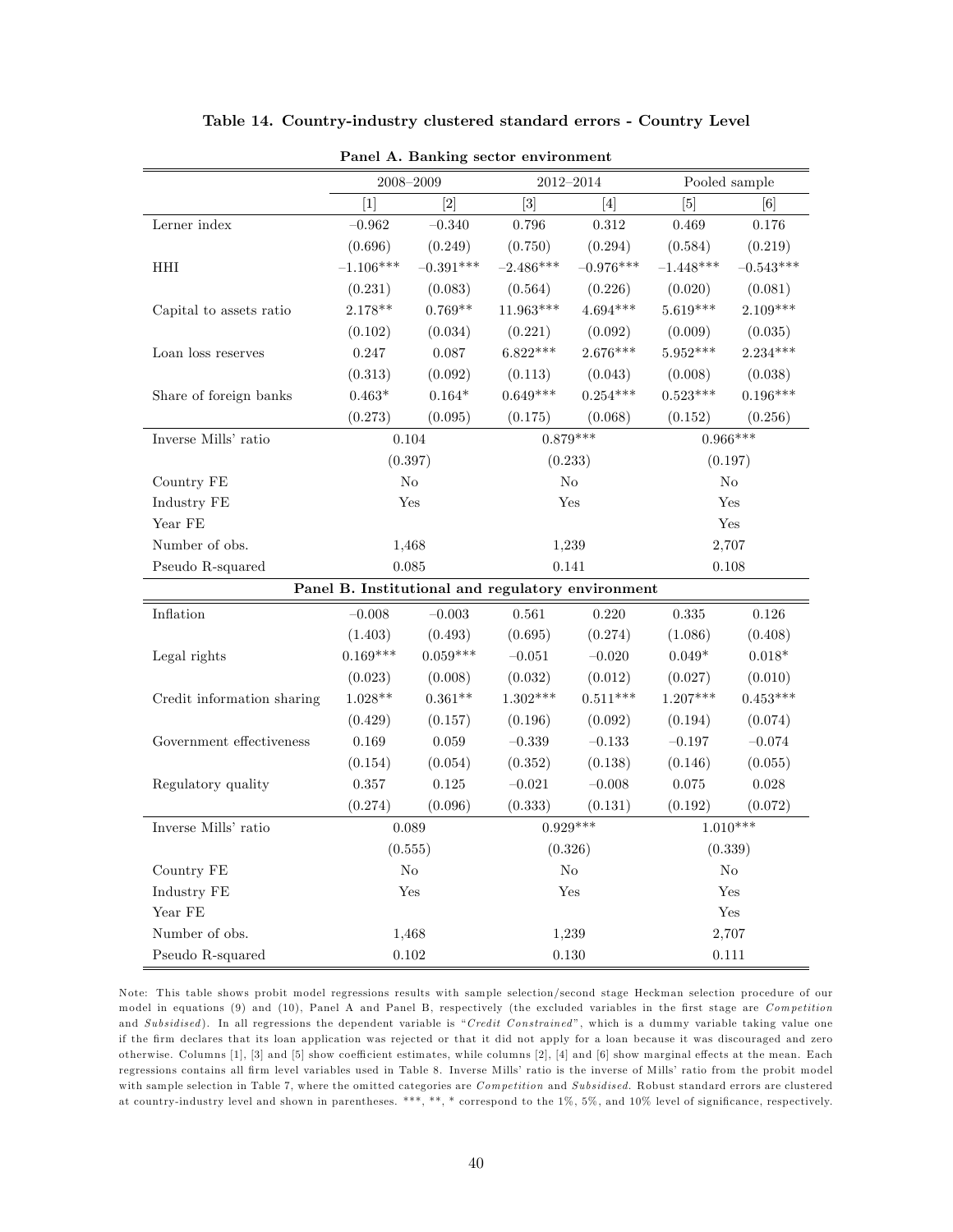**Table 14. Country-industry clustered standard errors - Country Level**

**Panel A. Banking sector environment**

| | 2008–2009 | | 2012–2014 | | Pooled sample | |
|---|---|---|---|---|---|---|
| | [1] | [2] | [3] | [4] | [5] | [6] |
| Lerner index | −0.962 | −0.340 | 0.796 | 0.312 | 0.469 | 0.176 |
| | (0.696) | (0.249) | (0.750) | (0.294) | (0.584) | (0.219) |
| HHI | −1.106*** | −0.391*** | −2.486*** | −0.976*** | −1.448*** | −0.543*** |
| | (0.231) | (0.083) | (0.564) | (0.226) | (0.020) | (0.081) |
| Capital to assets ratio | 2.178** | 0.769** | 11.963*** | 4.694*** | 5.619*** | 2.109*** |
| | (0.102) | (0.034) | (0.221) | (0.092) | (0.009) | (0.035) |
| Loan loss reserves | 0.247 | 0.087 | 6.822*** | 2.676*** | 5.952*** | 2.234*** |
| | (0.313) | (0.092) | (0.113) | (0.043) | (0.008) | (0.038) |
| Share of foreign banks | 0.463* | 0.164* | 0.649*** | 0.254*** | 0.523*** | 0.196*** |
| | (0.273) | (0.095) | (0.175) | (0.068) | (0.152) | (0.256) |
| Inverse Mills' ratio | 0.104 | | 0.879*** | | 0.966*** | |
| | (0.397) | | (0.233) | | (0.197) | |
| Country FE | No | | No | | No | |
| Industry FE | Yes | | Yes | | Yes | |
| Year FE | | | | | Yes | |
| Number of obs. | 1,468 | | 1,239 | | 2,707 | |
| Pseudo R-squared | 0.085 | | 0.141 | | 0.108 | |

**Panel B. Institutional and regulatory environment**

| | 2008–2009 | | 2012–2014 | | Pooled sample | |
|---|---|---|---|---|---|---|
| | [1] | [2] | [3] | [4] | [5] | [6] |
| Inflation | −0.008 | −0.003 | 0.561 | 0.220 | 0.335 | 0.126 |
| | (1.403) | (0.493) | (0.695) | (0.274) | (1.086) | (0.408) |
| Legal rights | 0.169*** | 0.059*** | −0.051 | −0.020 | 0.049* | 0.018* |
| | (0.023) | (0.008) | (0.032) | (0.012) | (0.027) | (0.010) |
| Credit information sharing | 1.028** | 0.361** | 1.302*** | 0.511*** | 1.207*** | 0.453*** |
| | (0.429) | (0.157) | (0.196) | (0.092) | (0.194) | (0.074) |
| Government effectiveness | 0.169 | 0.059 | −0.339 | −0.133 | −0.197 | −0.074 |
| | (0.154) | (0.054) | (0.352) | (0.138) | (0.146) | (0.055) |
| Regulatory quality | 0.357 | 0.125 | −0.021 | −0.008 | 0.075 | 0.028 |
| | (0.274) | (0.096) | (0.333) | (0.131) | (0.192) | (0.072) |
| Inverse Mills' ratio | 0.089 | | 0.929*** | | 1.010*** | |
| | (0.555) | | (0.326) | | (0.339) | |
| Country FE | No | | No | | No | |
| Industry FE | Yes | | Yes | | Yes | |
| Year FE | | | | | Yes | |
| Number of obs. | 1,468 | | 1,239 | | 2,707 | |
| Pseudo R-squared | 0.102 | | 0.130 | | 0.111 | |

Note: This table shows probit model regressions results with sample selection/second stage Heckman selection procedure of our model in equations (9) and (10), Panel A and Panel B, respectively (the excluded variables in the first stage are *Competition* and *Subsidised*). In all regressions the dependent variable is "*Credit Constrained*", which is a dummy variable taking value one if the firm declares that its loan application was rejected or that it did not apply for a loan because it was discouraged and zero otherwise. Columns [1], [3] and [5] show coefficient estimates, while columns [2], [4] and [6] show marginal effects at the mean. Each regressions contains all firm level variables used in Table 8. Inverse Mills' ratio is the inverse of Mills' ratio from the probit model with sample selection in Table 7, where the omitted categories are *Competition* and *Subsidised*. Robust standard errors are clustered at country-industry level and shown in parentheses. ***, **, * correspond to the 1%, 5%, and 10% level of significance, respectively.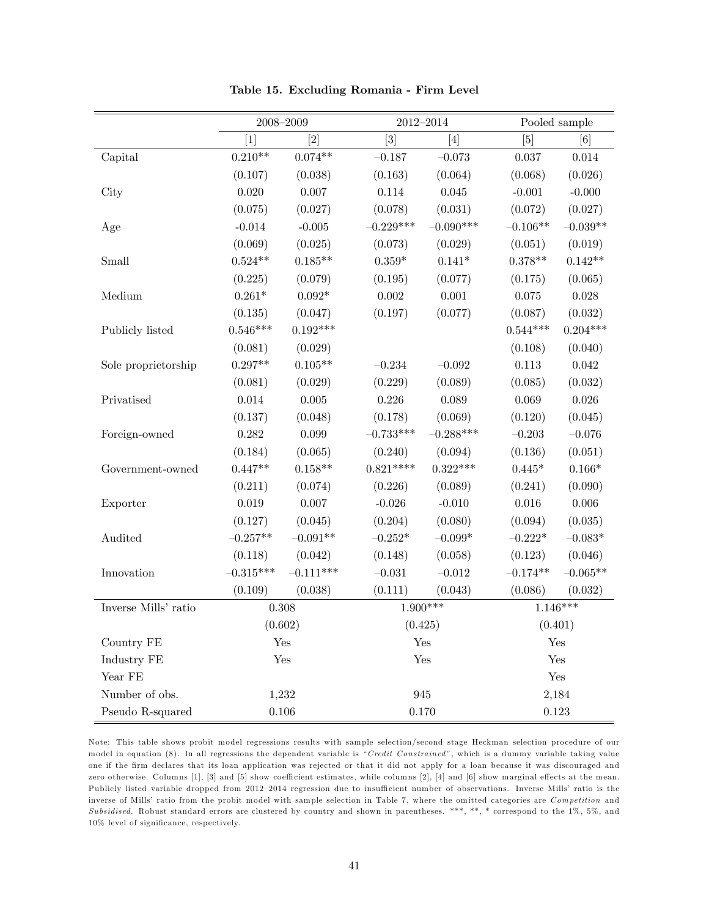**Table 15. Excluding Romania - Firm Level**

| | 2008–2009 | | 2012–2014 | | Pooled sample | |
|---|---|---|---|---|---|---|
| | [1] | [2] | [3] | [4] | [5] | [6] |
| Capital | 0.210** | 0.074** | −0.187 | −0.073 | 0.037 | 0.014 |
| | (0.107) | (0.038) | (0.163) | (0.064) | (0.068) | (0.026) |
| City | 0.020 | 0.007 | 0.114 | 0.045 | -0.001 | -0.000 |
| | (0.075) | (0.027) | (0.078) | (0.031) | (0.072) | (0.027) |
| Age | -0.014 | -0.005 | −0.229*** | −0.090*** | −0.106** | −0.039** |
| | (0.069) | (0.025) | (0.073) | (0.029) | (0.051) | (0.019) |
| Small | 0.524** | 0.185** | 0.359* | 0.141* | 0.378** | 0.142** |
| | (0.225) | (0.079) | (0.195) | (0.077) | (0.175) | (0.065) |
| Medium | 0.261* | 0.092* | 0.002 | 0.001 | 0.075 | 0.028 |
| | (0.135) | (0.047) | (0.197) | (0.077) | (0.087) | (0.032) |
| Publicly listed | 0.546*** | 0.192*** | | | 0.544*** | 0.204*** |
| | (0.081) | (0.029) | | | (0.108) | (0.040) |
| Sole proprietorship | 0.297** | 0.105** | −0.234 | −0.092 | 0.113 | 0.042 |
| | (0.081) | (0.029) | (0.229) | (0.089) | (0.085) | (0.032) |
| Privatised | 0.014 | 0.005 | 0.226 | 0.089 | 0.069 | 0.026 |
| | (0.137) | (0.048) | (0.178) | (0.069) | (0.120) | (0.045) |
| Foreign-owned | 0.282 | 0.099 | −0.733*** | −0.288*** | −0.203 | −0.076 |
| | (0.184) | (0.065) | (0.240) | (0.094) | (0.136) | (0.051) |
| Government-owned | 0.447** | 0.158** | 0.821**** | 0.322*** | 0.445* | 0.166* |
| | (0.211) | (0.074) | (0.226) | (0.089) | (0.241) | (0.090) |
| Exporter | 0.019 | 0.007 | -0.026 | -0.010 | 0.016 | 0.006 |
| | (0.127) | (0.045) | (0.204) | (0.080) | (0.094) | (0.035) |
| Audited | −0.257** | −0.091** | −0.252* | −0.099* | −0.222* | −0.083* |
| | (0.118) | (0.042) | (0.148) | (0.058) | (0.123) | (0.046) |
| Innovation | −0.315*** | −0.111*** | −0.031 | −0.012 | −0.174** | −0.065** |
| | (0.109) | (0.038) | (0.111) | (0.043) | (0.086) | (0.032) |
| Inverse Mills' ratio | 0.308 | | 1.900*** | | 1.146*** | |
| | (0.602) | | (0.425) | | (0.401) | |
| Country FE | Yes | | Yes | | Yes | |
| Industry FE | Yes | | Yes | | Yes | |
| Year FE | | | | | Yes | |
| Number of obs. | 1,232 | | 945 | | 2,184 | |
| Pseudo R-squared | 0.106 | | 0.170 | | 0.123 | |

Note: This table shows probit model regressions results with sample selection/second stage Heckman selection procedure of our model in equation (8). In all regressions the dependent variable is "*Credit Constrained*", which is a dummy variable taking value one if the firm declares that its loan application was rejected or that it did not apply for a loan because it was discouraged and zero otherwise. Columns [1], [3] and [5] show coefficient estimates, while columns [2], [4] and [6] show marginal effects at the mean. Publicly listed variable dropped from 2012–2014 regression due to insufficient number of observations. Inverse Mills' ratio is the inverse of Mills' ratio from the probit model with sample selection in Table 7, where the omitted categories are *Competition* and *Subsidised*. Robust standard errors are clustered by country and shown in parentheses. ***, **, * correspond to the 1%, 5%, and 10% level of significance, respectively.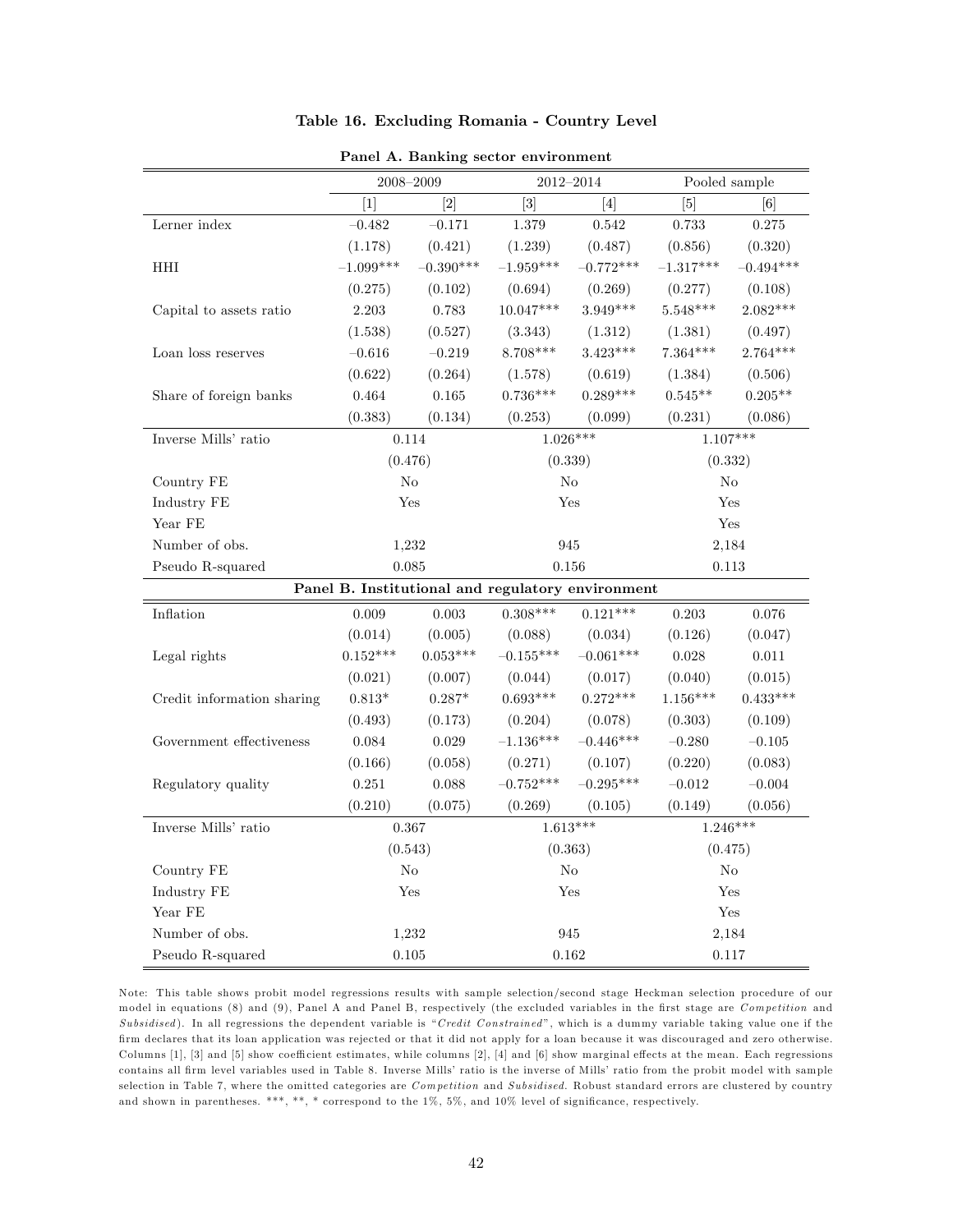**Table 16. Excluding Romania - Country Level**

**Panel A. Banking sector environment**

| | 2008–2009 | | 2012–2014 | | Pooled sample | |
|---|---|---|---|---|---|---|
| | [1] | [2] | [3] | [4] | [5] | [6] |
| Lerner index | −0.482 | −0.171 | 1.379 | 0.542 | 0.733 | 0.275 |
| | (1.178) | (0.421) | (1.239) | (0.487) | (0.856) | (0.320) |
| HHI | −1.099*** | −0.390*** | −1.959*** | −0.772*** | −1.317*** | −0.494*** |
| | (0.275) | (0.102) | (0.694) | (0.269) | (0.277) | (0.108) |
| Capital to assets ratio | 2.203 | 0.783 | 10.047*** | 3.949*** | 5.548*** | 2.082*** |
| | (1.538) | (0.527) | (3.343) | (1.312) | (1.381) | (0.497) |
| Loan loss reserves | −0.616 | −0.219 | 8.708*** | 3.423*** | 7.364*** | 2.764*** |
| | (0.622) | (0.264) | (1.578) | (0.619) | (1.384) | (0.506) |
| Share of foreign banks | 0.464 | 0.165 | 0.736*** | 0.289*** | 0.545** | 0.205** |
| | (0.383) | (0.134) | (0.253) | (0.099) | (0.231) | (0.086) |
| Inverse Mills' ratio | 0.114 | | 1.026*** | | 1.107*** | |
| | (0.476) | | (0.339) | | (0.332) | |
| Country FE | No | | No | | No | |
| Industry FE | Yes | | Yes | | Yes | |
| Year FE | | | | | Yes | |
| Number of obs. | 1,232 | | 945 | | 2,184 | |
| Pseudo R-squared | 0.085 | | 0.156 | | 0.113 | |

**Panel B. Institutional and regulatory environment**

| | 2008–2009 | | 2012–2014 | | Pooled sample | |
|---|---|---|---|---|---|---|
| | [1] | [2] | [3] | [4] | [5] | [6] |
| Inflation | 0.009 | 0.003 | 0.308*** | 0.121*** | 0.203 | 0.076 |
| | (0.014) | (0.005) | (0.088) | (0.034) | (0.126) | (0.047) |
| Legal rights | 0.152*** | 0.053*** | −0.155*** | −0.061*** | 0.028 | 0.011 |
| | (0.021) | (0.007) | (0.044) | (0.017) | (0.040) | (0.015) |
| Credit information sharing | 0.813* | 0.287* | 0.693*** | 0.272*** | 1.156*** | 0.433*** |
| | (0.493) | (0.173) | (0.204) | (0.078) | (0.303) | (0.109) |
| Government effectiveness | 0.084 | 0.029 | −1.136*** | −0.446*** | −0.280 | −0.105 |
| | (0.166) | (0.058) | (0.271) | (0.107) | (0.220) | (0.083) |
| Regulatory quality | 0.251 | 0.088 | −0.752*** | −0.295*** | −0.012 | −0.004 |
| | (0.210) | (0.075) | (0.269) | (0.105) | (0.149) | (0.056) |
| Inverse Mills' ratio | 0.367 | | 1.613*** | | 1.246*** | |
| | (0.543) | | (0.363) | | (0.475) | |
| Country FE | No | | No | | No | |
| Industry FE | Yes | | Yes | | Yes | |
| Year FE | | | | | Yes | |
| Number of obs. | 1,232 | | 945 | | 2,184 | |
| Pseudo R-squared | 0.105 | | 0.162 | | 0.117 | |

Note: This table shows probit model regressions results with sample selection/second stage Heckman selection procedure of our model in equations (8) and (9), Panel A and Panel B, respectively (the excluded variables in the first stage are *Competition* and *Subsidised*). In all regressions the dependent variable is "*Credit Constrained*", which is a dummy variable taking value one if the firm declares that its loan application was rejected or that it did not apply for a loan because it was discouraged and zero otherwise. Columns [1], [3] and [5] show coefficient estimates, while columns [2], [4] and [6] show marginal effects at the mean. Each regressions contains all firm level variables used in Table 8. Inverse Mills' ratio is the inverse of Mills' ratio from the probit model with sample selection in Table 7, where the omitted categories are *Competition* and *Subsidised*. Robust standard errors are clustered by country and shown in parentheses. ***, **, * correspond to the 1%, 5%, and 10% level of significance, respectively.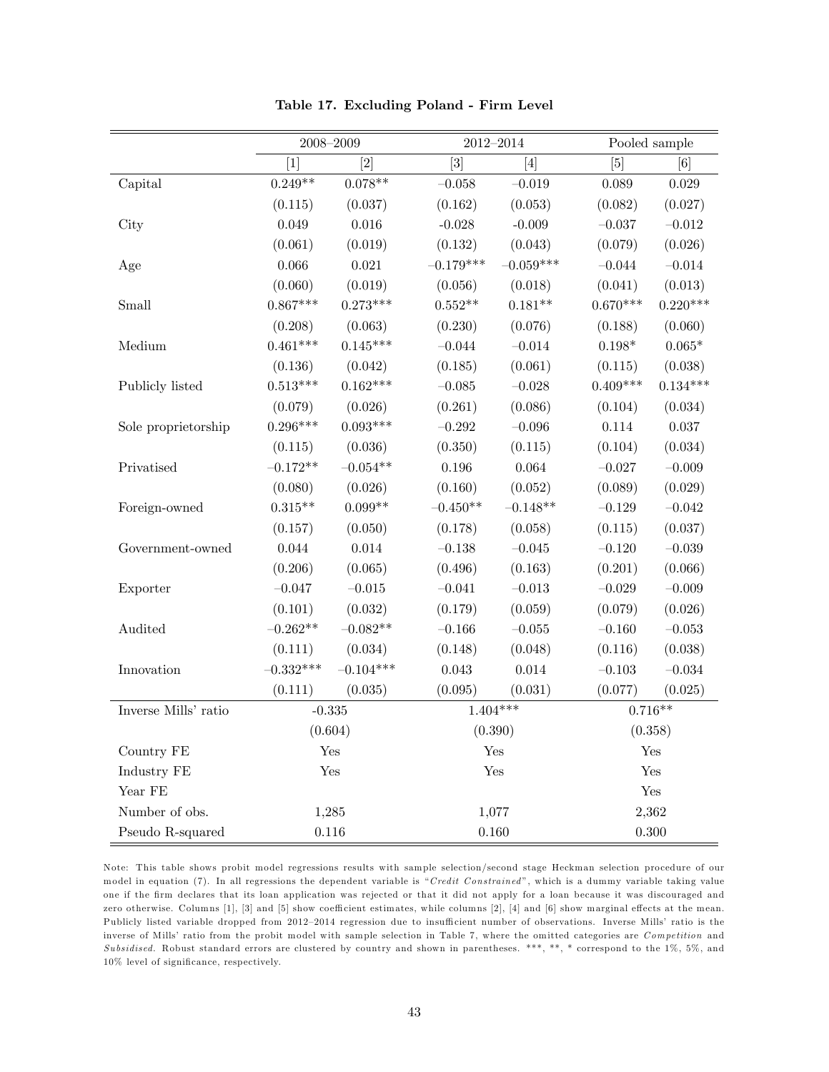**Table 17. Excluding Poland - Firm Level**

| | 2008–2009 | | 2012–2014 | | Pooled sample | |
|---|---|---|---|---|---|---|
| | [1] | [2] | [3] | [4] | [5] | [6] |
| Capital | 0.249** | 0.078** | −0.058 | −0.019 | 0.089 | 0.029 |
| | (0.115) | (0.037) | (0.162) | (0.053) | (0.082) | (0.027) |
| City | 0.049 | 0.016 | -0.028 | -0.009 | −0.037 | −0.012 |
| | (0.061) | (0.019) | (0.132) | (0.043) | (0.079) | (0.026) |
| Age | 0.066 | 0.021 | −0.179*** | −0.059*** | −0.044 | −0.014 |
| | (0.060) | (0.019) | (0.056) | (0.018) | (0.041) | (0.013) |
| Small | 0.867*** | 0.273*** | 0.552** | 0.181** | 0.670*** | 0.220*** |
| | (0.208) | (0.063) | (0.230) | (0.076) | (0.188) | (0.060) |
| Medium | 0.461*** | 0.145*** | −0.044 | −0.014 | 0.198* | 0.065* |
| | (0.136) | (0.042) | (0.185) | (0.061) | (0.115) | (0.038) |
| Publicly listed | 0.513*** | 0.162*** | −0.085 | −0.028 | 0.409*** | 0.134*** |
| | (0.079) | (0.026) | (0.261) | (0.086) | (0.104) | (0.034) |
| Sole proprietorship | 0.296*** | 0.093*** | −0.292 | −0.096 | 0.114 | 0.037 |
| | (0.115) | (0.036) | (0.350) | (0.115) | (0.104) | (0.034) |
| Privatised | −0.172** | −0.054** | 0.196 | 0.064 | −0.027 | −0.009 |
| | (0.080) | (0.026) | (0.160) | (0.052) | (0.089) | (0.029) |
| Foreign-owned | 0.315** | 0.099** | −0.450** | −0.148** | −0.129 | −0.042 |
| | (0.157) | (0.050) | (0.178) | (0.058) | (0.115) | (0.037) |
| Government-owned | 0.044 | 0.014 | −0.138 | −0.045 | −0.120 | −0.039 |
| | (0.206) | (0.065) | (0.496) | (0.163) | (0.201) | (0.066) |
| Exporter | −0.047 | −0.015 | −0.041 | −0.013 | −0.029 | −0.009 |
| | (0.101) | (0.032) | (0.179) | (0.059) | (0.079) | (0.026) |
| Audited | −0.262** | −0.082** | −0.166 | −0.055 | −0.160 | −0.053 |
| | (0.111) | (0.034) | (0.148) | (0.048) | (0.116) | (0.038) |
| Innovation | −0.332*** | −0.104*** | 0.043 | 0.014 | −0.103 | −0.034 |
| | (0.111) | (0.035) | (0.095) | (0.031) | (0.077) | (0.025) |
| Inverse Mills' ratio | -0.335 | | 1.404*** | | 0.716** | |
| | (0.604) | | (0.390) | | (0.358) | |
| Country FE | Yes | | Yes | | Yes | |
| Industry FE | Yes | | Yes | | Yes | |
| Year FE | | | | | Yes | |
| Number of obs. | 1,285 | | 1,077 | | 2,362 | |
| Pseudo R-squared | 0.116 | | 0.160 | | 0.300 | |

Note: This table shows probit model regressions results with sample selection/second stage Heckman selection procedure of our model in equation (7). In all regressions the dependent variable is "*Credit Constrained*", which is a dummy variable taking value one if the firm declares that its loan application was rejected or that it did not apply for a loan because it was discouraged and zero otherwise. Columns [1], [3] and [5] show coefficient estimates, while columns [2], [4] and [6] show marginal effects at the mean. Publicly listed variable dropped from 2012–2014 regression due to insufficient number of observations. Inverse Mills' ratio is the inverse of Mills' ratio from the probit model with sample selection in Table 7, where the omitted categories are *Competition* and *Subsidised*. Robust standard errors are clustered by country and shown in parentheses. ***, **, * correspond to the 1%, 5%, and 10% level of significance, respectively.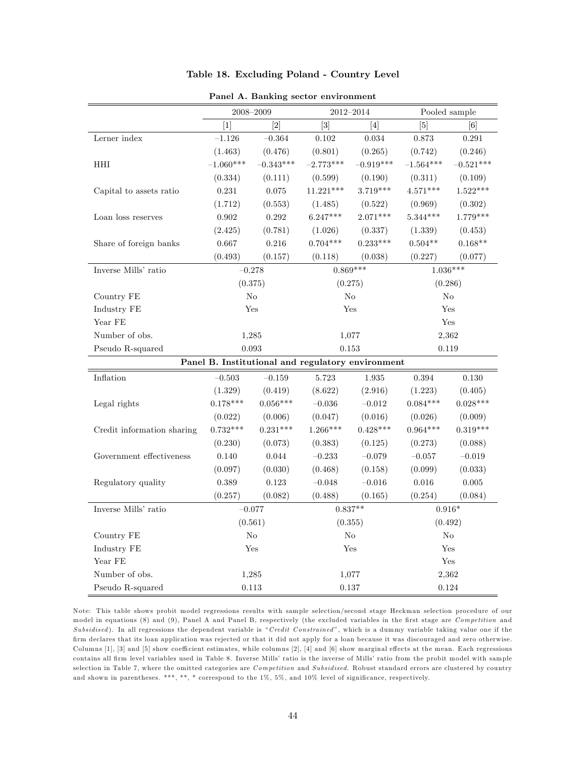**Table 18. Excluding Poland - Country Level**

**Panel A. Banking sector environment**

| | 2008–2009 | | 2012–2014 | | Pooled sample | |
|---|---|---|---|---|---|---|
| | [1] | [2] | [3] | [4] | [5] | [6] |
| Lerner index | −1.126 | −0.364 | 0.102 | 0.034 | 0.873 | 0.291 |
| | (1.463) | (0.476) | (0.801) | (0.265) | (0.742) | (0.246) |
| HHI | −1.060*** | −0.343*** | −2.773*** | −0.919*** | −1.564*** | −0.521*** |
| | (0.334) | (0.111) | (0.599) | (0.190) | (0.311) | (0.109) |
| Capital to assets ratio | 0.231 | 0.075 | 11.221*** | 3.719*** | 4.571*** | 1.522*** |
| | (1.712) | (0.553) | (1.485) | (0.522) | (0.969) | (0.302) |
| Loan loss reserves | 0.902 | 0.292 | 6.247*** | 2.071*** | 5.344*** | 1.779*** |
| | (2.425) | (0.781) | (1.026) | (0.337) | (1.339) | (0.453) |
| Share of foreign banks | 0.667 | 0.216 | 0.704*** | 0.233*** | 0.504** | 0.168** |
| | (0.493) | (0.157) | (0.118) | (0.038) | (0.227) | (0.077) |
| Inverse Mills' ratio | −0.278 | | 0.869*** | | 1.036*** | |
| | (0.375) | | (0.275) | | (0.286) | |
| Country FE | No | | No | | No | |
| Industry FE | Yes | | Yes | | Yes | |
| Year FE | | | | | Yes | |
| Number of obs. | 1,285 | | 1,077 | | 2,362 | |
| Pseudo R-squared | 0.093 | | 0.153 | | 0.119 | |

**Panel B. Institutional and regulatory environment**

| | [1] | [2] | [3] | [4] | [5] | [6] |
|---|---|---|---|---|---|---|
| Inflation | −0.503 | −0.159 | 5.723 | 1.935 | 0.394 | 0.130 |
| | (1.329) | (0.419) | (8.622) | (2.916) | (1.223) | (0.405) |
| Legal rights | 0.178*** | 0.056*** | −0.036 | −0.012 | 0.084*** | 0.028*** |
| | (0.022) | (0.006) | (0.047) | (0.016) | (0.026) | (0.009) |
| Credit information sharing | 0.732*** | 0.231*** | 1.266*** | 0.428*** | 0.964*** | 0.319*** |
| | (0.230) | (0.073) | (0.383) | (0.125) | (0.273) | (0.088) |
| Government effectiveness | 0.140 | 0.044 | −0.233 | −0.079 | −0.057 | −0.019 |
| | (0.097) | (0.030) | (0.468) | (0.158) | (0.099) | (0.033) |
| Regulatory quality | 0.389 | 0.123 | −0.048 | −0.016 | 0.016 | 0.005 |
| | (0.257) | (0.082) | (0.488) | (0.165) | (0.254) | (0.084) |
| Inverse Mills' ratio | −0.077 | | 0.837** | | 0.916* | |
| | (0.561) | | (0.355) | | (0.492) | |
| Country FE | No | | No | | No | |
| Industry FE | Yes | | Yes | | Yes | |
| Year FE | | | | | Yes | |
| Number of obs. | 1,285 | | 1,077 | | 2,362 | |
| Pseudo R-squared | 0.113 | | 0.137 | | 0.124 | |

Note: This table shows probit model regressions results with sample selection/second stage Heckman selection procedure of our model in equations (8) and (9), Panel A and Panel B, respectively (the excluded variables in the first stage are *Competition* and *Subsidised*). In all regressions the dependent variable is "*Credit Constrained*", which is a dummy variable taking value one if the firm declares that its loan application was rejected or that it did not apply for a loan because it was discouraged and zero otherwise. Columns [1], [3] and [5] show coefficient estimates, while columns [2], [4] and [6] show marginal effects at the mean. Each regressions contains all firm level variables used in Table 8. Inverse Mills' ratio is the inverse of Mills' ratio from the probit model with sample selection in Table 7, where the omitted categories are *Competition* and *Subsidised*. Robust standard errors are clustered by country and shown in parentheses. ***, **, * correspond to the 1%, 5%, and 10% level of significance, respectively.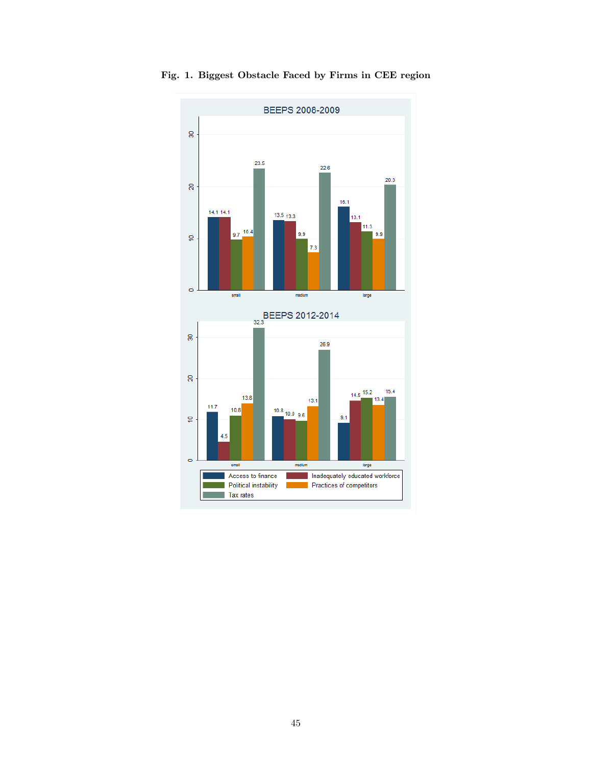**Fig. 1. Biggest Obstacle Faced by Firms in CEE region**

BEEPS 2008-2009

| | Access to finance | Inadequately educated workforce | Political instability | Practices of competitors | Tax rates |
|---|---|---|---|---|---|
| small | 14.1 | 14.1 | 9.7 | 10.4 | 23.5 |
| medium | 13.5 | 13.3 | 9.9 | 7.3 | 22.6 |
| large | 16.1 | 13.1 | 11.3 | 9.9 | 20.3 |

BEEPS 2012-2014

| | Access to finance | Inadequately educated workforce | Political instability | Practices of competitors | Tax rates |
|---|---|---|---|---|---|
| small | 11.7 | 4.5 | 10.8 | 13.8 | 32.3 |
| medium | 10.8 | 10.0 | 9.6 | 13.1 | 26.9 |
| large | 9.1 | 14.5 | 15.2 | 13.4 | 15.4 |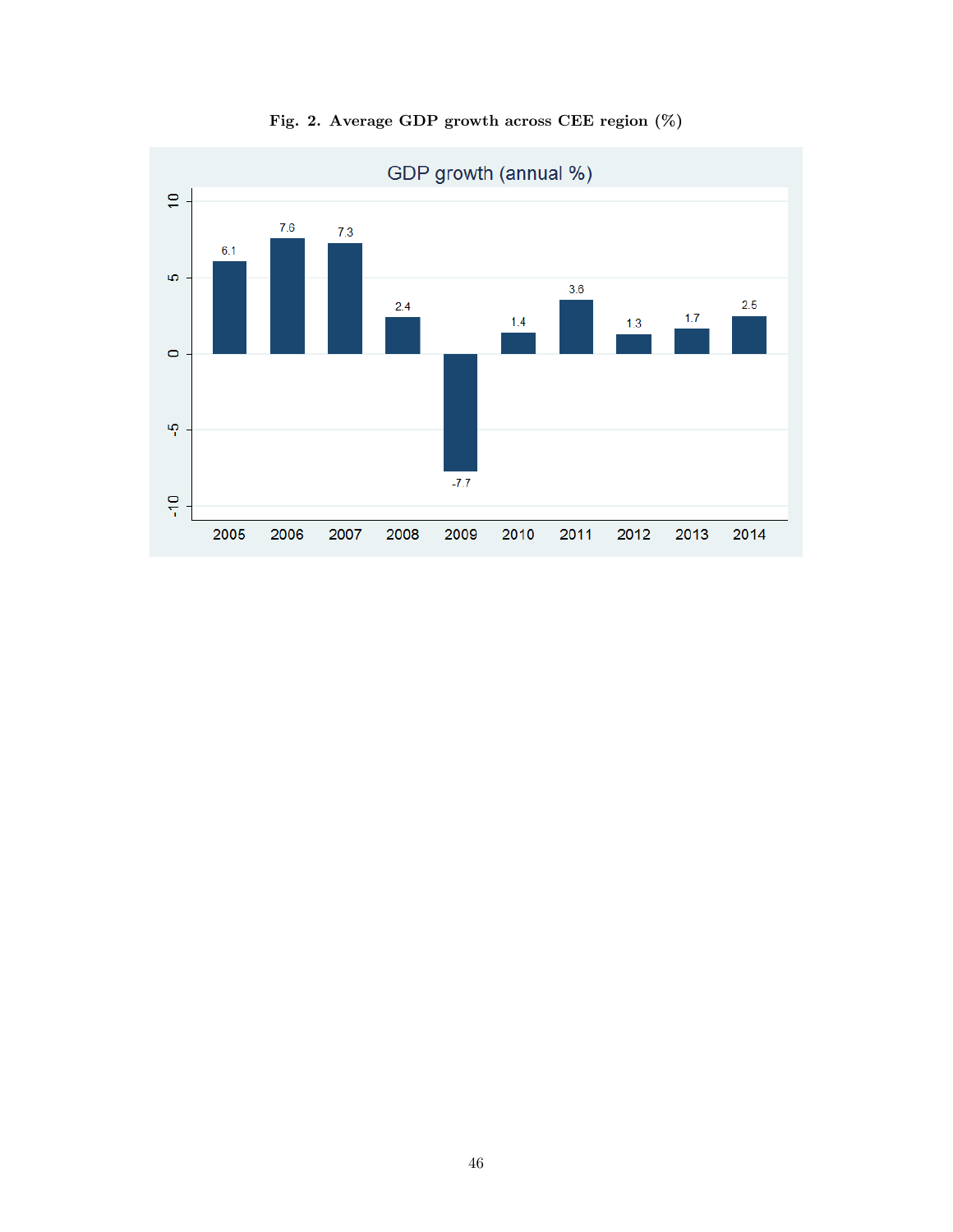**Fig. 2. Average GDP growth across CEE region (%)**

| Year | GDP growth (annual %) |
|---|---|
| 2005 | 6.1 |
| 2006 | 7.6 |
| 2007 | 7.3 |
| 2008 | 2.4 |
| 2009 | -7.7 |
| 2010 | 1.4 |
| 2011 | 3.6 |
| 2012 | 1.3 |
| 2013 | 1.7 |
| 2014 | 2.5 |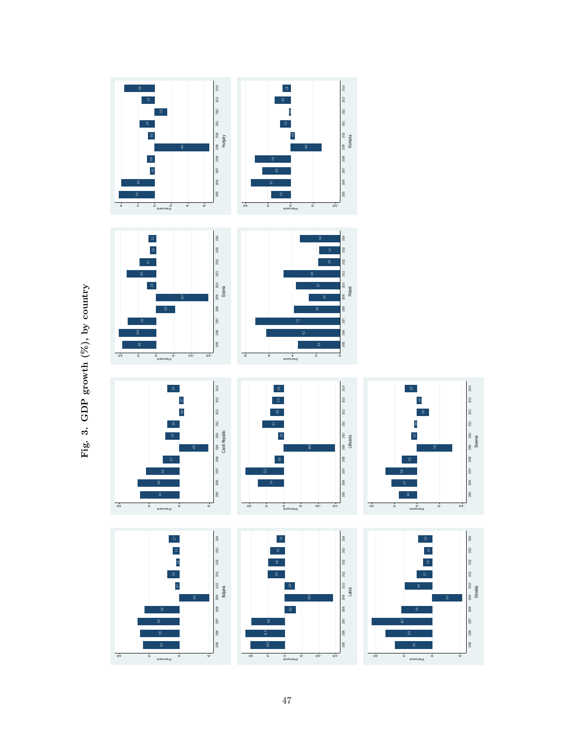**Fig. 3. GDP growth (%), by country**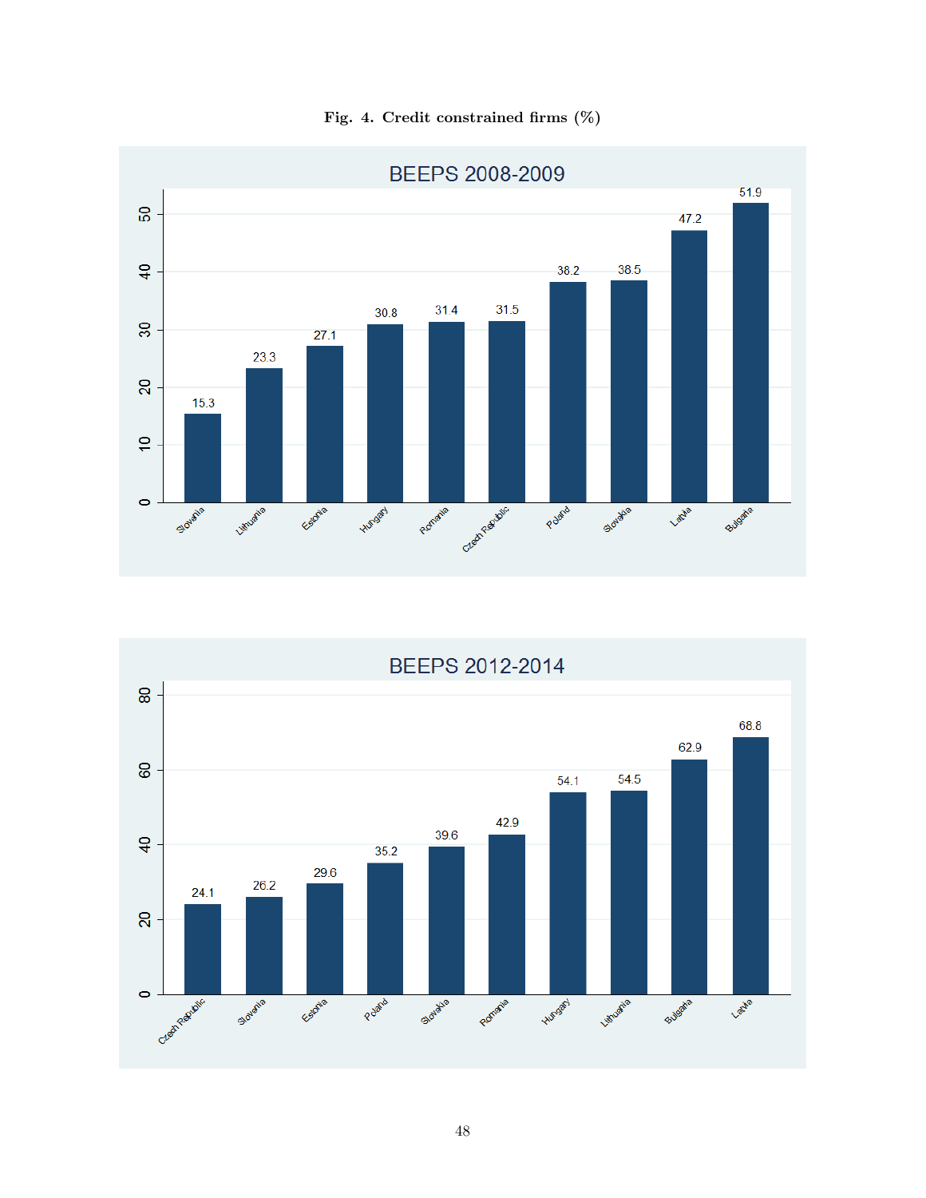**Fig. 4. Credit constrained firms (%)**

**BEEPS 2008-2009**

| Country | % |
|---|---|
| Slovenia | 15.3 |
| Lithuania | 23.3 |
| Estonia | 27.1 |
| Hungary | 30.8 |
| Romania | 31.4 |
| Czech Republic | 31.5 |
| Poland | 38.2 |
| Slovakia | 38.5 |
| Latvia | 47.2 |
| Bulgaria | 51.9 |

**BEEPS 2012-2014**

| Country | % |
|---|---|
| Czech Republic | 24.1 |
| Slovenia | 26.2 |
| Estonia | 29.6 |
| Poland | 35.2 |
| Slovakia | 39.6 |
| Romania | 42.9 |
| Hungary | 54.1 |
| Lithuania | 54.5 |
| Bulgaria | 62.9 |
| Latvia | 68.8 |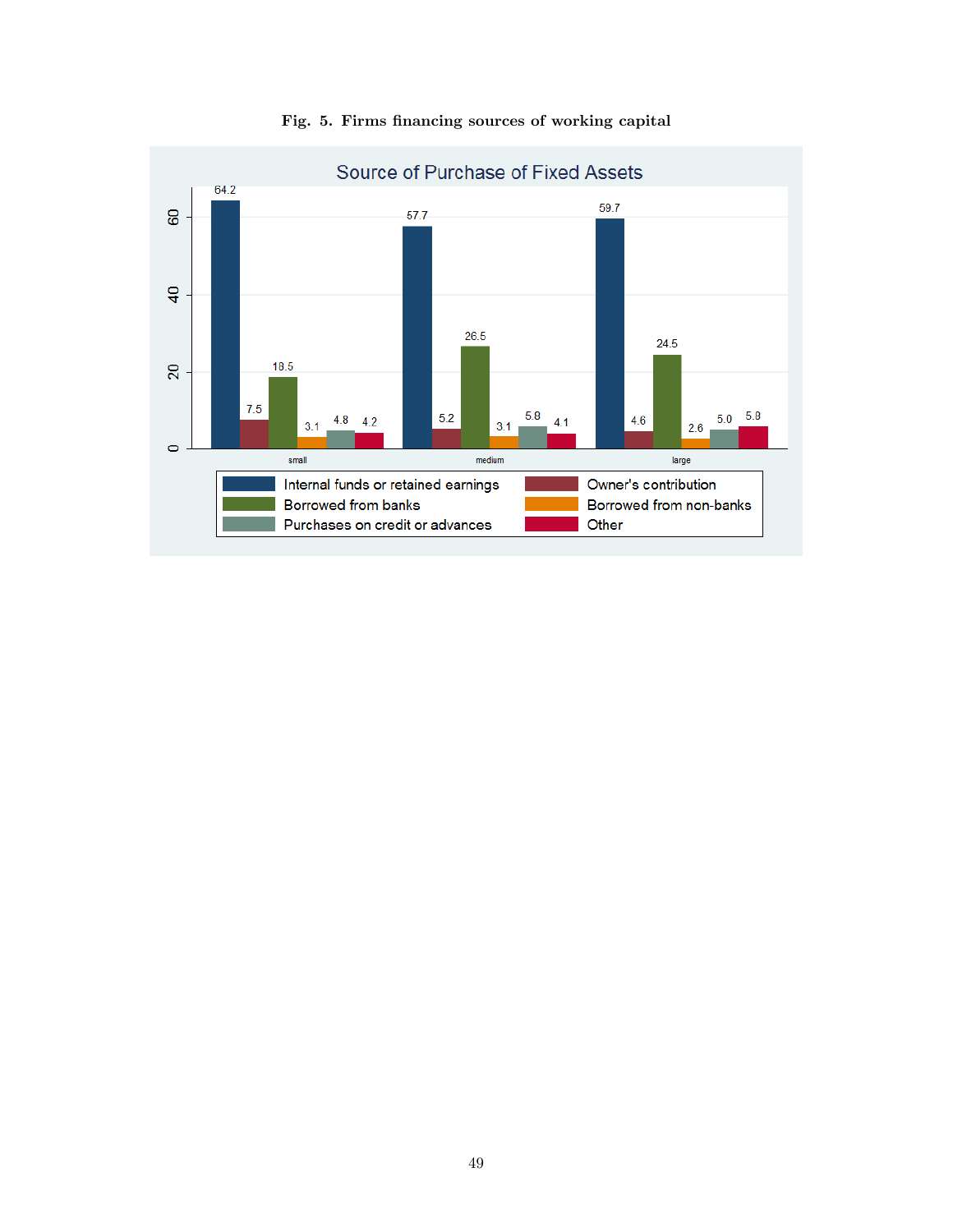**Fig. 5. Firms financing sources of working capital**

Source of Purchase of Fixed Assets

0
20
40
60

64.2
7.5
18.5
3.1
4.8
4.2
small

57.7
5.2
26.5
3.1
5.8
4.1
medium

59.7
4.6
24.5
2.6
5.0
5.8
large

Internal funds or retained earnings
Owner's contribution
Borrowed from banks
Borrowed from non-banks
Purchases on credit or advances
Other